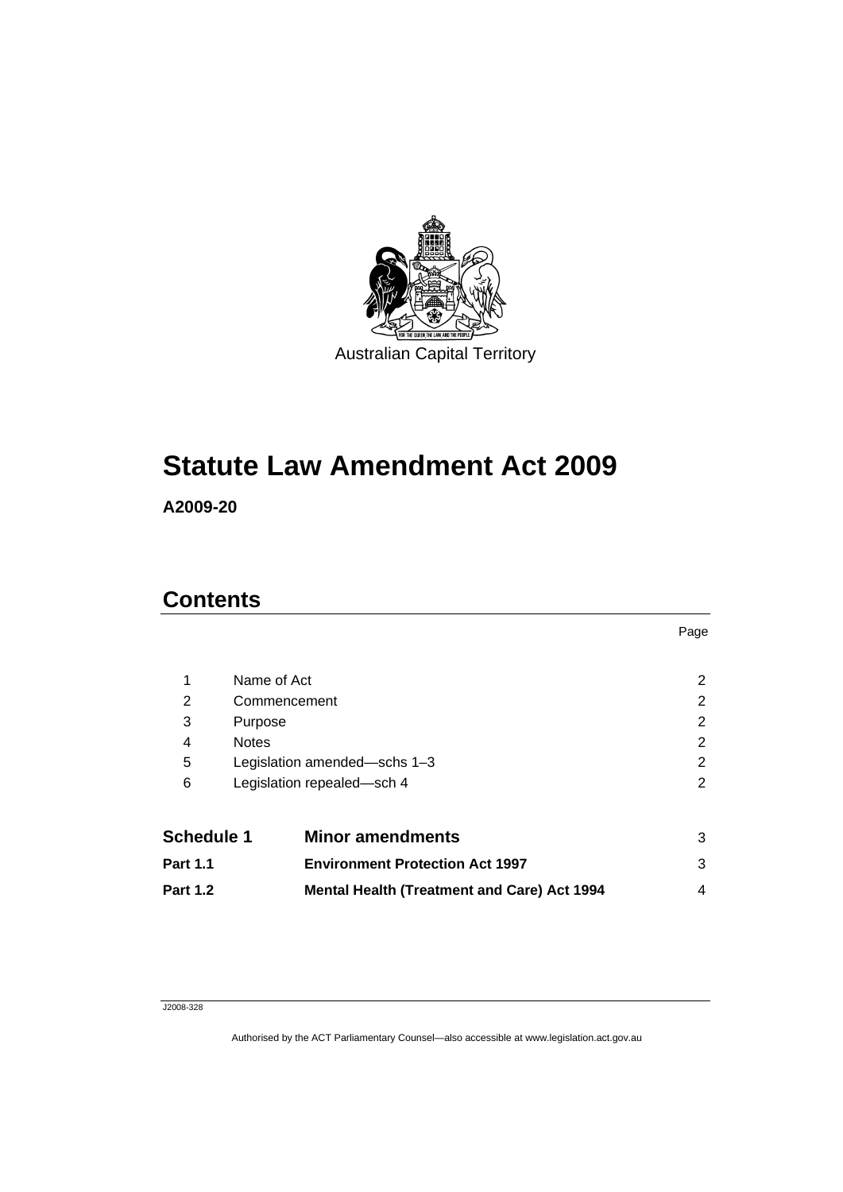Australian Capital Territory

# Statute Law Amendment Act 2009

**A2009-20**

## Contents

| | | Page |
|---|---|---|
| 1 | Name of Act | 2 |
| 2 | Commencement | 2 |
| 3 | Purpose | 2 |
| 4 | Notes | 2 |
| 5 | Legislation amended—schs 1–3 | 2 |
| 6 | Legislation repealed—sch 4 | 2 |
| **Schedule 1** | **Minor amendments** | 3 |
| **Part 1.1** | **Environment Protection Act 1997** | 3 |
| **Part 1.2** | **Mental Health (Treatment and Care) Act 1994** | 4 |

J2008-328

Authorised by the ACT Parliamentary Counsel—also accessible at www.legislation.act.gov.au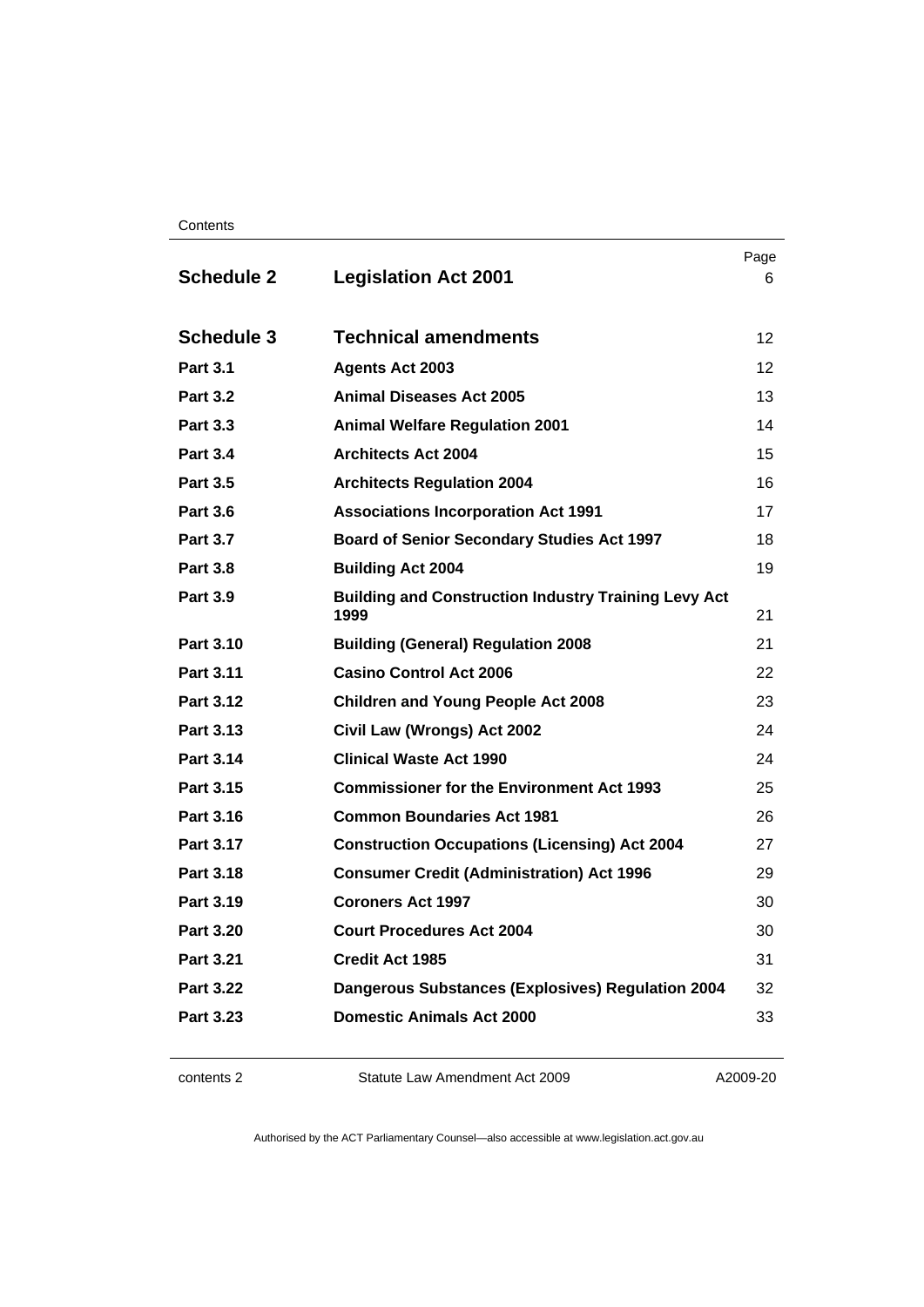| | | Page |
|---|---|---|
| **Schedule 2** | **Legislation Act 2001** | 6 |
| **Schedule 3** | **Technical amendments** | 12 |
| **Part 3.1** | **Agents Act 2003** | 12 |
| **Part 3.2** | **Animal Diseases Act 2005** | 13 |
| **Part 3.3** | **Animal Welfare Regulation 2001** | 14 |
| **Part 3.4** | **Architects Act 2004** | 15 |
| **Part 3.5** | **Architects Regulation 2004** | 16 |
| **Part 3.6** | **Associations Incorporation Act 1991** | 17 |
| **Part 3.7** | **Board of Senior Secondary Studies Act 1997** | 18 |
| **Part 3.8** | **Building Act 2004** | 19 |
| **Part 3.9** | **Building and Construction Industry Training Levy Act 1999** | 21 |
| **Part 3.10** | **Building (General) Regulation 2008** | 21 |
| **Part 3.11** | **Casino Control Act 2006** | 22 |
| **Part 3.12** | **Children and Young People Act 2008** | 23 |
| **Part 3.13** | **Civil Law (Wrongs) Act 2002** | 24 |
| **Part 3.14** | **Clinical Waste Act 1990** | 24 |
| **Part 3.15** | **Commissioner for the Environment Act 1993** | 25 |
| **Part 3.16** | **Common Boundaries Act 1981** | 26 |
| **Part 3.17** | **Construction Occupations (Licensing) Act 2004** | 27 |
| **Part 3.18** | **Consumer Credit (Administration) Act 1996** | 29 |
| **Part 3.19** | **Coroners Act 1997** | 30 |
| **Part 3.20** | **Court Procedures Act 2004** | 30 |
| **Part 3.21** | **Credit Act 1985** | 31 |
| **Part 3.22** | **Dangerous Substances (Explosives) Regulation 2004** | 32 |
| **Part 3.23** | **Domestic Animals Act 2000** | 33 |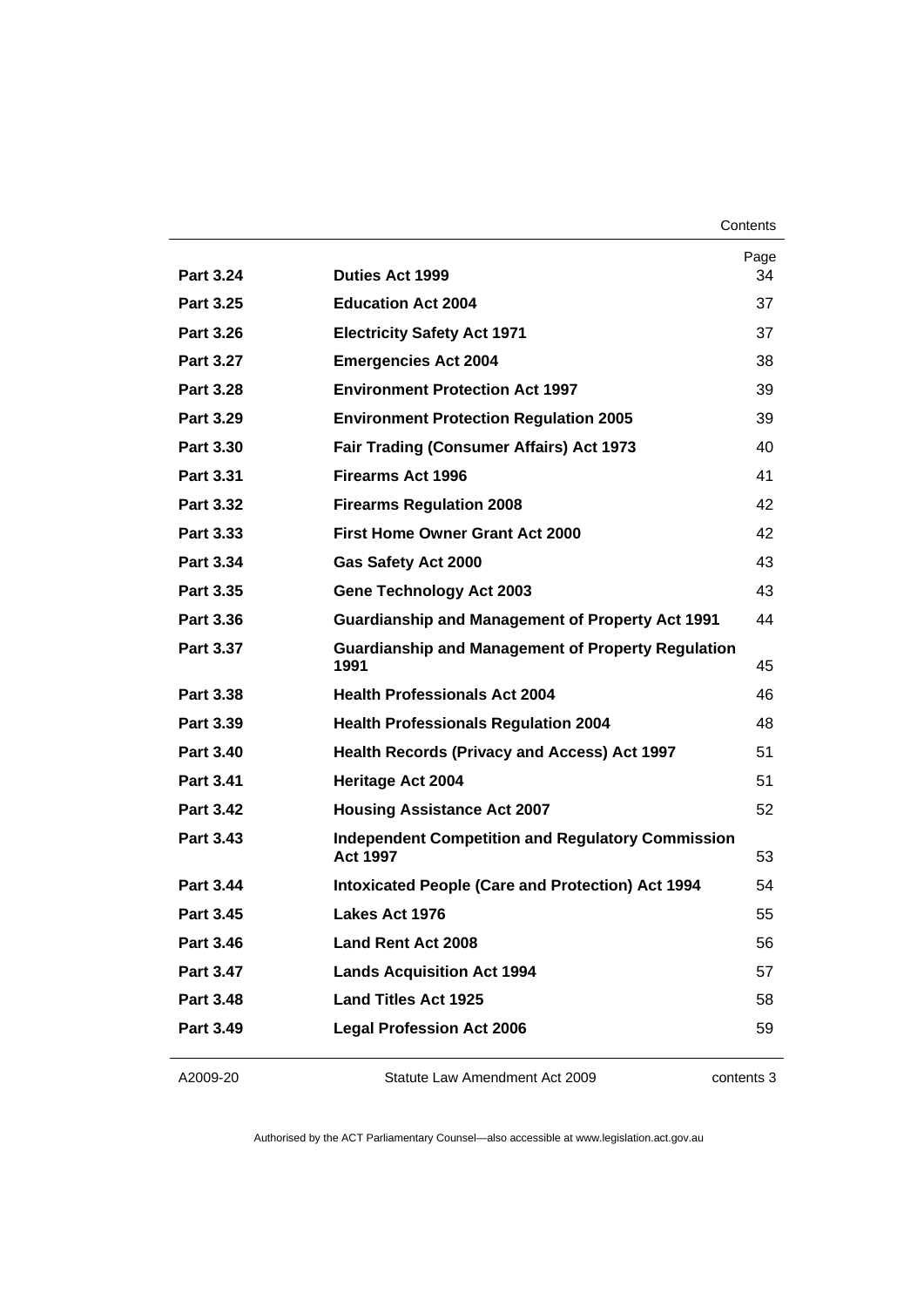| | | Page |
|---|---|---|
| **Part 3.24** | **Duties Act 1999** | 34 |
| **Part 3.25** | **Education Act 2004** | 37 |
| **Part 3.26** | **Electricity Safety Act 1971** | 37 |
| **Part 3.27** | **Emergencies Act 2004** | 38 |
| **Part 3.28** | **Environment Protection Act 1997** | 39 |
| **Part 3.29** | **Environment Protection Regulation 2005** | 39 |
| **Part 3.30** | **Fair Trading (Consumer Affairs) Act 1973** | 40 |
| **Part 3.31** | **Firearms Act 1996** | 41 |
| **Part 3.32** | **Firearms Regulation 2008** | 42 |
| **Part 3.33** | **First Home Owner Grant Act 2000** | 42 |
| **Part 3.34** | **Gas Safety Act 2000** | 43 |
| **Part 3.35** | **Gene Technology Act 2003** | 43 |
| **Part 3.36** | **Guardianship and Management of Property Act 1991** | 44 |
| **Part 3.37** | **Guardianship and Management of Property Regulation 1991** | 45 |
| **Part 3.38** | **Health Professionals Act 2004** | 46 |
| **Part 3.39** | **Health Professionals Regulation 2004** | 48 |
| **Part 3.40** | **Health Records (Privacy and Access) Act 1997** | 51 |
| **Part 3.41** | **Heritage Act 2004** | 51 |
| **Part 3.42** | **Housing Assistance Act 2007** | 52 |
| **Part 3.43** | **Independent Competition and Regulatory Commission Act 1997** | 53 |
| **Part 3.44** | **Intoxicated People (Care and Protection) Act 1994** | 54 |
| **Part 3.45** | **Lakes Act 1976** | 55 |
| **Part 3.46** | **Land Rent Act 2008** | 56 |
| **Part 3.47** | **Lands Acquisition Act 1994** | 57 |
| **Part 3.48** | **Land Titles Act 1925** | 58 |
| **Part 3.49** | **Legal Profession Act 2006** | 59 |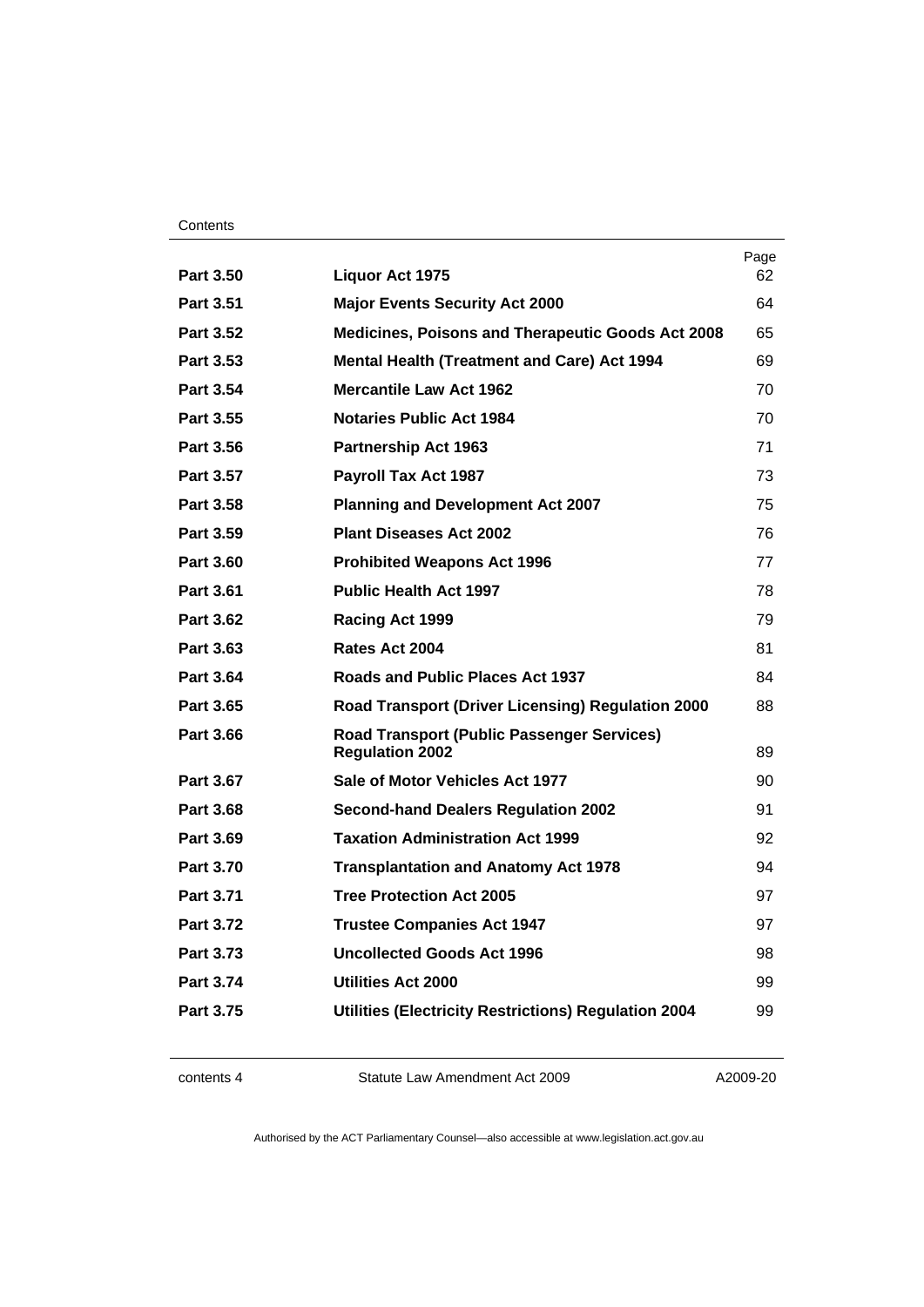| | | Page |
|---|---|---|
| **Part 3.50** | **Liquor Act 1975** | 62 |
| **Part 3.51** | **Major Events Security Act 2000** | 64 |
| **Part 3.52** | **Medicines, Poisons and Therapeutic Goods Act 2008** | 65 |
| **Part 3.53** | **Mental Health (Treatment and Care) Act 1994** | 69 |
| **Part 3.54** | **Mercantile Law Act 1962** | 70 |
| **Part 3.55** | **Notaries Public Act 1984** | 70 |
| **Part 3.56** | **Partnership Act 1963** | 71 |
| **Part 3.57** | **Payroll Tax Act 1987** | 73 |
| **Part 3.58** | **Planning and Development Act 2007** | 75 |
| **Part 3.59** | **Plant Diseases Act 2002** | 76 |
| **Part 3.60** | **Prohibited Weapons Act 1996** | 77 |
| **Part 3.61** | **Public Health Act 1997** | 78 |
| **Part 3.62** | **Racing Act 1999** | 79 |
| **Part 3.63** | **Rates Act 2004** | 81 |
| **Part 3.64** | **Roads and Public Places Act 1937** | 84 |
| **Part 3.65** | **Road Transport (Driver Licensing) Regulation 2000** | 88 |
| **Part 3.66** | **Road Transport (Public Passenger Services) Regulation 2002** | 89 |
| **Part 3.67** | **Sale of Motor Vehicles Act 1977** | 90 |
| **Part 3.68** | **Second-hand Dealers Regulation 2002** | 91 |
| **Part 3.69** | **Taxation Administration Act 1999** | 92 |
| **Part 3.70** | **Transplantation and Anatomy Act 1978** | 94 |
| **Part 3.71** | **Tree Protection Act 2005** | 97 |
| **Part 3.72** | **Trustee Companies Act 1947** | 97 |
| **Part 3.73** | **Uncollected Goods Act 1996** | 98 |
| **Part 3.74** | **Utilities Act 2000** | 99 |
| **Part 3.75** | **Utilities (Electricity Restrictions) Regulation 2004** | 99 |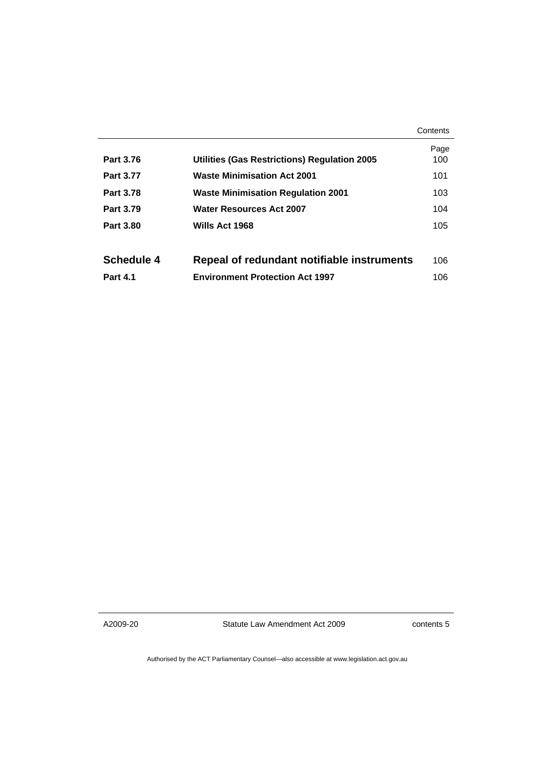| | | Page |
|---|---|---|
| **Part 3.76** | **Utilities (Gas Restrictions) Regulation 2005** | 100 |
| **Part 3.77** | **Waste Minimisation Act 2001** | 101 |
| **Part 3.78** | **Waste Minimisation Regulation 2001** | 103 |
| **Part 3.79** | **Water Resources Act 2007** | 104 |
| **Part 3.80** | **Wills Act 1968** | 105 |
| **Schedule 4** | **Repeal of redundant notifiable instruments** | 106 |
| **Part 4.1** | **Environment Protection Act 1997** | 106 |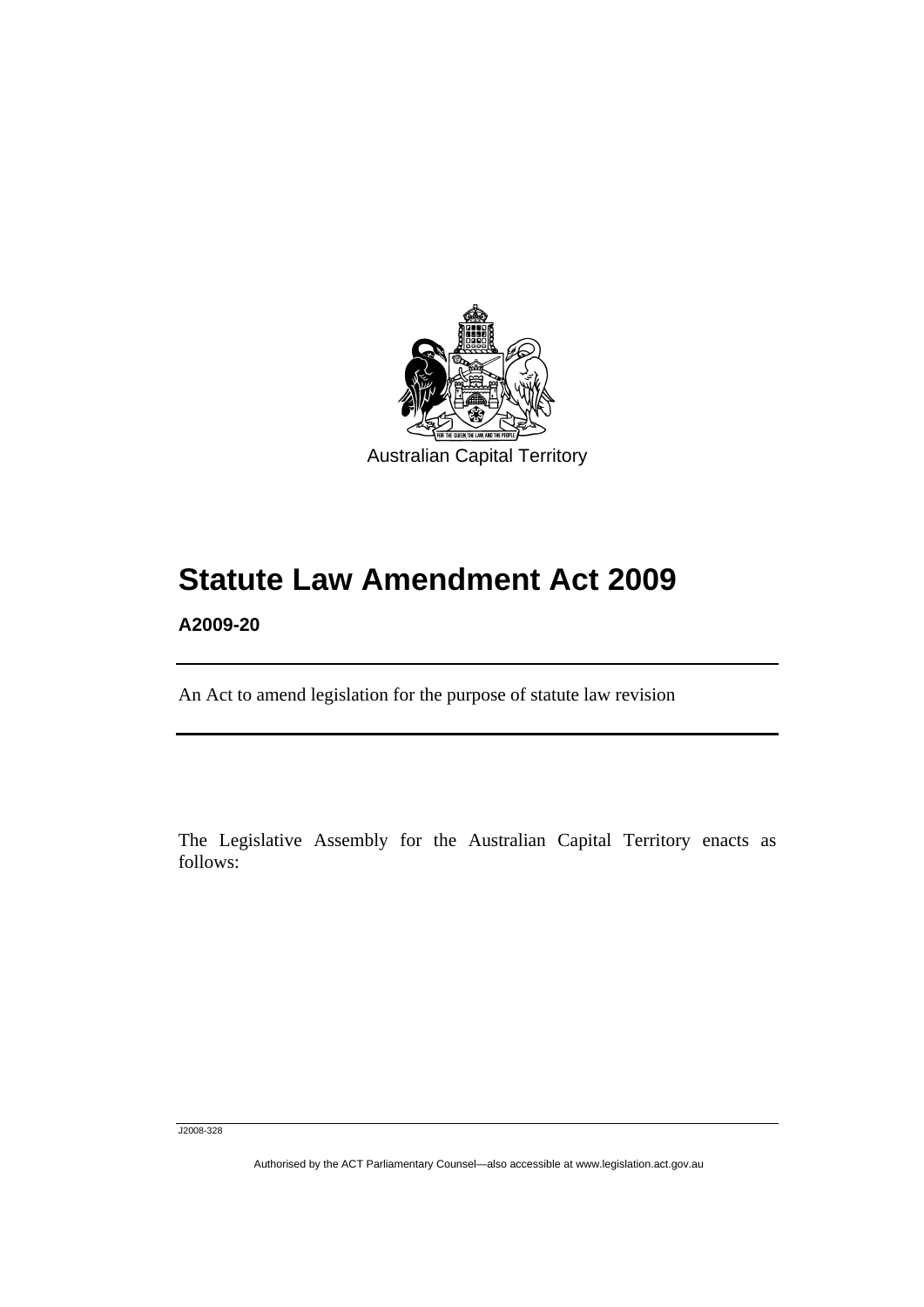Australian Capital Territory

# Statute Law Amendment Act 2009

**A2009-20**

An Act to amend legislation for the purpose of statute law revision

The Legislative Assembly for the Australian Capital Territory enacts as follows:

J2008-328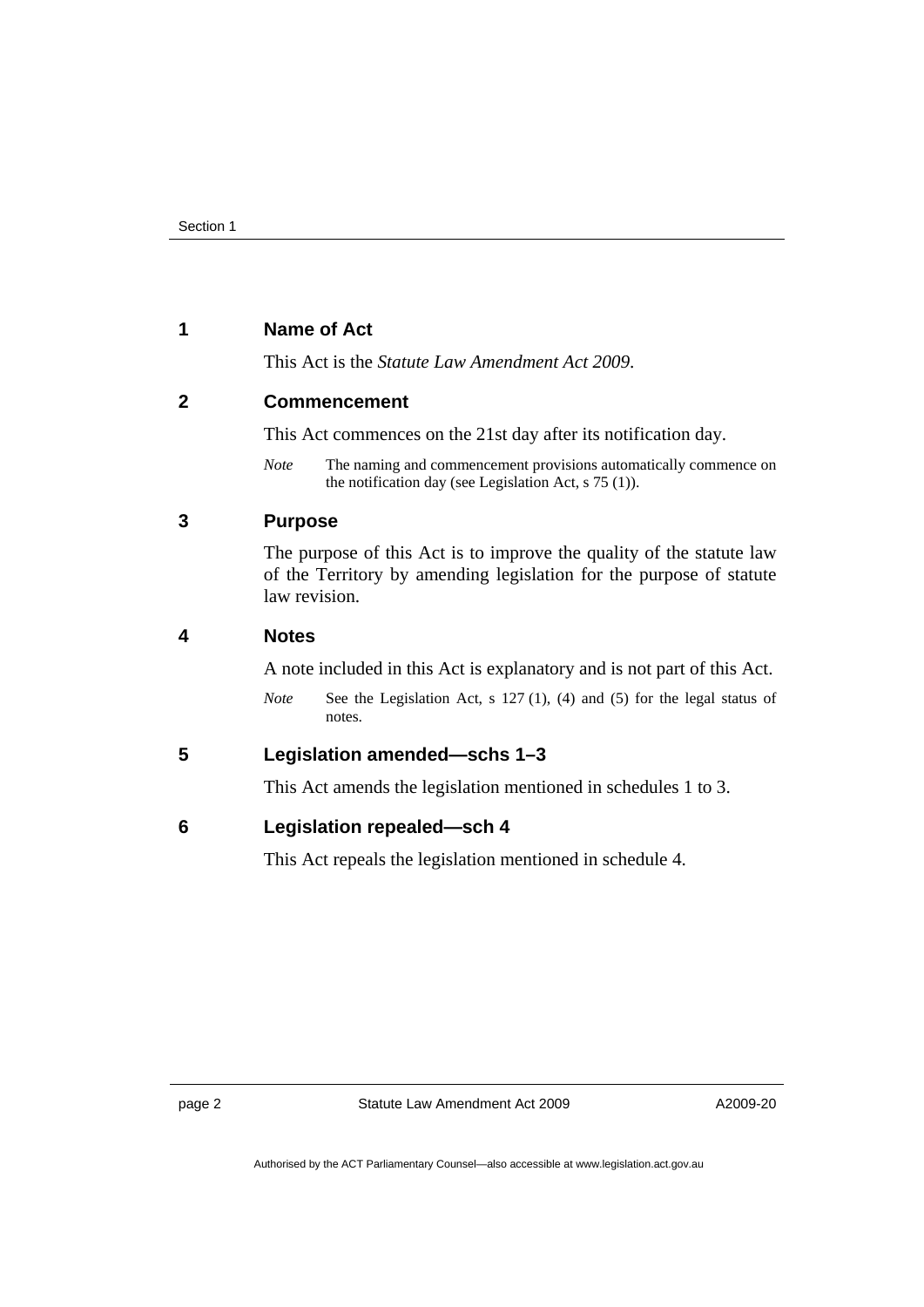## 1 Name of Act

This Act is the *Statute Law Amendment Act 2009*.

## 2 Commencement

This Act commences on the 21st day after its notification day.

*Note* The naming and commencement provisions automatically commence on the notification day (see Legislation Act, s 75 (1)).

## 3 Purpose

The purpose of this Act is to improve the quality of the statute law of the Territory by amending legislation for the purpose of statute law revision.

## 4 Notes

A note included in this Act is explanatory and is not part of this Act.

*Note* See the Legislation Act, s 127 (1), (4) and (5) for the legal status of notes.

## 5 Legislation amended—schs 1–3

This Act amends the legislation mentioned in schedules 1 to 3.

## 6 Legislation repealed—sch 4

This Act repeals the legislation mentioned in schedule 4.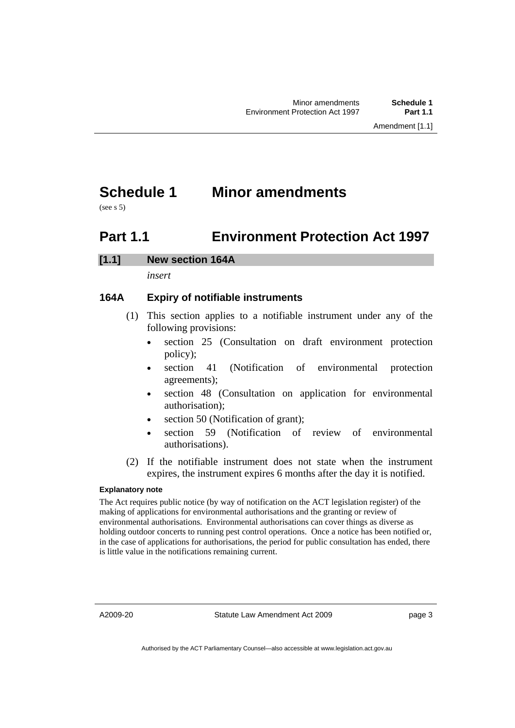# Schedule 1 Minor amendments

(see s 5)

## Part 1.1 Environment Protection Act 1997

### [1.1] New section 164A

*insert*

### 164A Expiry of notifiable instruments

(1) This section applies to a notifiable instrument under any of the following provisions:

- section 25 (Consultation on draft environment protection policy);
- section 41 (Notification of environmental protection agreements);
- section 48 (Consultation on application for environmental authorisation);
- section 50 (Notification of grant);
- section 59 (Notification of review of environmental authorisations).

(2) If the notifiable instrument does not state when the instrument expires, the instrument expires 6 months after the day it is notified.

**Explanatory note**

The Act requires public notice (by way of notification on the ACT legislation register) of the making of applications for environmental authorisations and the granting or review of environmental authorisations. Environmental authorisations can cover things as diverse as holding outdoor concerts to running pest control operations. Once a notice has been notified or, in the case of applications for authorisations, the period for public consultation has ended, there is little value in the notifications remaining current.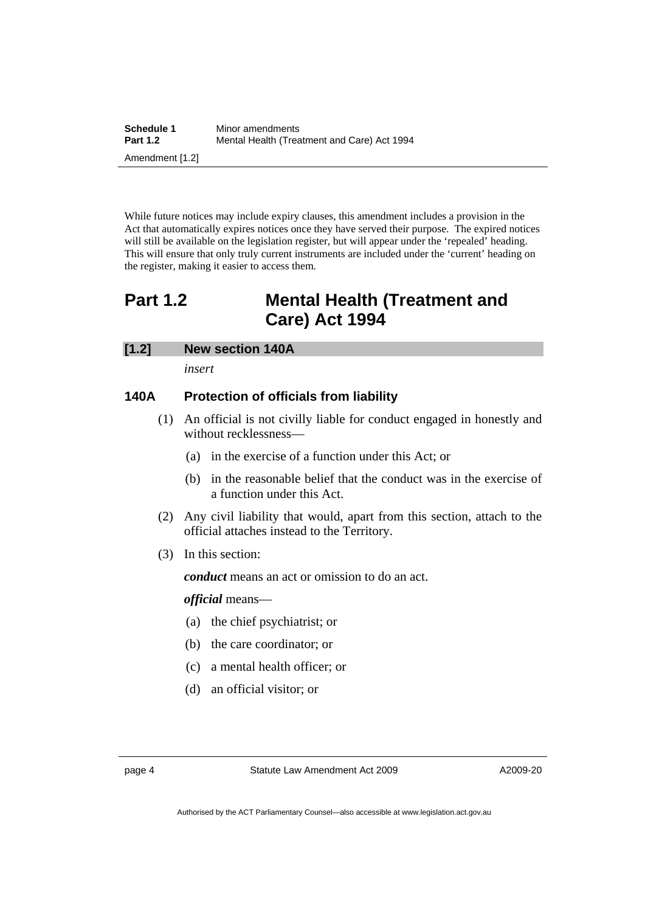While future notices may include expiry clauses, this amendment includes a provision in the Act that automatically expires notices once they have served their purpose. The expired notices will still be available on the legislation register, but will appear under the 'repealed' heading. This will ensure that only truly current instruments are included under the 'current' heading on the register, making it easier to access them.

# Part 1.2 Mental Health (Treatment and Care) Act 1994

## [1.2] New section 140A

*insert*

### 140A Protection of officials from liability

(1) An official is not civilly liable for conduct engaged in honestly and without recklessness—

(a) in the exercise of a function under this Act; or

(b) in the reasonable belief that the conduct was in the exercise of a function under this Act.

(2) Any civil liability that would, apart from this section, attach to the official attaches instead to the Territory.

(3) In this section:

***conduct*** means an act or omission to do an act.

***official*** means—

(a) the chief psychiatrist; or

(b) the care coordinator; or

(c) a mental health officer; or

(d) an official visitor; or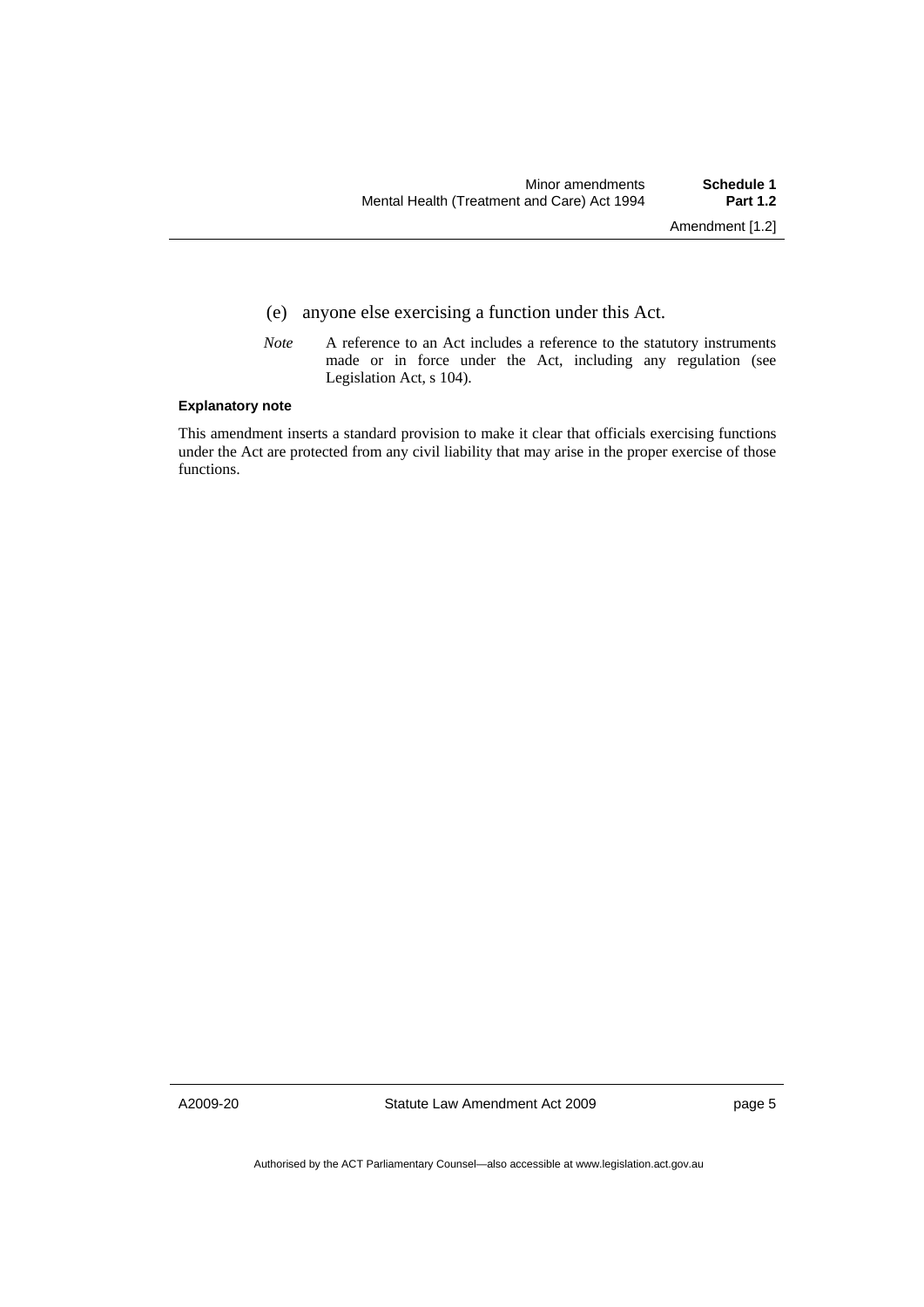(e) anyone else exercising a function under this Act.

*Note* A reference to an Act includes a reference to the statutory instruments made or in force under the Act, including any regulation (see Legislation Act, s 104).

**Explanatory note**

This amendment inserts a standard provision to make it clear that officials exercising functions under the Act are protected from any civil liability that may arise in the proper exercise of those functions.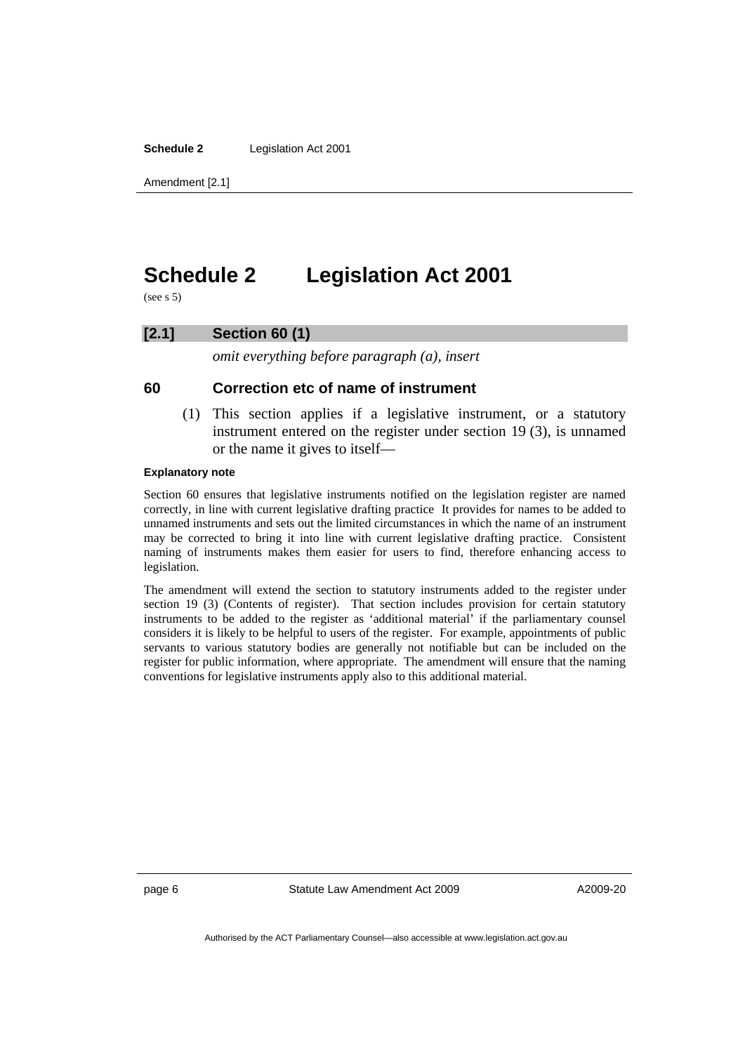# Schedule 2 Legislation Act 2001

(see s 5)

## [2.1] Section 60 (1)

*omit everything before paragraph (a), insert*

### 60 Correction etc of name of instrument

(1) This section applies if a legislative instrument, or a statutory instrument entered on the register under section 19 (3), is unnamed or the name it gives to itself—

#### Explanatory note

Section 60 ensures that legislative instruments notified on the legislation register are named correctly, in line with current legislative drafting practice It provides for names to be added to unnamed instruments and sets out the limited circumstances in which the name of an instrument may be corrected to bring it into line with current legislative drafting practice. Consistent naming of instruments makes them easier for users to find, therefore enhancing access to legislation.

The amendment will extend the section to statutory instruments added to the register under section 19 (3) (Contents of register). That section includes provision for certain statutory instruments to be added to the register as 'additional material' if the parliamentary counsel considers it is likely to be helpful to users of the register. For example, appointments of public servants to various statutory bodies are generally not notifiable but can be included on the register for public information, where appropriate. The amendment will ensure that the naming conventions for legislative instruments apply also to this additional material.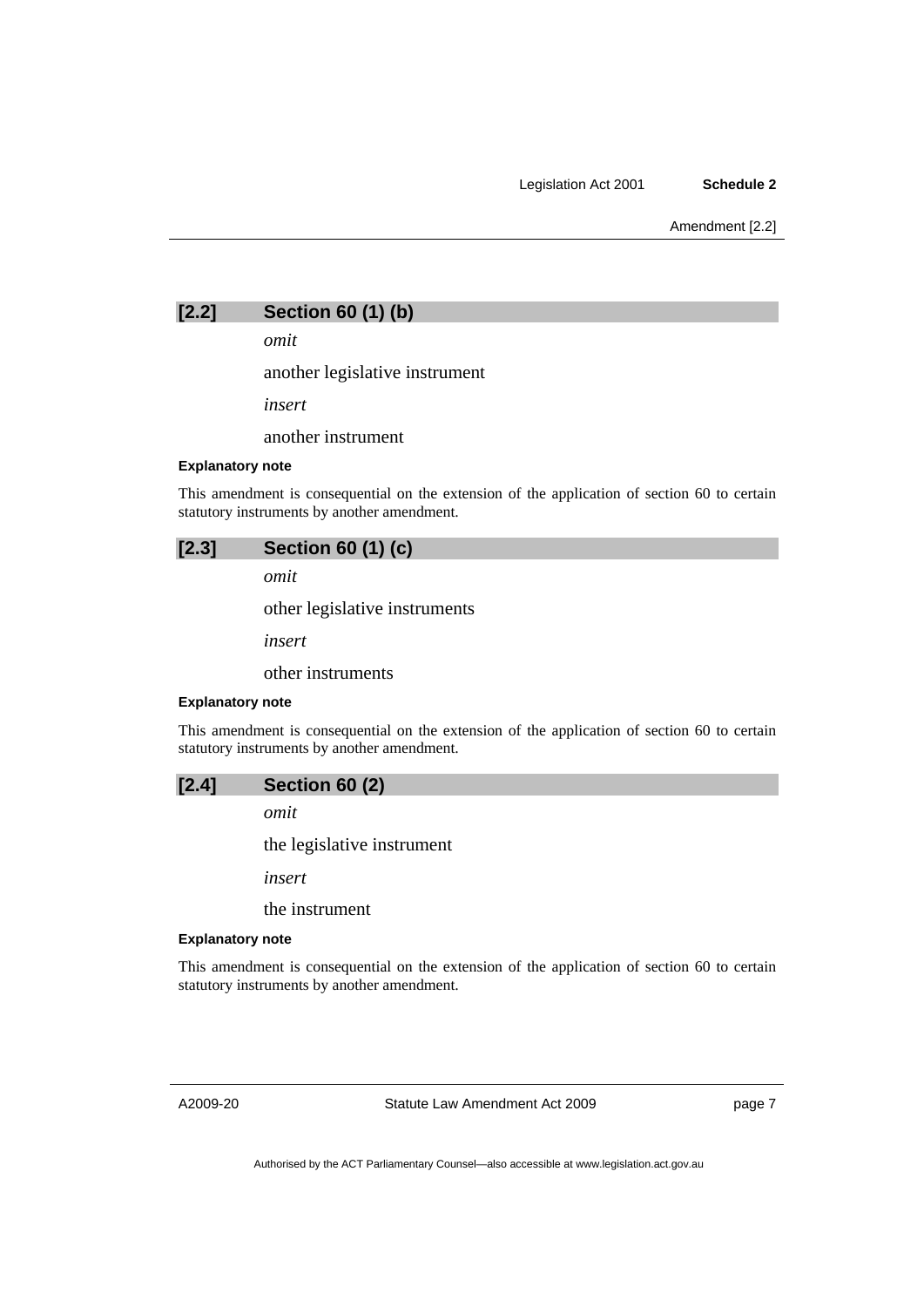### [2.2] Section 60 (1) (b)

*omit*

another legislative instrument

*insert*

another instrument

**Explanatory note**

This amendment is consequential on the extension of the application of section 60 to certain statutory instruments by another amendment.

### [2.3] Section 60 (1) (c)

*omit*

other legislative instruments

*insert*

other instruments

**Explanatory note**

This amendment is consequential on the extension of the application of section 60 to certain statutory instruments by another amendment.

### [2.4] Section 60 (2)

*omit*

the legislative instrument

*insert*

the instrument

**Explanatory note**

This amendment is consequential on the extension of the application of section 60 to certain statutory instruments by another amendment.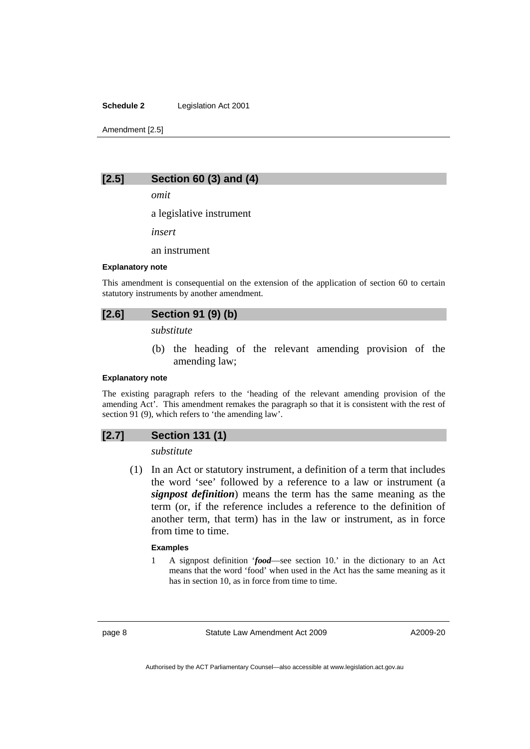## [2.5] Section 60 (3) and (4)

*omit*

a legislative instrument

*insert*

an instrument

**Explanatory note**

This amendment is consequential on the extension of the application of section 60 to certain statutory instruments by another amendment.

## [2.6] Section 91 (9) (b)

*substitute*

(b) the heading of the relevant amending provision of the amending law;

**Explanatory note**

The existing paragraph refers to the 'heading of the relevant amending provision of the amending Act'. This amendment remakes the paragraph so that it is consistent with the rest of section 91 (9), which refers to 'the amending law'.

## [2.7] Section 131 (1)

*substitute*

(1) In an Act or statutory instrument, a definition of a term that includes the word 'see' followed by a reference to a law or instrument (a ***signpost definition***) means the term has the same meaning as the term (or, if the reference includes a reference to the definition of another term, that term) has in the law or instrument, as in force from time to time.

**Examples**

1 A signpost definition '***food***—see section 10.' in the dictionary to an Act means that the word 'food' when used in the Act has the same meaning as it has in section 10, as in force from time to time.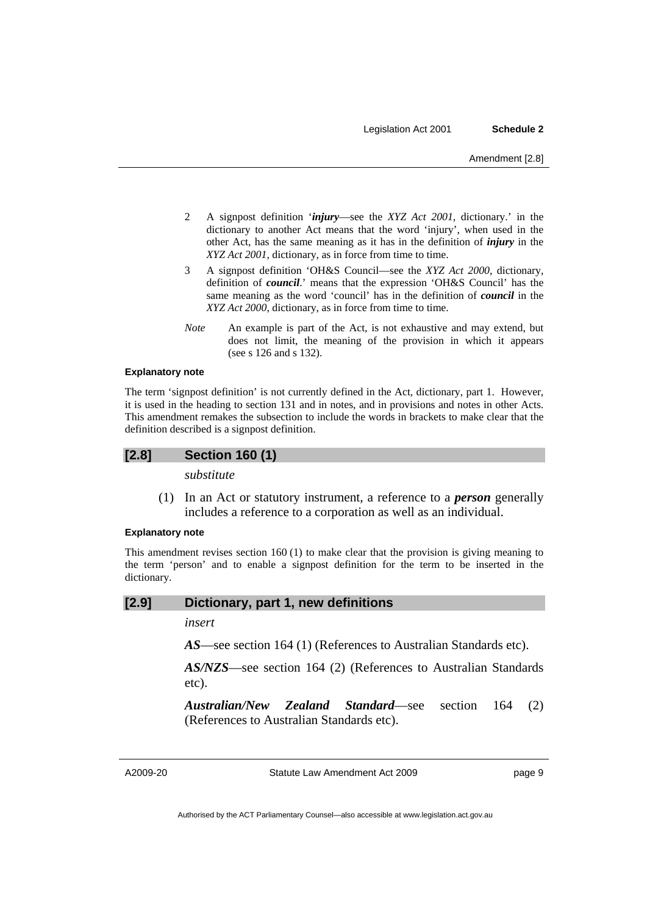2 A signpost definition '***injury***—see the *XYZ Act 2001*, dictionary.' in the dictionary to another Act means that the word 'injury', when used in the other Act, has the same meaning as it has in the definition of ***injury*** in the *XYZ Act 2001*, dictionary, as in force from time to time.

3 A signpost definition 'OH&S Council—see the *XYZ Act 2000*, dictionary, definition of ***council***.' means that the expression 'OH&S Council' has the same meaning as the word 'council' has in the definition of ***council*** in the *XYZ Act 2000*, dictionary, as in force from time to time.

*Note* An example is part of the Act, is not exhaustive and may extend, but does not limit, the meaning of the provision in which it appears (see s 126 and s 132).

**Explanatory note**

The term 'signpost definition' is not currently defined in the Act, dictionary, part 1. However, it is used in the heading to section 131 and in notes, and in provisions and notes in other Acts. This amendment remakes the subsection to include the words in brackets to make clear that the definition described is a signpost definition.

## [2.8] Section 160 (1)

*substitute*

(1) In an Act or statutory instrument, a reference to a ***person*** generally includes a reference to a corporation as well as an individual.

**Explanatory note**

This amendment revises section 160 (1) to make clear that the provision is giving meaning to the term 'person' and to enable a signpost definition for the term to be inserted in the dictionary.

## [2.9] Dictionary, part 1, new definitions

*insert*

***AS***—see section 164 (1) (References to Australian Standards etc).

***AS/NZS***—see section 164 (2) (References to Australian Standards etc).

***Australian/New Zealand Standard***—see section 164 (2) (References to Australian Standards etc).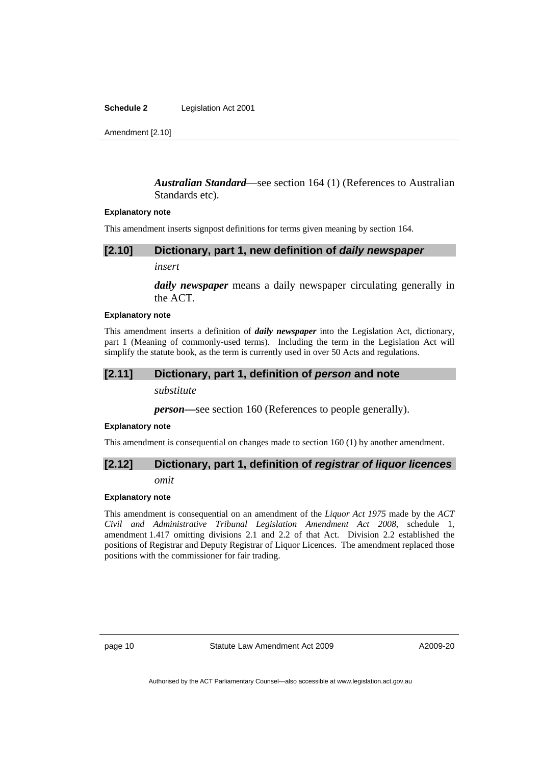***Australian Standard***—see section 164 (1) (References to Australian Standards etc).

**Explanatory note**

This amendment inserts signpost definitions for terms given meaning by section 164.

### [2.10] Dictionary, part 1, new definition of *daily newspaper*

*insert*

***daily newspaper*** means a daily newspaper circulating generally in the ACT.

**Explanatory note**

This amendment inserts a definition of ***daily newspaper*** into the Legislation Act, dictionary, part 1 (Meaning of commonly-used terms). Including the term in the Legislation Act will simplify the statute book, as the term is currently used in over 50 Acts and regulations.

### [2.11] Dictionary, part 1, definition of *person* and note

*substitute*

***person***—see section 160 (References to people generally).

**Explanatory note**

This amendment is consequential on changes made to section 160 (1) by another amendment.

### [2.12] Dictionary, part 1, definition of *registrar of liquor licences*

*omit*

**Explanatory note**

This amendment is consequential on an amendment of the *Liquor Act 1975* made by the *ACT Civil and Administrative Tribunal Legislation Amendment Act 2008*, schedule 1, amendment 1.417 omitting divisions 2.1 and 2.2 of that Act. Division 2.2 established the positions of Registrar and Deputy Registrar of Liquor Licences. The amendment replaced those positions with the commissioner for fair trading.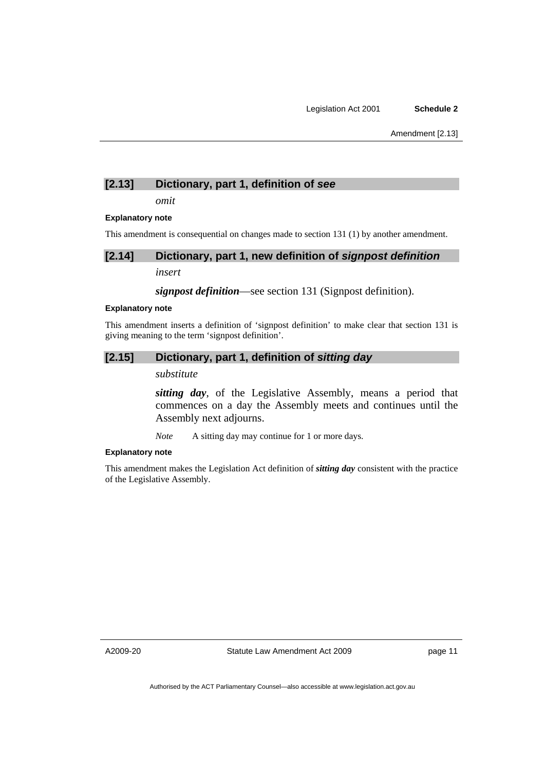## [2.13] Dictionary, part 1, definition of *see*

*omit*

**Explanatory note**

This amendment is consequential on changes made to section 131 (1) by another amendment.

## [2.14] Dictionary, part 1, new definition of *signpost definition*

*insert*

***signpost definition***—see section 131 (Signpost definition).

**Explanatory note**

This amendment inserts a definition of 'signpost definition' to make clear that section 131 is giving meaning to the term 'signpost definition'.

## [2.15] Dictionary, part 1, definition of *sitting day*

*substitute*

***sitting day***, of the Legislative Assembly, means a period that commences on a day the Assembly meets and continues until the Assembly next adjourns.

*Note* A sitting day may continue for 1 or more days.

**Explanatory note**

This amendment makes the Legislation Act definition of ***sitting day*** consistent with the practice of the Legislative Assembly.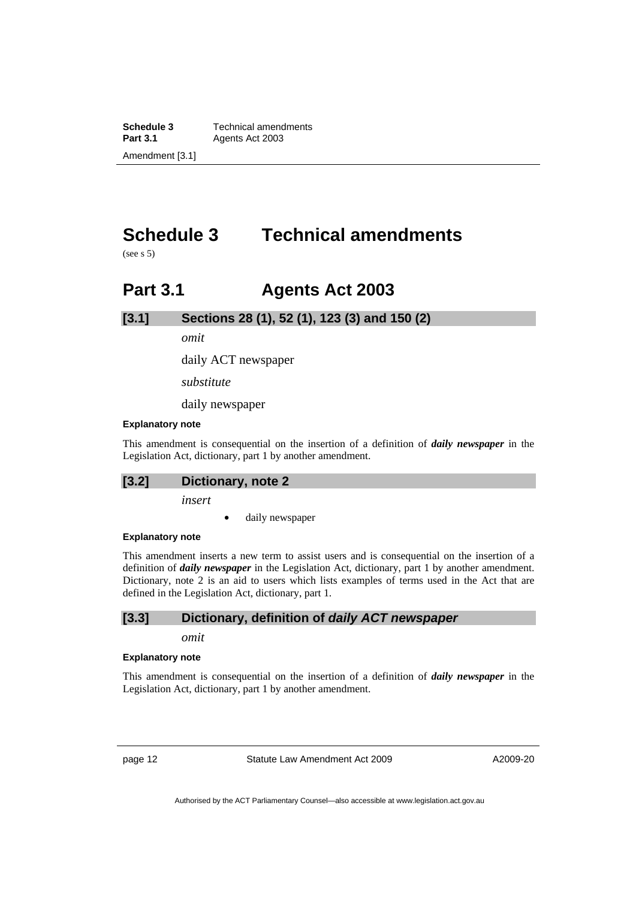# Schedule 3 Technical amendments

(see s 5)

## Part 3.1 Agents Act 2003

### [3.1] Sections 28 (1), 52 (1), 123 (3) and 150 (2)

*omit*

daily ACT newspaper

*substitute*

daily newspaper

**Explanatory note**

This amendment is consequential on the insertion of a definition of ***daily newspaper*** in the Legislation Act, dictionary, part 1 by another amendment.

### [3.2] Dictionary, note 2

*insert*

- daily newspaper

**Explanatory note**

This amendment inserts a new term to assist users and is consequential on the insertion of a definition of ***daily newspaper*** in the Legislation Act, dictionary, part 1 by another amendment. Dictionary, note 2 is an aid to users which lists examples of terms used in the Act that are defined in the Legislation Act, dictionary, part 1.

### [3.3] Dictionary, definition of *daily ACT newspaper*

*omit*

**Explanatory note**

This amendment is consequential on the insertion of a definition of ***daily newspaper*** in the Legislation Act, dictionary, part 1 by another amendment.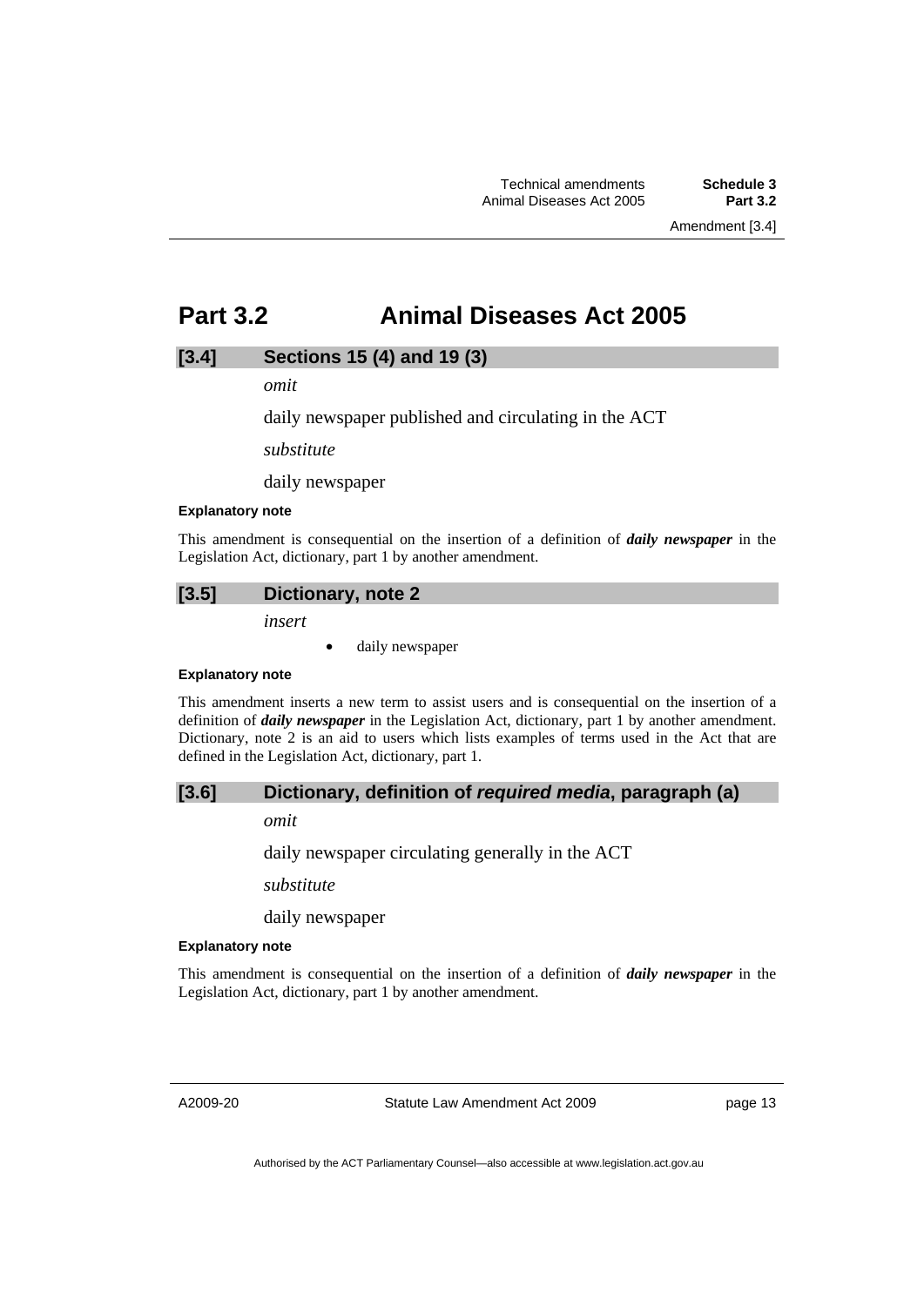# Part 3.2 Animal Diseases Act 2005

## [3.4] Sections 15 (4) and 19 (3)

*omit*

daily newspaper published and circulating in the ACT

*substitute*

daily newspaper

**Explanatory note**

This amendment is consequential on the insertion of a definition of ***daily newspaper*** in the Legislation Act, dictionary, part 1 by another amendment.

## [3.5] Dictionary, note 2

*insert*

- daily newspaper

**Explanatory note**

This amendment inserts a new term to assist users and is consequential on the insertion of a definition of ***daily newspaper*** in the Legislation Act, dictionary, part 1 by another amendment. Dictionary, note 2 is an aid to users which lists examples of terms used in the Act that are defined in the Legislation Act, dictionary, part 1.

## [3.6] Dictionary, definition of *required media*, paragraph (a)

*omit*

daily newspaper circulating generally in the ACT

*substitute*

daily newspaper

**Explanatory note**

This amendment is consequential on the insertion of a definition of ***daily newspaper*** in the Legislation Act, dictionary, part 1 by another amendment.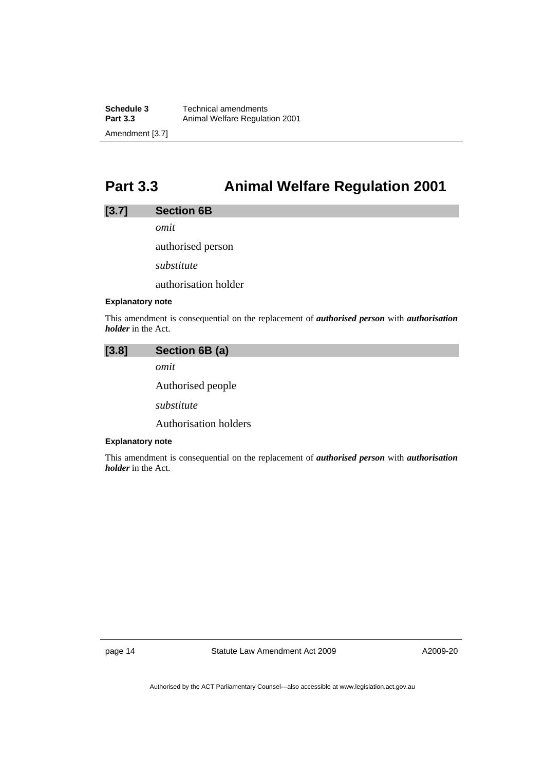# Part 3.3 Animal Welfare Regulation 2001

## [3.7] Section 6B

*omit*

authorised person

*substitute*

authorisation holder

**Explanatory note**

This amendment is consequential on the replacement of ***authorised person*** with ***authorisation holder*** in the Act.

## [3.8] Section 6B (a)

*omit*

Authorised people

*substitute*

Authorisation holders

**Explanatory note**

This amendment is consequential on the replacement of ***authorised person*** with ***authorisation holder*** in the Act.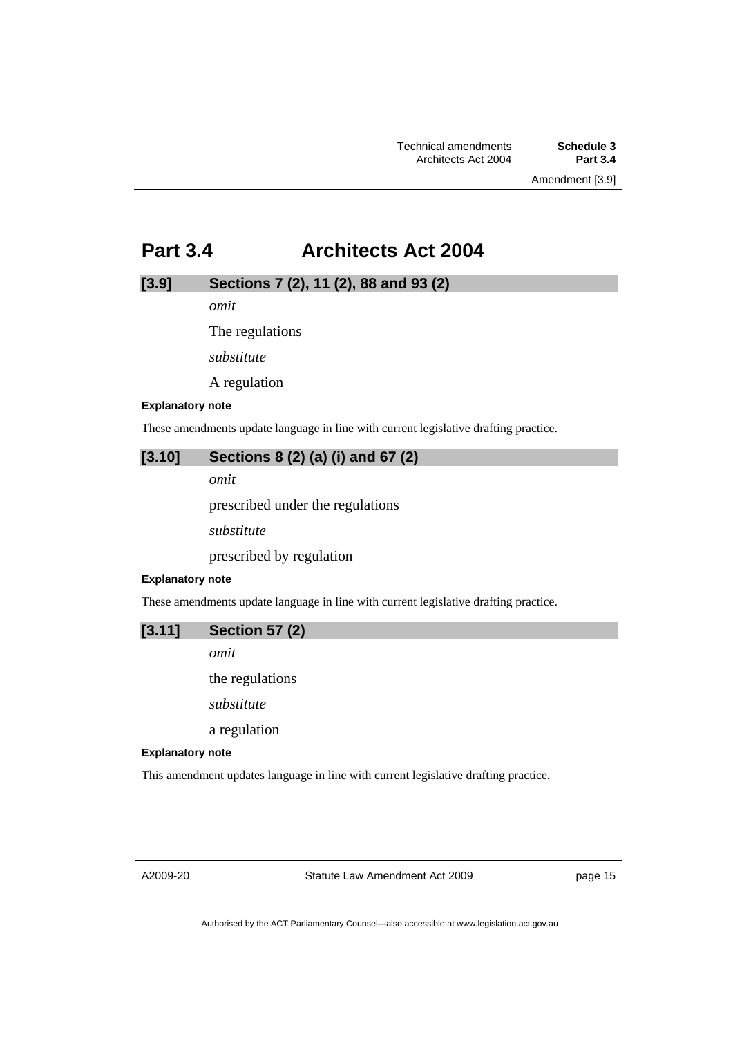# Part 3.4 Architects Act 2004

## [3.9] Sections 7 (2), 11 (2), 88 and 93 (2)

*omit*

The regulations

*substitute*

A regulation

**Explanatory note**

These amendments update language in line with current legislative drafting practice.

## [3.10] Sections 8 (2) (a) (i) and 67 (2)

*omit*

prescribed under the regulations

*substitute*

prescribed by regulation

**Explanatory note**

These amendments update language in line with current legislative drafting practice.

## [3.11] Section 57 (2)

*omit*

the regulations

*substitute*

a regulation

**Explanatory note**

This amendment updates language in line with current legislative drafting practice.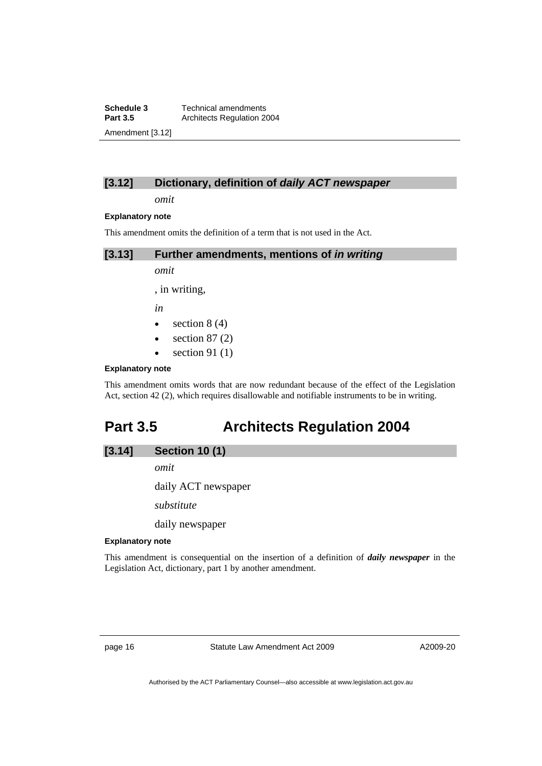### [3.12] Dictionary, definition of *daily ACT newspaper*

*omit*

**Explanatory note**

This amendment omits the definition of a term that is not used in the Act.

### [3.13] Further amendments, mentions of *in writing*

*omit*

, in writing,

*in*

- section 8 (4)
- section 87 (2)
- section 91 (1)

**Explanatory note**

This amendment omits words that are now redundant because of the effect of the Legislation Act, section 42 (2), which requires disallowable and notifiable instruments to be in writing.

## Part 3.5 Architects Regulation 2004

### [3.14] Section 10 (1)

*omit*

daily ACT newspaper

*substitute*

daily newspaper

**Explanatory note**

This amendment is consequential on the insertion of a definition of ***daily newspaper*** in the Legislation Act, dictionary, part 1 by another amendment.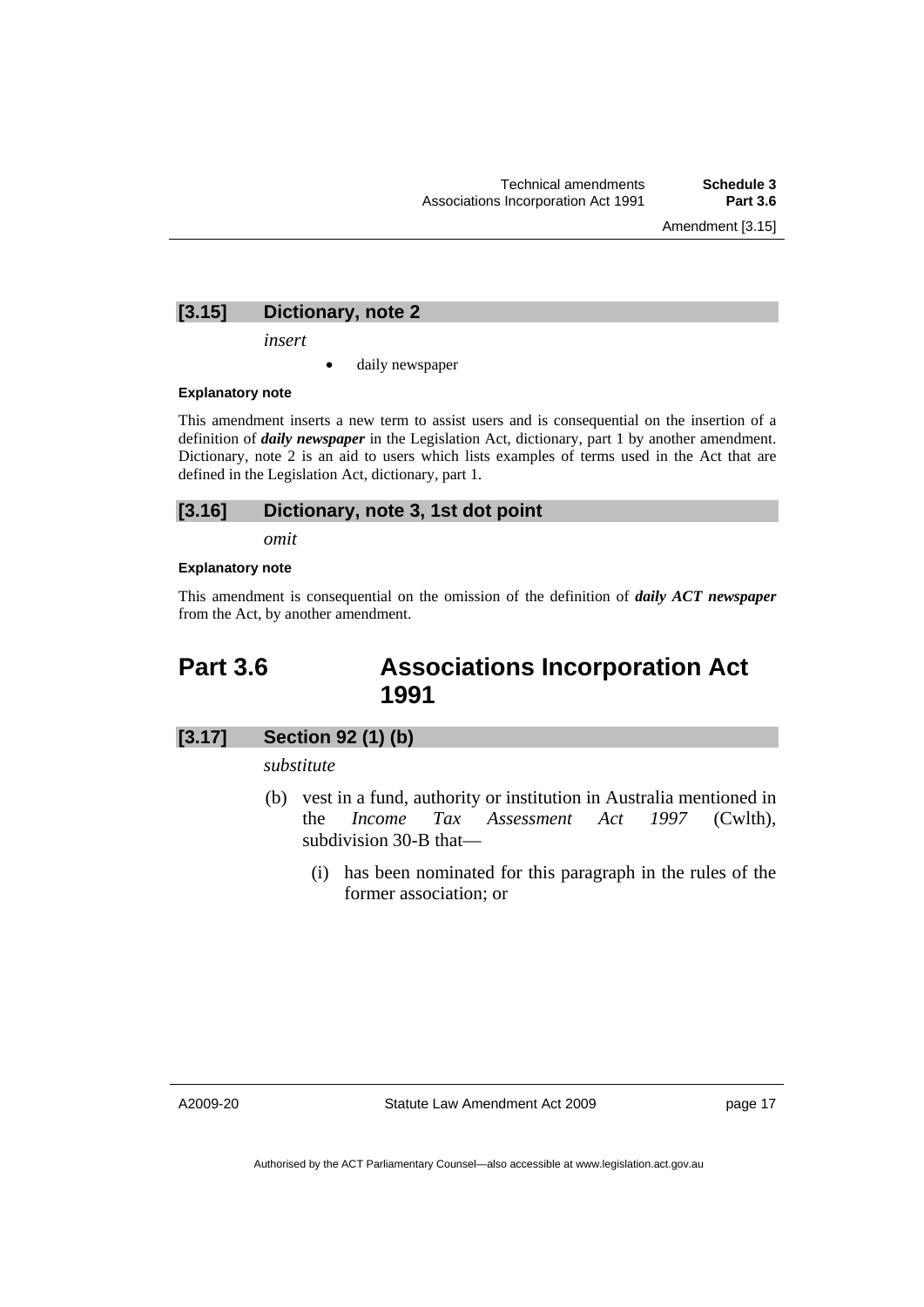### [3.15] Dictionary, note 2

*insert*

- daily newspaper

**Explanatory note**

This amendment inserts a new term to assist users and is consequential on the insertion of a definition of ***daily newspaper*** in the Legislation Act, dictionary, part 1 by another amendment. Dictionary, note 2 is an aid to users which lists examples of terms used in the Act that are defined in the Legislation Act, dictionary, part 1.

### [3.16] Dictionary, note 3, 1st dot point

*omit*

**Explanatory note**

This amendment is consequential on the omission of the definition of ***daily ACT newspaper*** from the Act, by another amendment.

## Part 3.6 Associations Incorporation Act 1991

### [3.17] Section 92 (1) (b)

*substitute*

(b) vest in a fund, authority or institution in Australia mentioned in the *Income Tax Assessment Act 1997* (Cwlth), subdivision 30-B that—

(i) has been nominated for this paragraph in the rules of the former association; or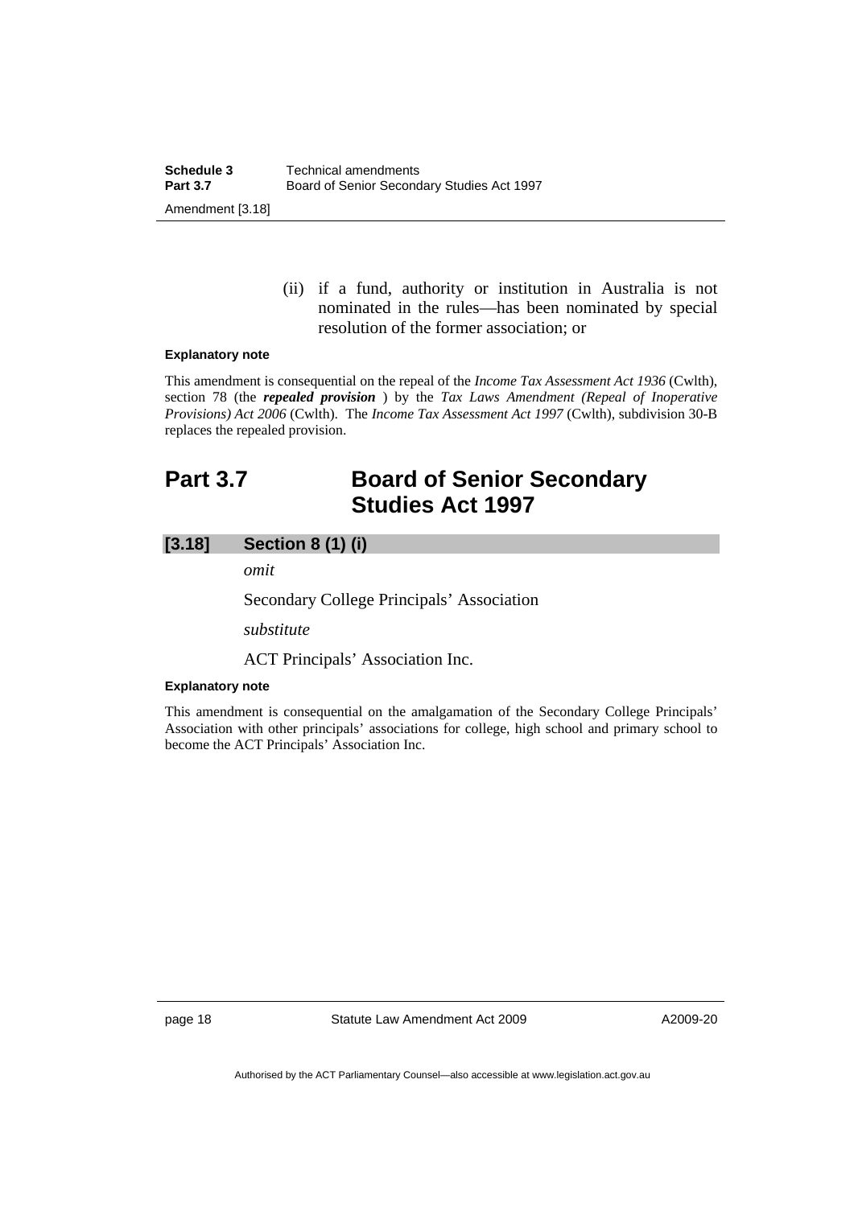(ii) if a fund, authority or institution in Australia is not nominated in the rules—has been nominated by special resolution of the former association; or

**Explanatory note**

This amendment is consequential on the repeal of the *Income Tax Assessment Act 1936* (Cwlth), section 78 (the ***repealed provision*** ) by the *Tax Laws Amendment (Repeal of Inoperative Provisions) Act 2006* (Cwlth). The *Income Tax Assessment Act 1997* (Cwlth), subdivision 30-B replaces the repealed provision.

# Part 3.7 Board of Senior Secondary Studies Act 1997

## [3.18] Section 8 (1) (i)

*omit*

Secondary College Principals' Association

*substitute*

ACT Principals' Association Inc.

**Explanatory note**

This amendment is consequential on the amalgamation of the Secondary College Principals' Association with other principals' associations for college, high school and primary school to become the ACT Principals' Association Inc.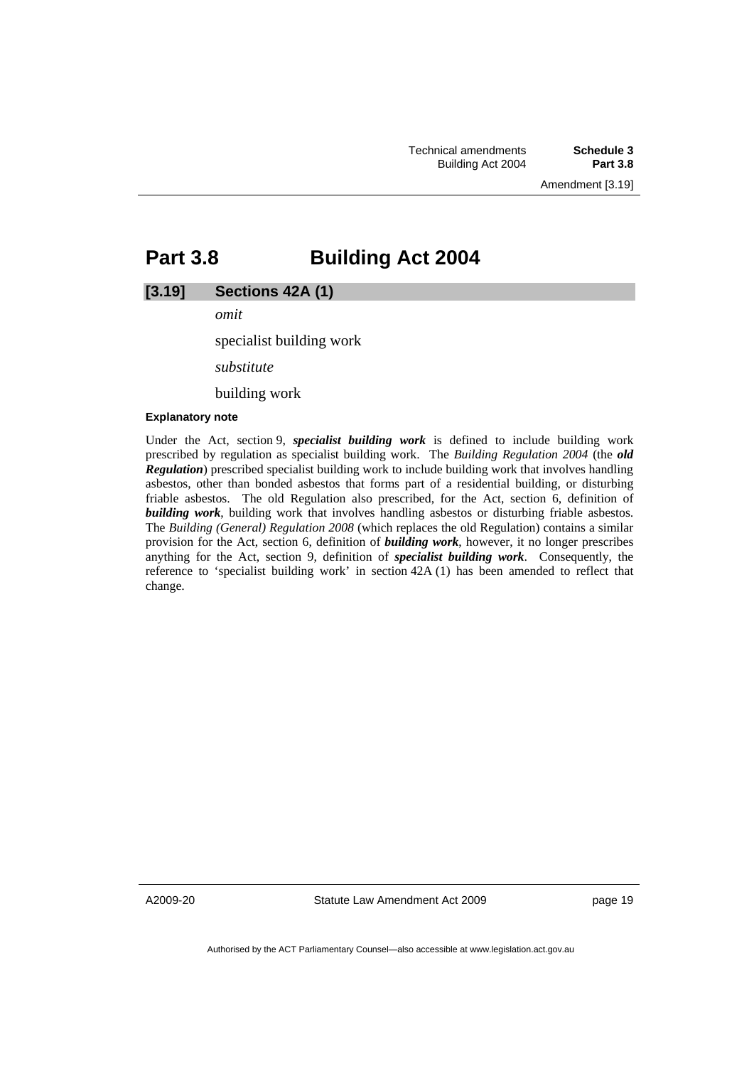# Part 3.8 Building Act 2004

## [3.19] Sections 42A (1)

*omit*

specialist building work

*substitute*

building work

#### Explanatory note

Under the Act, section 9, ***specialist building work*** is defined to include building work prescribed by regulation as specialist building work. The *Building Regulation 2004* (the ***old Regulation***) prescribed specialist building work to include building work that involves handling asbestos, other than bonded asbestos that forms part of a residential building, or disturbing friable asbestos. The old Regulation also prescribed, for the Act, section 6, definition of ***building work***, building work that involves handling asbestos or disturbing friable asbestos. The *Building (General) Regulation 2008* (which replaces the old Regulation) contains a similar provision for the Act, section 6, definition of ***building work***, however, it no longer prescribes anything for the Act, section 9, definition of ***specialist building work***. Consequently, the reference to 'specialist building work' in section 42A (1) has been amended to reflect that change.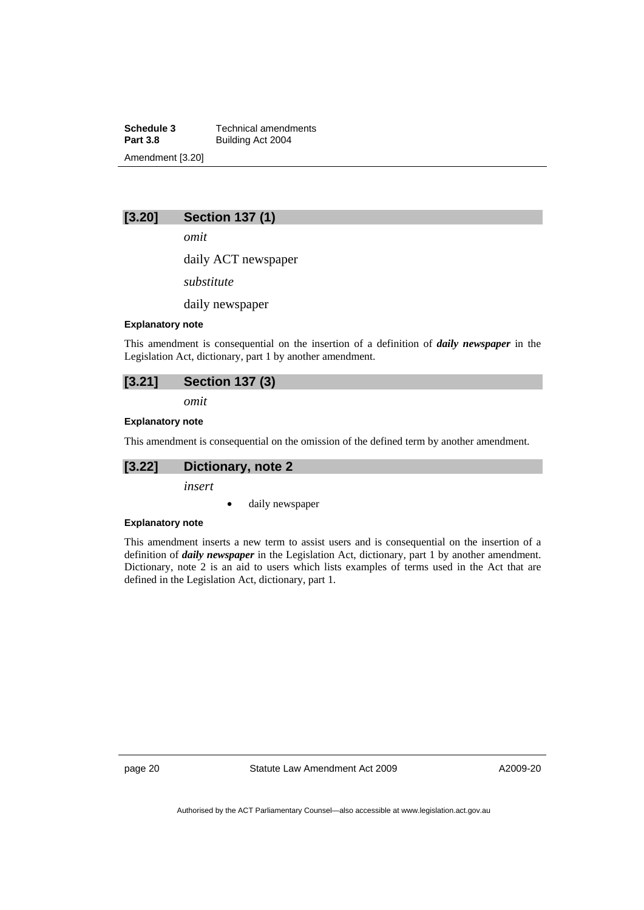## [3.20] Section 137 (1)

*omit*

daily ACT newspaper

*substitute*

daily newspaper

#### Explanatory note

This amendment is consequential on the insertion of a definition of ***daily newspaper*** in the Legislation Act, dictionary, part 1 by another amendment.

## [3.21] Section 137 (3)

*omit*

#### Explanatory note

This amendment is consequential on the omission of the defined term by another amendment.

## [3.22] Dictionary, note 2

*insert*

- daily newspaper

#### Explanatory note

This amendment inserts a new term to assist users and is consequential on the insertion of a definition of ***daily newspaper*** in the Legislation Act, dictionary, part 1 by another amendment. Dictionary, note 2 is an aid to users which lists examples of terms used in the Act that are defined in the Legislation Act, dictionary, part 1.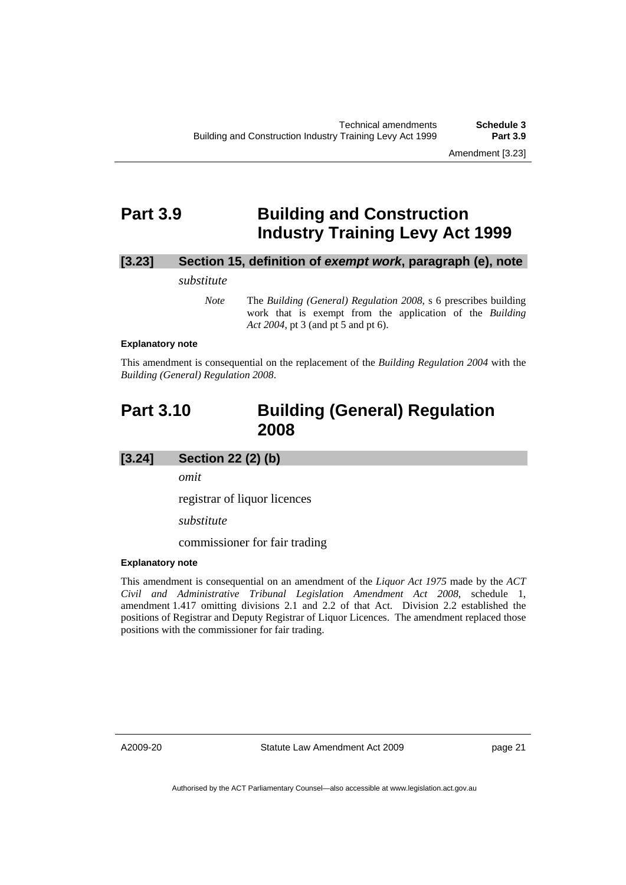# Part 3.9 Building and Construction Industry Training Levy Act 1999

### [3.23] Section 15, definition of *exempt work*, paragraph (e), note

*substitute*

> *Note* The *Building (General) Regulation 2008*, s 6 prescribes building work that is exempt from the application of the *Building Act 2004*, pt 3 (and pt 5 and pt 6).

**Explanatory note**

This amendment is consequential on the replacement of the *Building Regulation 2004* with the *Building (General) Regulation 2008*.

# Part 3.10 Building (General) Regulation 2008

### [3.24] Section 22 (2) (b)

*omit*

registrar of liquor licences

*substitute*

commissioner for fair trading

**Explanatory note**

This amendment is consequential on an amendment of the *Liquor Act 1975* made by the *ACT Civil and Administrative Tribunal Legislation Amendment Act 2008*, schedule 1, amendment 1.417 omitting divisions 2.1 and 2.2 of that Act. Division 2.2 established the positions of Registrar and Deputy Registrar of Liquor Licences. The amendment replaced those positions with the commissioner for fair trading.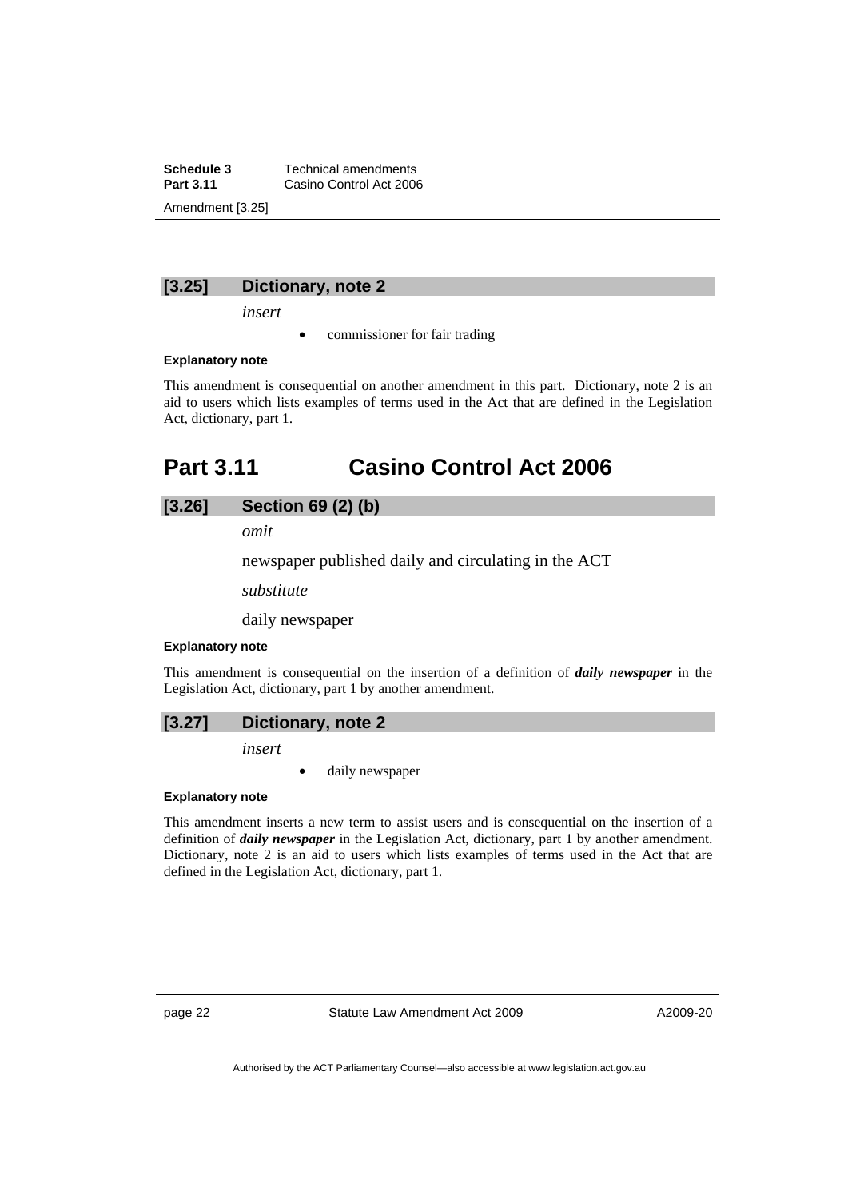### [3.25] Dictionary, note 2

*insert*

- commissioner for fair trading

**Explanatory note**

This amendment is consequential on another amendment in this part. Dictionary, note 2 is an aid to users which lists examples of terms used in the Act that are defined in the Legislation Act, dictionary, part 1.

## Part 3.11 Casino Control Act 2006

### [3.26] Section 69 (2) (b)

*omit*

newspaper published daily and circulating in the ACT

*substitute*

daily newspaper

**Explanatory note**

This amendment is consequential on the insertion of a definition of ***daily newspaper*** in the Legislation Act, dictionary, part 1 by another amendment.

### [3.27] Dictionary, note 2

*insert*

- daily newspaper

**Explanatory note**

This amendment inserts a new term to assist users and is consequential on the insertion of a definition of ***daily newspaper*** in the Legislation Act, dictionary, part 1 by another amendment. Dictionary, note 2 is an aid to users which lists examples of terms used in the Act that are defined in the Legislation Act, dictionary, part 1.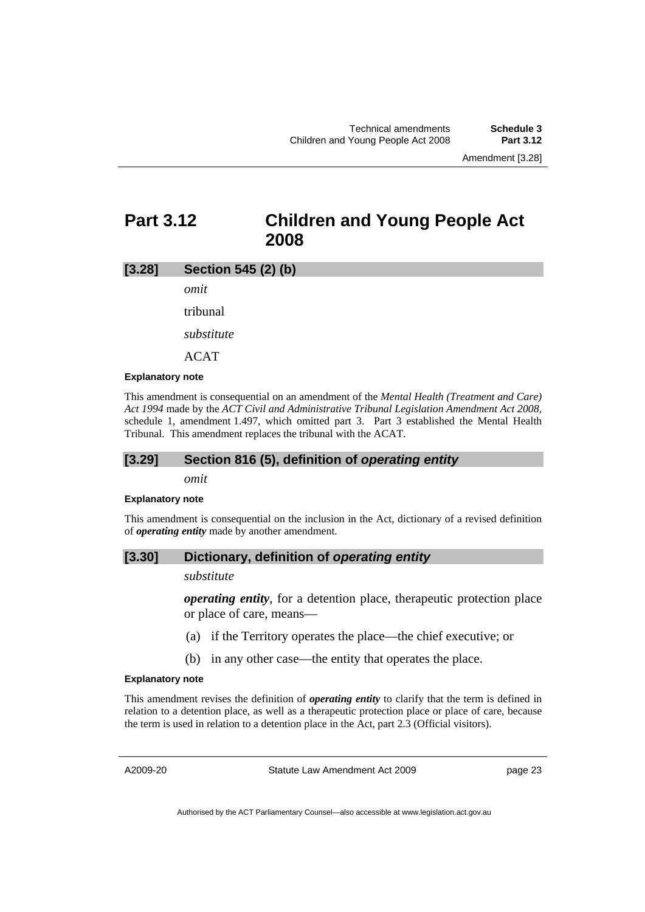# Part 3.12 Children and Young People Act 2008

## [3.28] Section 545 (2) (b)

*omit*

tribunal

*substitute*

ACAT

**Explanatory note**

This amendment is consequential on an amendment of the *Mental Health (Treatment and Care) Act 1994* made by the *ACT Civil and Administrative Tribunal Legislation Amendment Act 2008*, schedule 1, amendment 1.497, which omitted part 3. Part 3 established the Mental Health Tribunal. This amendment replaces the tribunal with the ACAT.

## [3.29] Section 816 (5), definition of *operating entity*

*omit*

**Explanatory note**

This amendment is consequential on the inclusion in the Act, dictionary of a revised definition of ***operating entity*** made by another amendment.

## [3.30] Dictionary, definition of *operating entity*

*substitute*

***operating entity***, for a detention place, therapeutic protection place or place of care, means—

(a) if the Territory operates the place—the chief executive; or

(b) in any other case—the entity that operates the place.

**Explanatory note**

This amendment revises the definition of ***operating entity*** to clarify that the term is defined in relation to a detention place, as well as a therapeutic protection place or place of care, because the term is used in relation to a detention place in the Act, part 2.3 (Official visitors).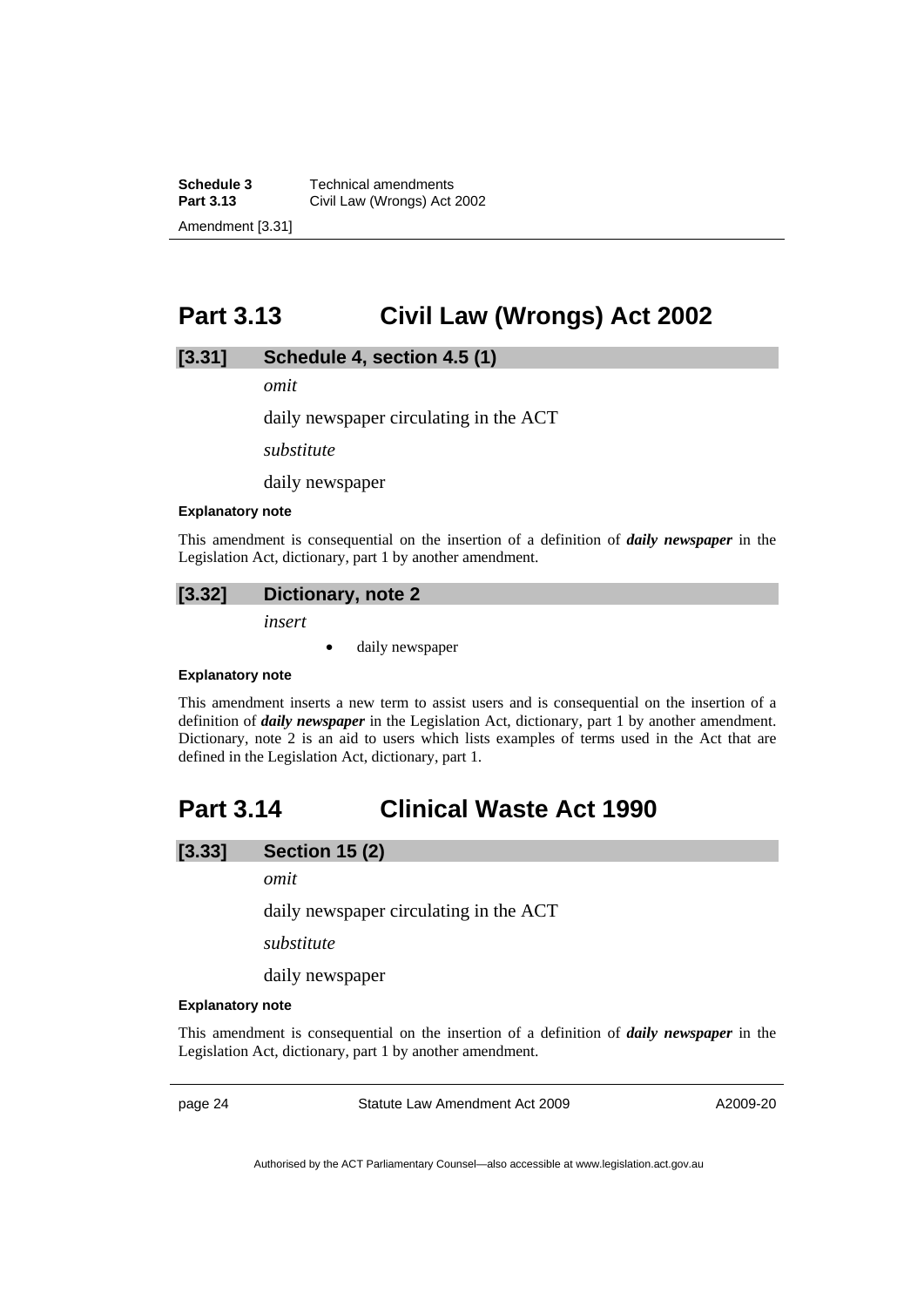# Part 3.13 Civil Law (Wrongs) Act 2002

## [3.31] Schedule 4, section 4.5 (1)

*omit*

daily newspaper circulating in the ACT

*substitute*

daily newspaper

**Explanatory note**

This amendment is consequential on the insertion of a definition of ***daily newspaper*** in the Legislation Act, dictionary, part 1 by another amendment.

## [3.32] Dictionary, note 2

*insert*

- daily newspaper

**Explanatory note**

This amendment inserts a new term to assist users and is consequential on the insertion of a definition of ***daily newspaper*** in the Legislation Act, dictionary, part 1 by another amendment. Dictionary, note 2 is an aid to users which lists examples of terms used in the Act that are defined in the Legislation Act, dictionary, part 1.

# Part 3.14 Clinical Waste Act 1990

## [3.33] Section 15 (2)

*omit*

daily newspaper circulating in the ACT

*substitute*

daily newspaper

**Explanatory note**

This amendment is consequential on the insertion of a definition of ***daily newspaper*** in the Legislation Act, dictionary, part 1 by another amendment.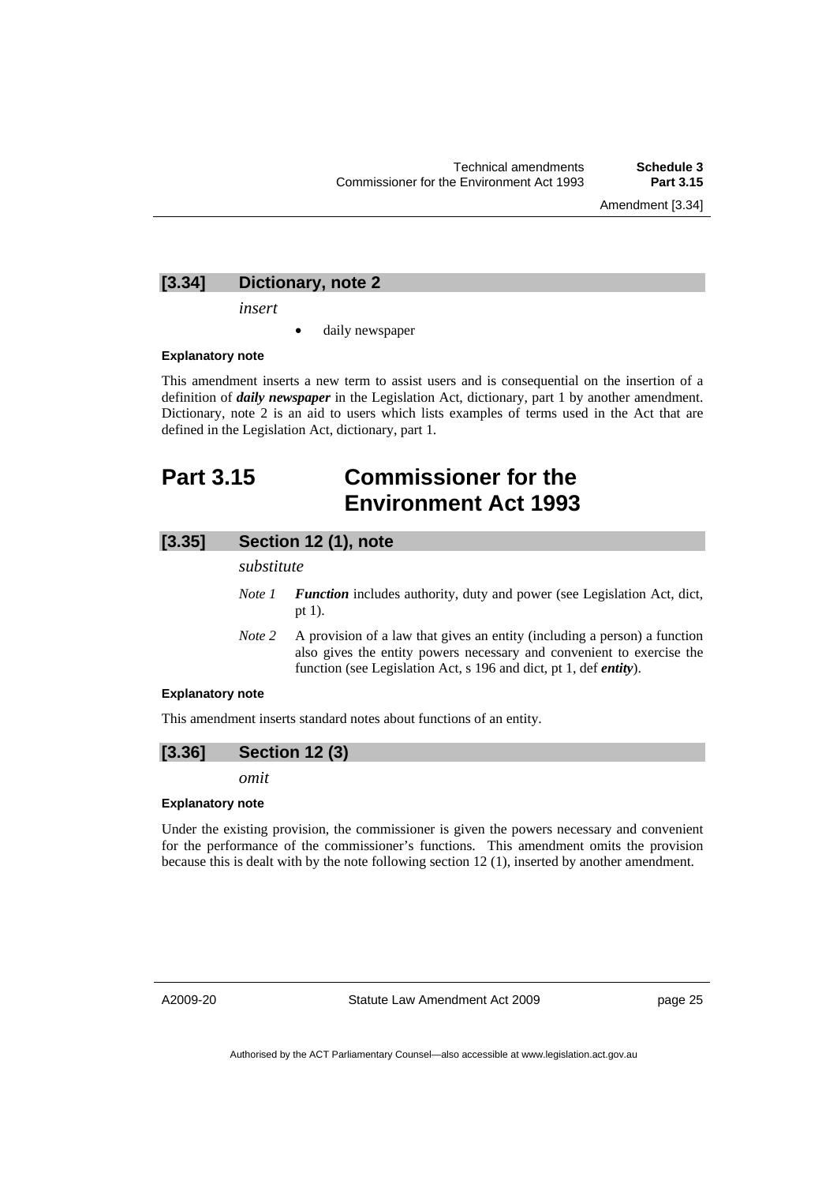### [3.34] Dictionary, note 2

*insert*

- daily newspaper

**Explanatory note**

This amendment inserts a new term to assist users and is consequential on the insertion of a definition of ***daily newspaper*** in the Legislation Act, dictionary, part 1 by another amendment. Dictionary, note 2 is an aid to users which lists examples of terms used in the Act that are defined in the Legislation Act, dictionary, part 1.

# Part 3.15 Commissioner for the Environment Act 1993

### [3.35] Section 12 (1), note

*substitute*

*Note 1* ***Function*** includes authority, duty and power (see Legislation Act, dict, pt 1).

*Note 2* A provision of a law that gives an entity (including a person) a function also gives the entity powers necessary and convenient to exercise the function (see Legislation Act, s 196 and dict, pt 1, def ***entity***).

**Explanatory note**

This amendment inserts standard notes about functions of an entity.

### [3.36] Section 12 (3)

*omit*

**Explanatory note**

Under the existing provision, the commissioner is given the powers necessary and convenient for the performance of the commissioner's functions. This amendment omits the provision because this is dealt with by the note following section 12 (1), inserted by another amendment.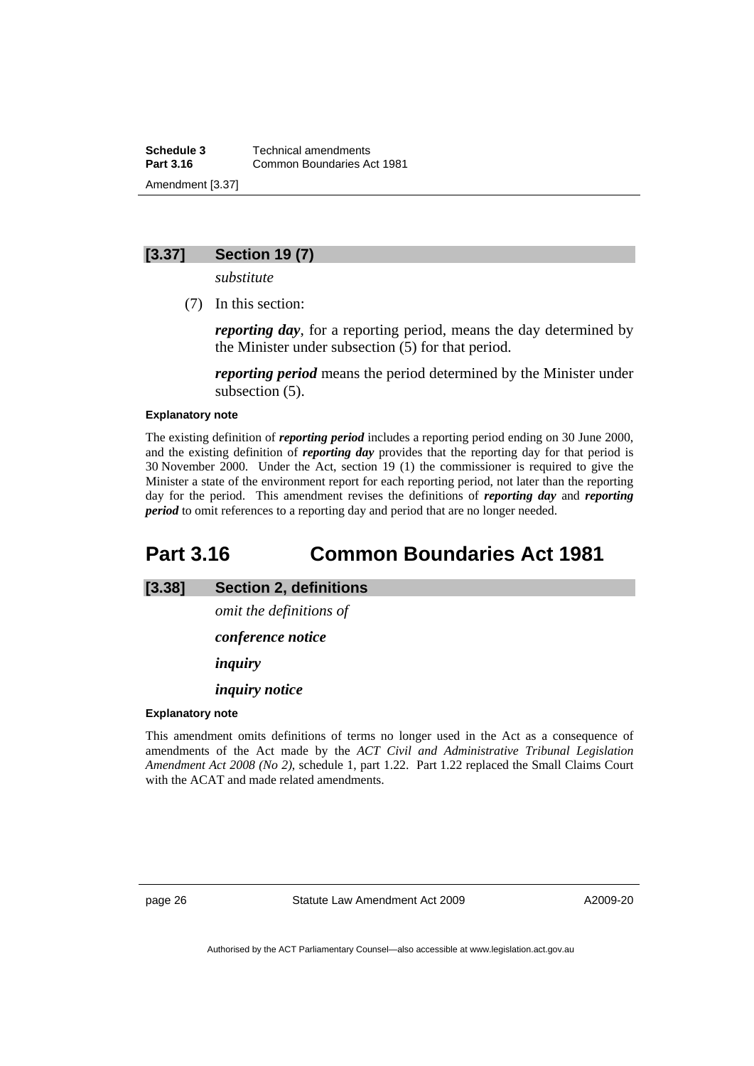### [3.37] Section 19 (7)

*substitute*

(7) In this section:

***reporting day***, for a reporting period, means the day determined by the Minister under subsection (5) for that period.

***reporting period*** means the period determined by the Minister under subsection (5).

**Explanatory note**

The existing definition of ***reporting period*** includes a reporting period ending on 30 June 2000, and the existing definition of ***reporting day*** provides that the reporting day for that period is 30 November 2000. Under the Act, section 19 (1) the commissioner is required to give the Minister a state of the environment report for each reporting period, not later than the reporting day for the period. This amendment revises the definitions of ***reporting day*** and ***reporting period*** to omit references to a reporting day and period that are no longer needed.

## Part 3.16 Common Boundaries Act 1981

### [3.38] Section 2, definitions

*omit the definitions of*

***conference notice***

***inquiry***

***inquiry notice***

**Explanatory note**

This amendment omits definitions of terms no longer used in the Act as a consequence of amendments of the Act made by the *ACT Civil and Administrative Tribunal Legislation Amendment Act 2008 (No 2)*, schedule 1, part 1.22. Part 1.22 replaced the Small Claims Court with the ACAT and made related amendments.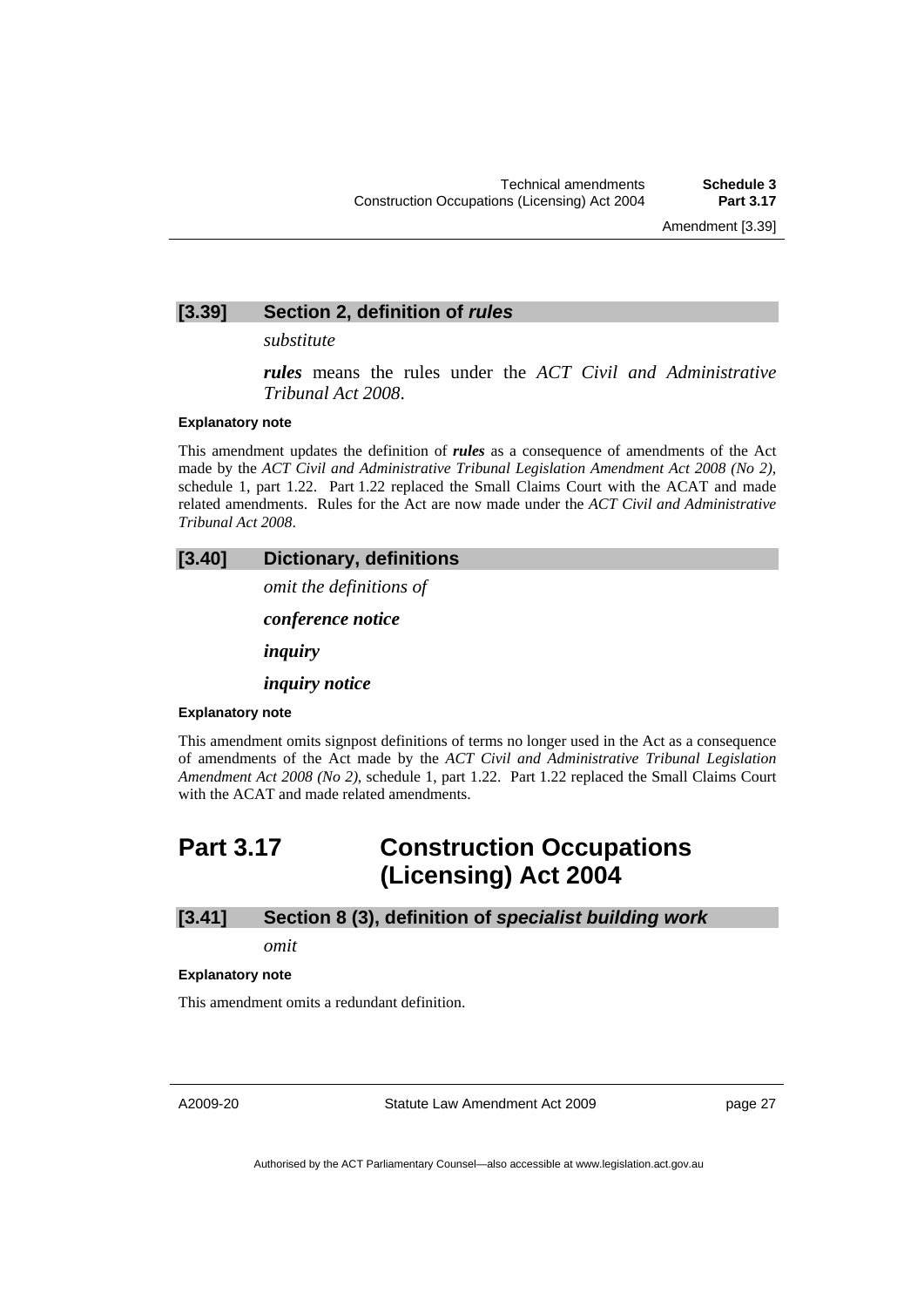### [3.39] Section 2, definition of *rules*

*substitute*

***rules*** means the rules under the *ACT Civil and Administrative Tribunal Act 2008*.

**Explanatory note**

This amendment updates the definition of ***rules*** as a consequence of amendments of the Act made by the *ACT Civil and Administrative Tribunal Legislation Amendment Act 2008 (No 2)*, schedule 1, part 1.22. Part 1.22 replaced the Small Claims Court with the ACAT and made related amendments. Rules for the Act are now made under the *ACT Civil and Administrative Tribunal Act 2008*.

### [3.40] Dictionary, definitions

*omit the definitions of*

***conference notice***

***inquiry***

***inquiry notice***

**Explanatory note**

This amendment omits signpost definitions of terms no longer used in the Act as a consequence of amendments of the Act made by the *ACT Civil and Administrative Tribunal Legislation Amendment Act 2008 (No 2)*, schedule 1, part 1.22. Part 1.22 replaced the Small Claims Court with the ACAT and made related amendments.

## Part 3.17 Construction Occupations (Licensing) Act 2004

### [3.41] Section 8 (3), definition of *specialist building work*

*omit*

**Explanatory note**

This amendment omits a redundant definition.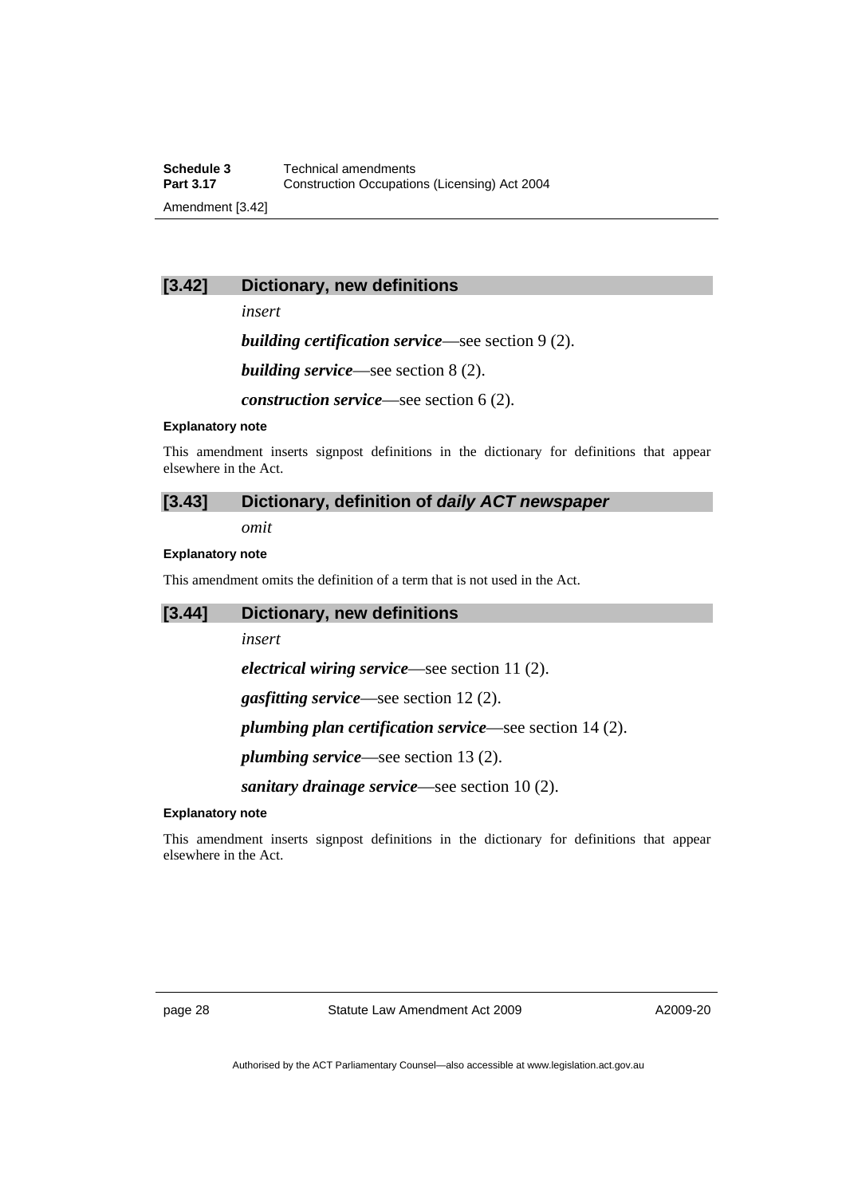## [3.42] Dictionary, new definitions

*insert*

***building certification service***—see section 9 (2).

***building service***—see section 8 (2).

***construction service***—see section 6 (2).

**Explanatory note**

This amendment inserts signpost definitions in the dictionary for definitions that appear elsewhere in the Act.

## [3.43] Dictionary, definition of *daily ACT newspaper*

*omit*

**Explanatory note**

This amendment omits the definition of a term that is not used in the Act.

## [3.44] Dictionary, new definitions

*insert*

***electrical wiring service***—see section 11 (2).

***gasfitting service***—see section 12 (2).

***plumbing plan certification service***—see section 14 (2).

***plumbing service***—see section 13 (2).

***sanitary drainage service***—see section 10 (2).

**Explanatory note**

This amendment inserts signpost definitions in the dictionary for definitions that appear elsewhere in the Act.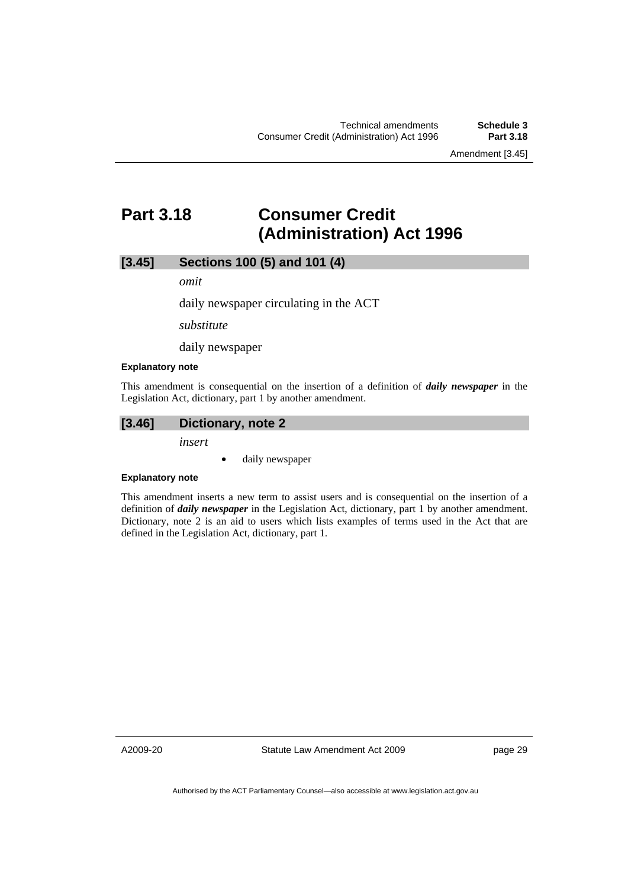# Part 3.18 Consumer Credit (Administration) Act 1996

## [3.45] Sections 100 (5) and 101 (4)

*omit*

daily newspaper circulating in the ACT

*substitute*

daily newspaper

#### Explanatory note

This amendment is consequential on the insertion of a definition of ***daily newspaper*** in the Legislation Act, dictionary, part 1 by another amendment.

## [3.46] Dictionary, note 2

*insert*

- daily newspaper

#### Explanatory note

This amendment inserts a new term to assist users and is consequential on the insertion of a definition of ***daily newspaper*** in the Legislation Act, dictionary, part 1 by another amendment. Dictionary, note 2 is an aid to users which lists examples of terms used in the Act that are defined in the Legislation Act, dictionary, part 1.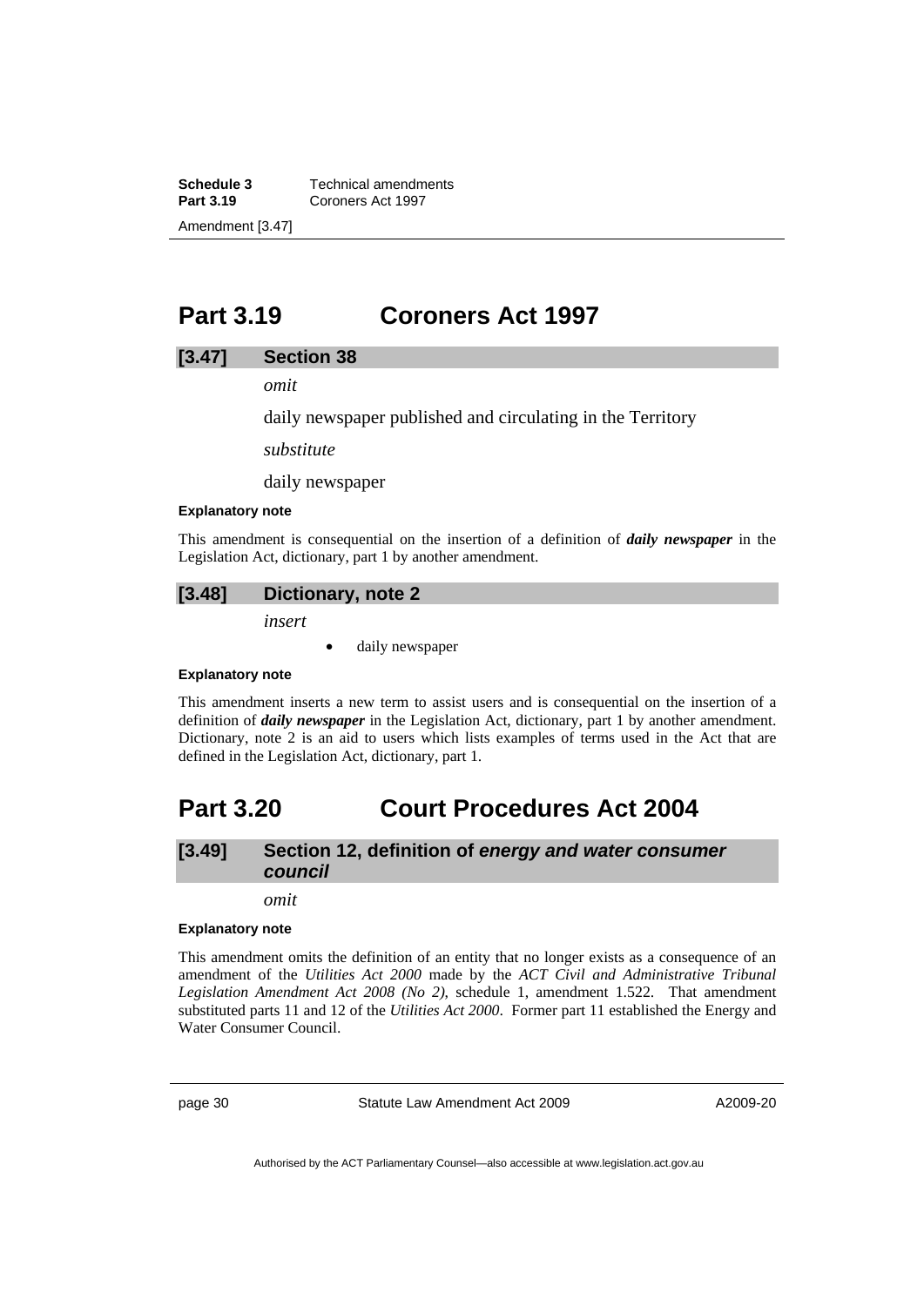# Part 3.19 Coroners Act 1997

## [3.47] Section 38

*omit*

daily newspaper published and circulating in the Territory

*substitute*

daily newspaper

**Explanatory note**

This amendment is consequential on the insertion of a definition of ***daily newspaper*** in the Legislation Act, dictionary, part 1 by another amendment.

## [3.48] Dictionary, note 2

*insert*

- daily newspaper

**Explanatory note**

This amendment inserts a new term to assist users and is consequential on the insertion of a definition of ***daily newspaper*** in the Legislation Act, dictionary, part 1 by another amendment. Dictionary, note 2 is an aid to users which lists examples of terms used in the Act that are defined in the Legislation Act, dictionary, part 1.

# Part 3.20 Court Procedures Act 2004

## [3.49] Section 12, definition of *energy and water consumer council*

*omit*

**Explanatory note**

This amendment omits the definition of an entity that no longer exists as a consequence of an amendment of the *Utilities Act 2000* made by the *ACT Civil and Administrative Tribunal Legislation Amendment Act 2008 (No 2)*, schedule 1, amendment 1.522. That amendment substituted parts 11 and 12 of the *Utilities Act 2000*. Former part 11 established the Energy and Water Consumer Council.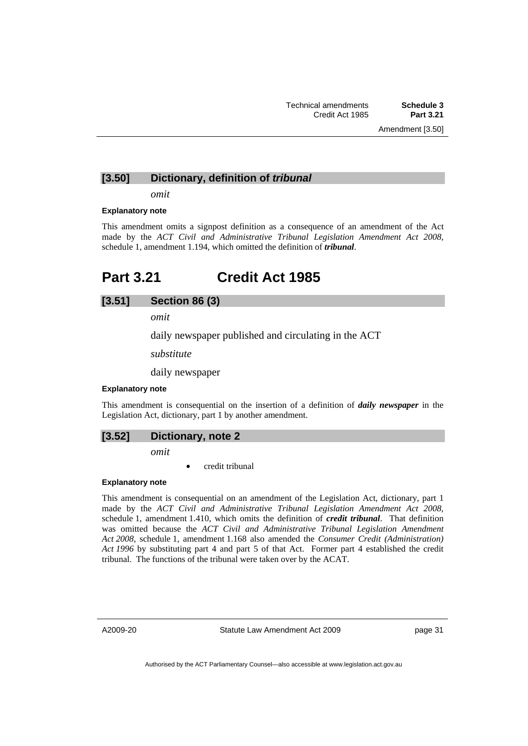### [3.50] Dictionary, definition of *tribunal*

*omit*

**Explanatory note**

This amendment omits a signpost definition as a consequence of an amendment of the Act made by the *ACT Civil and Administrative Tribunal Legislation Amendment Act 2008*, schedule 1, amendment 1.194, which omitted the definition of ***tribunal***.

## Part 3.21 Credit Act 1985

### [3.51] Section 86 (3)

*omit*

daily newspaper published and circulating in the ACT

*substitute*

daily newspaper

**Explanatory note**

This amendment is consequential on the insertion of a definition of ***daily newspaper*** in the Legislation Act, dictionary, part 1 by another amendment.

### [3.52] Dictionary, note 2

*omit*

- credit tribunal

**Explanatory note**

This amendment is consequential on an amendment of the Legislation Act, dictionary, part 1 made by the *ACT Civil and Administrative Tribunal Legislation Amendment Act 2008*, schedule 1, amendment 1.410, which omits the definition of ***credit tribunal***. That definition was omitted because the *ACT Civil and Administrative Tribunal Legislation Amendment Act 2008*, schedule 1, amendment 1.168 also amended the *Consumer Credit (Administration) Act 1996* by substituting part 4 and part 5 of that Act. Former part 4 established the credit tribunal. The functions of the tribunal were taken over by the ACAT.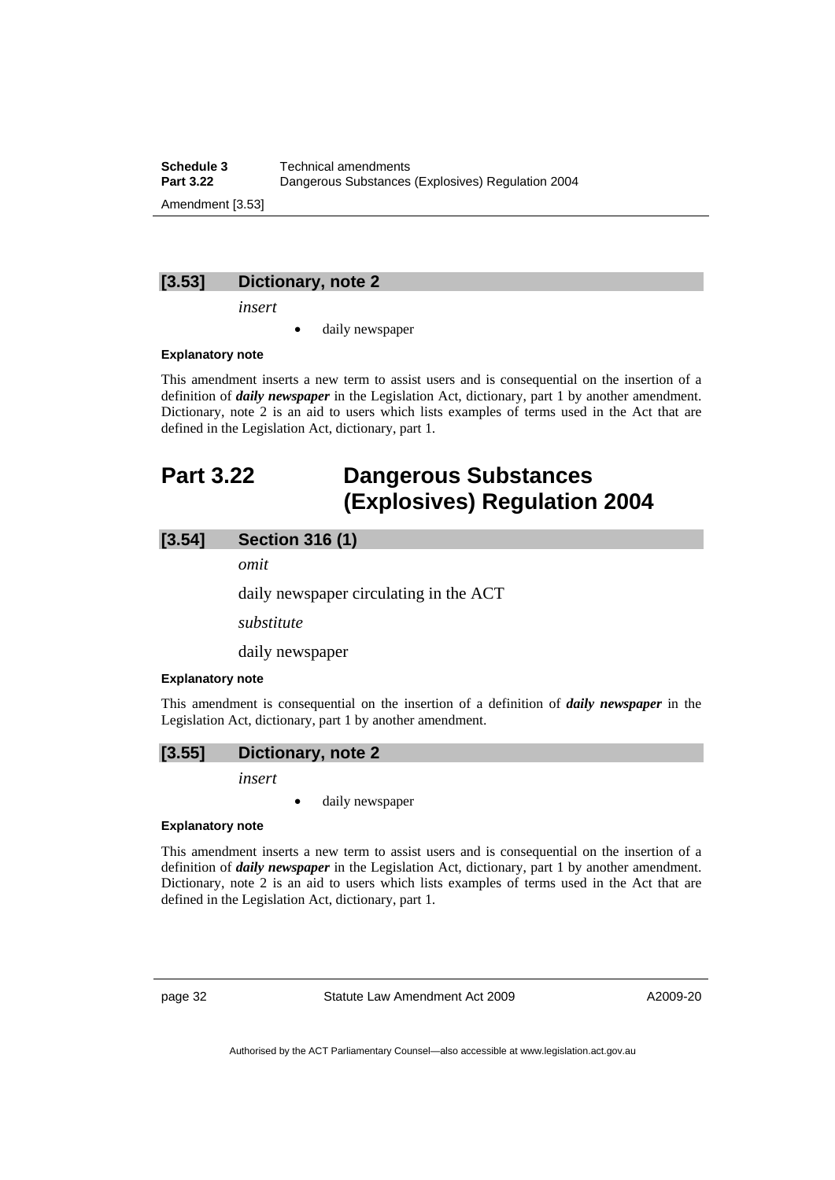### [3.53] Dictionary, note 2

*insert*

- daily newspaper

**Explanatory note**

This amendment inserts a new term to assist users and is consequential on the insertion of a definition of ***daily newspaper*** in the Legislation Act, dictionary, part 1 by another amendment. Dictionary, note 2 is an aid to users which lists examples of terms used in the Act that are defined in the Legislation Act, dictionary, part 1.

## Part 3.22 Dangerous Substances (Explosives) Regulation 2004

### [3.54] Section 316 (1)

*omit*

daily newspaper circulating in the ACT

*substitute*

daily newspaper

**Explanatory note**

This amendment is consequential on the insertion of a definition of ***daily newspaper*** in the Legislation Act, dictionary, part 1 by another amendment.

### [3.55] Dictionary, note 2

*insert*

- daily newspaper

**Explanatory note**

This amendment inserts a new term to assist users and is consequential on the insertion of a definition of ***daily newspaper*** in the Legislation Act, dictionary, part 1 by another amendment. Dictionary, note 2 is an aid to users which lists examples of terms used in the Act that are defined in the Legislation Act, dictionary, part 1.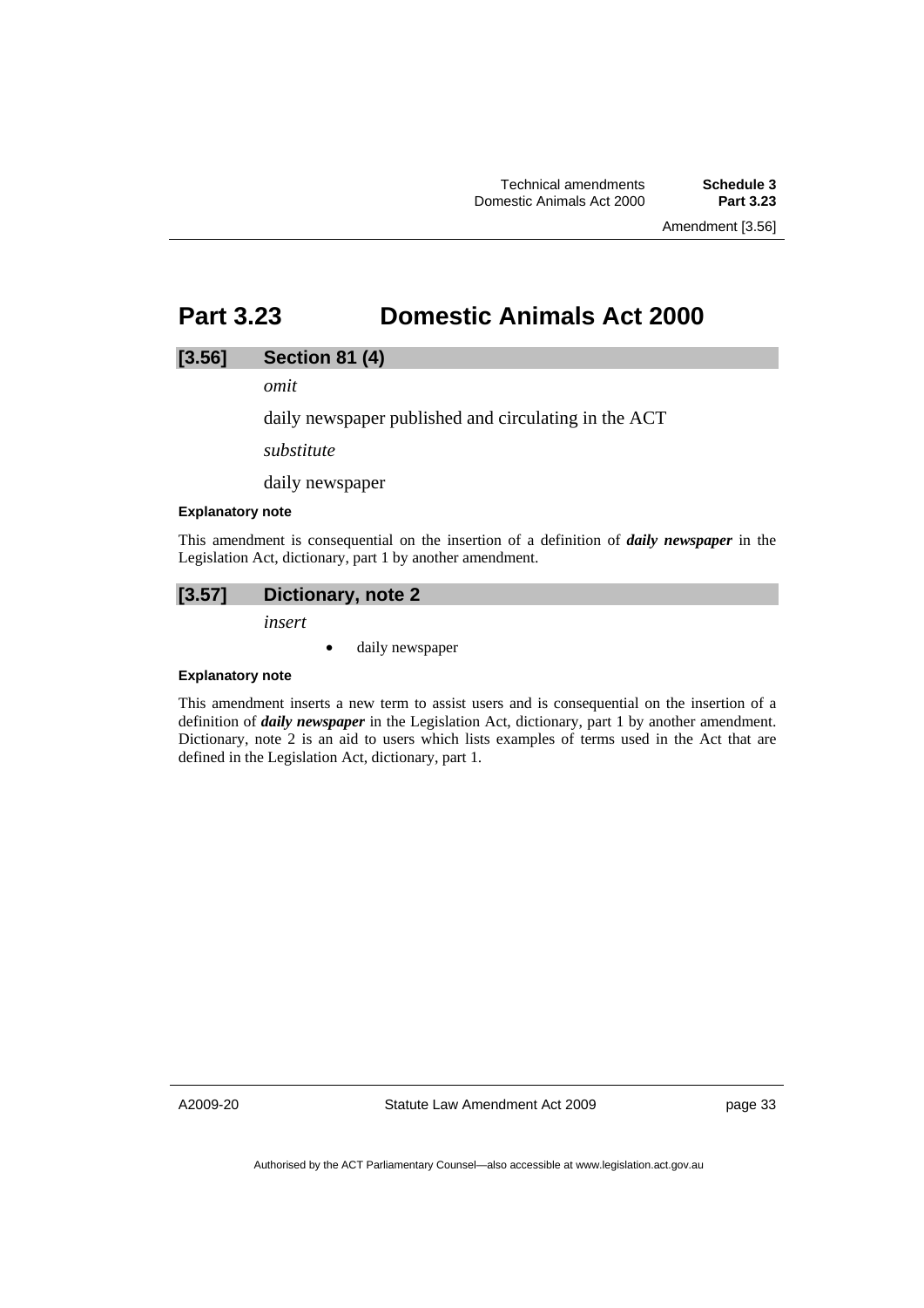# Part 3.23 Domestic Animals Act 2000

## [3.56] Section 81 (4)

*omit*

daily newspaper published and circulating in the ACT

*substitute*

daily newspaper

**Explanatory note**

This amendment is consequential on the insertion of a definition of ***daily newspaper*** in the Legislation Act, dictionary, part 1 by another amendment.

## [3.57] Dictionary, note 2

*insert*

- daily newspaper

**Explanatory note**

This amendment inserts a new term to assist users and is consequential on the insertion of a definition of ***daily newspaper*** in the Legislation Act, dictionary, part 1 by another amendment. Dictionary, note 2 is an aid to users which lists examples of terms used in the Act that are defined in the Legislation Act, dictionary, part 1.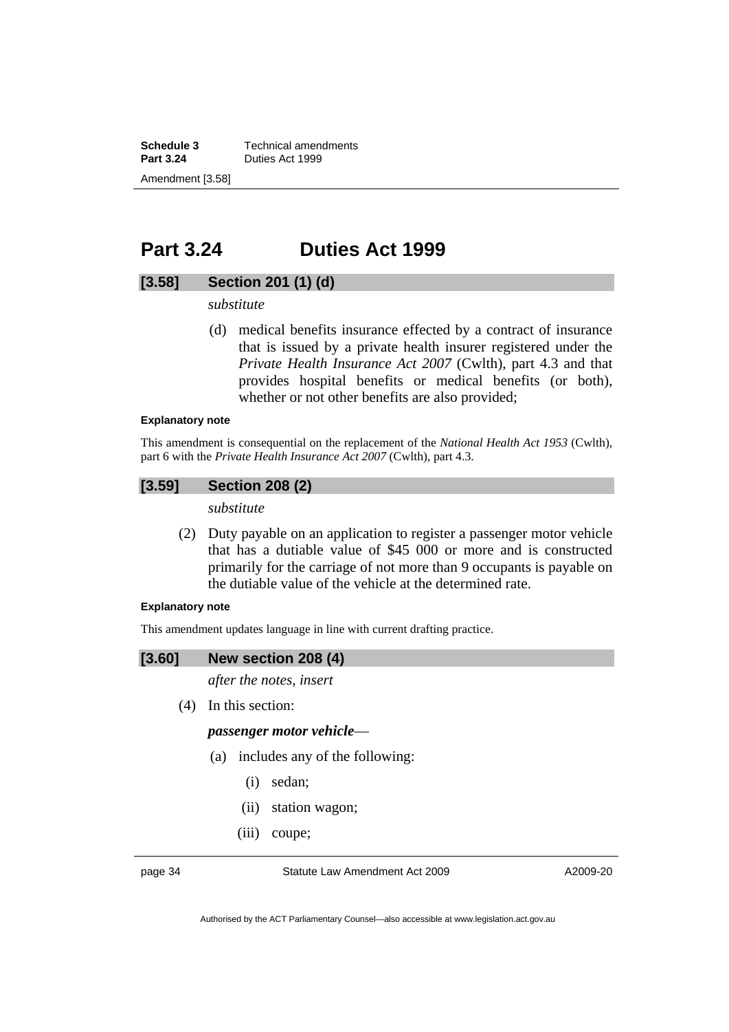# Part 3.24 Duties Act 1999

## [3.58] Section 201 (1) (d)

*substitute*

(d) medical benefits insurance effected by a contract of insurance that is issued by a private health insurer registered under the *Private Health Insurance Act 2007* (Cwlth), part 4.3 and that provides hospital benefits or medical benefits (or both), whether or not other benefits are also provided;

**Explanatory note**

This amendment is consequential on the replacement of the *National Health Act 1953* (Cwlth), part 6 with the *Private Health Insurance Act 2007* (Cwlth), part 4.3.

## [3.59] Section 208 (2)

*substitute*

(2) Duty payable on an application to register a passenger motor vehicle that has a dutiable value of $45 000 or more and is constructed primarily for the carriage of not more than 9 occupants is payable on the dutiable value of the vehicle at the determined rate.

**Explanatory note**

This amendment updates language in line with current drafting practice.

## [3.60] New section 208 (4)

*after the notes, insert*

(4) In this section:

***passenger motor vehicle***—

(a) includes any of the following:

(i) sedan;

(ii) station wagon;

(iii) coupe;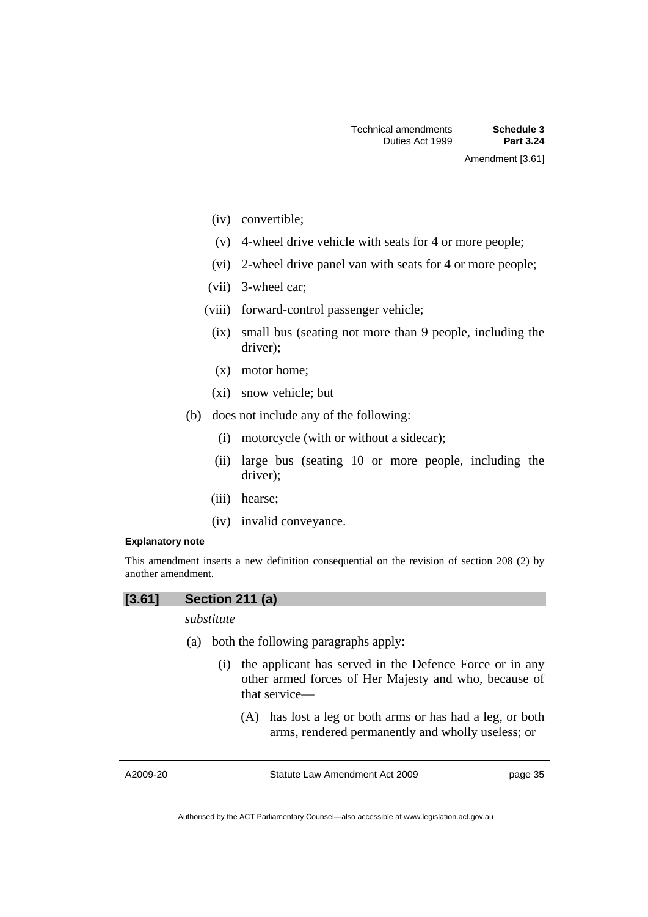(iv) convertible;

(v) 4-wheel drive vehicle with seats for 4 or more people;

(vi) 2-wheel drive panel van with seats for 4 or more people;

(vii) 3-wheel car;

(viii) forward-control passenger vehicle;

(ix) small bus (seating not more than 9 people, including the driver);

(x) motor home;

(xi) snow vehicle; but

(b) does not include any of the following:

(i) motorcycle (with or without a sidecar);

(ii) large bus (seating 10 or more people, including the driver);

(iii) hearse;

(iv) invalid conveyance.

**Explanatory note**

This amendment inserts a new definition consequential on the revision of section 208 (2) by another amendment.

### [3.61] Section 211 (a)

*substitute*

(a) both the following paragraphs apply:

(i) the applicant has served in the Defence Force or in any other armed forces of Her Majesty and who, because of that service—

(A) has lost a leg or both arms or has had a leg, or both arms, rendered permanently and wholly useless; or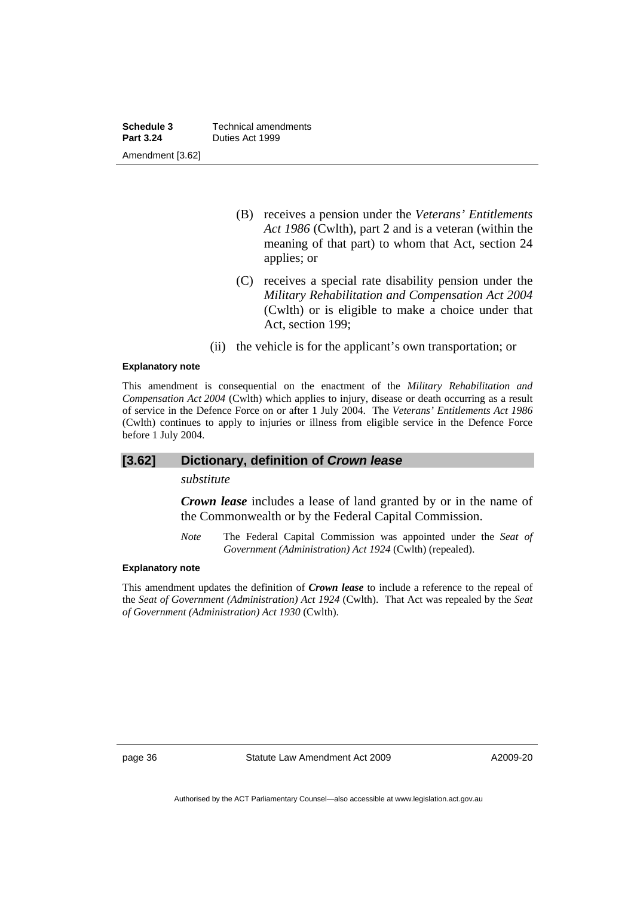(B) receives a pension under the *Veterans' Entitlements Act 1986* (Cwlth), part 2 and is a veteran (within the meaning of that part) to whom that Act, section 24 applies; or

(C) receives a special rate disability pension under the *Military Rehabilitation and Compensation Act 2004* (Cwlth) or is eligible to make a choice under that Act, section 199;

(ii) the vehicle is for the applicant's own transportation; or

#### Explanatory note

This amendment is consequential on the enactment of the *Military Rehabilitation and Compensation Act 2004* (Cwlth) which applies to injury, disease or death occurring as a result of service in the Defence Force on or after 1 July 2004. The *Veterans' Entitlements Act 1986* (Cwlth) continues to apply to injuries or illness from eligible service in the Defence Force before 1 July 2004.

## [3.62] Dictionary, definition of *Crown lease*

*substitute*

***Crown lease*** includes a lease of land granted by or in the name of the Commonwealth or by the Federal Capital Commission.

*Note* The Federal Capital Commission was appointed under the *Seat of Government (Administration) Act 1924* (Cwlth) (repealed).

#### Explanatory note

This amendment updates the definition of ***Crown lease*** to include a reference to the repeal of the *Seat of Government (Administration) Act 1924* (Cwlth). That Act was repealed by the *Seat of Government (Administration) Act 1930* (Cwlth).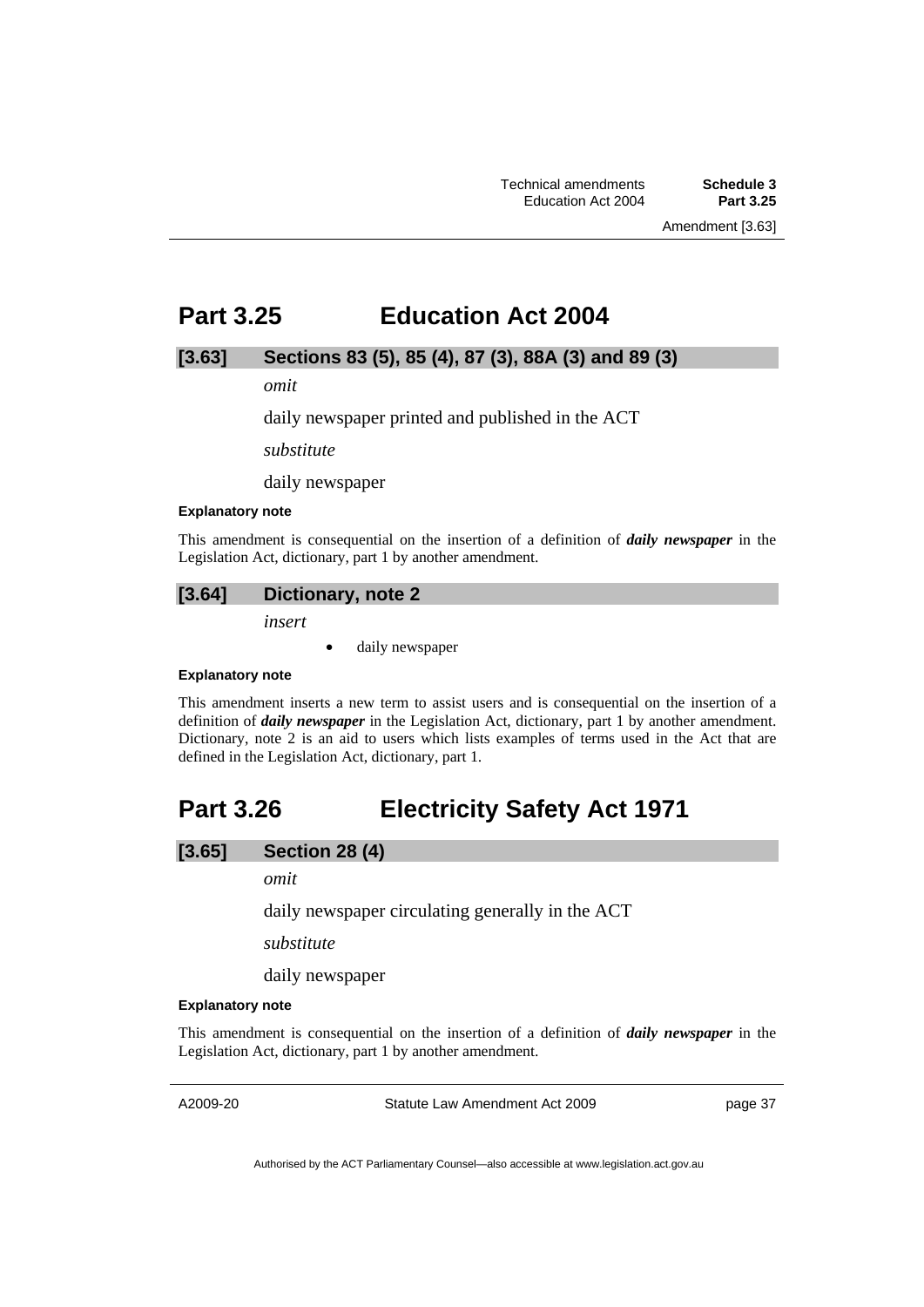## Part 3.25 Education Act 2004

### [3.63] Sections 83 (5), 85 (4), 87 (3), 88A (3) and 89 (3)

*omit*

daily newspaper printed and published in the ACT

*substitute*

daily newspaper

**Explanatory note**

This amendment is consequential on the insertion of a definition of ***daily newspaper*** in the Legislation Act, dictionary, part 1 by another amendment.

### [3.64] Dictionary, note 2

*insert*

- daily newspaper

**Explanatory note**

This amendment inserts a new term to assist users and is consequential on the insertion of a definition of ***daily newspaper*** in the Legislation Act, dictionary, part 1 by another amendment. Dictionary, note 2 is an aid to users which lists examples of terms used in the Act that are defined in the Legislation Act, dictionary, part 1.

## Part 3.26 Electricity Safety Act 1971

### [3.65] Section 28 (4)

*omit*

daily newspaper circulating generally in the ACT

*substitute*

daily newspaper

**Explanatory note**

This amendment is consequential on the insertion of a definition of ***daily newspaper*** in the Legislation Act, dictionary, part 1 by another amendment.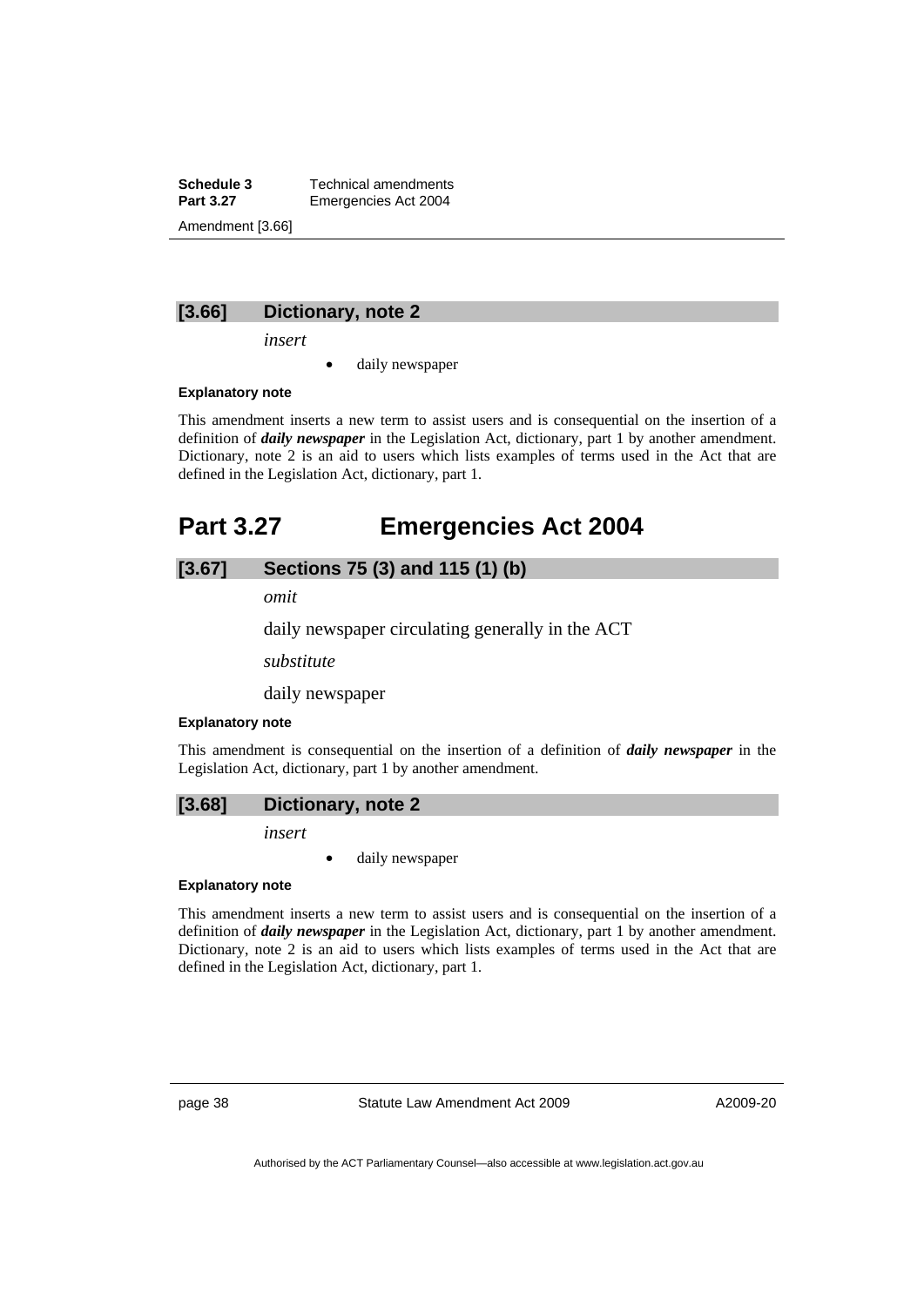### [3.66] Dictionary, note 2

*insert*

- daily newspaper

**Explanatory note**

This amendment inserts a new term to assist users and is consequential on the insertion of a definition of ***daily newspaper*** in the Legislation Act, dictionary, part 1 by another amendment. Dictionary, note 2 is an aid to users which lists examples of terms used in the Act that are defined in the Legislation Act, dictionary, part 1.

## Part 3.27 Emergencies Act 2004

### [3.67] Sections 75 (3) and 115 (1) (b)

*omit*

daily newspaper circulating generally in the ACT

*substitute*

daily newspaper

**Explanatory note**

This amendment is consequential on the insertion of a definition of ***daily newspaper*** in the Legislation Act, dictionary, part 1 by another amendment.

### [3.68] Dictionary, note 2

*insert*

- daily newspaper

**Explanatory note**

This amendment inserts a new term to assist users and is consequential on the insertion of a definition of ***daily newspaper*** in the Legislation Act, dictionary, part 1 by another amendment. Dictionary, note 2 is an aid to users which lists examples of terms used in the Act that are defined in the Legislation Act, dictionary, part 1.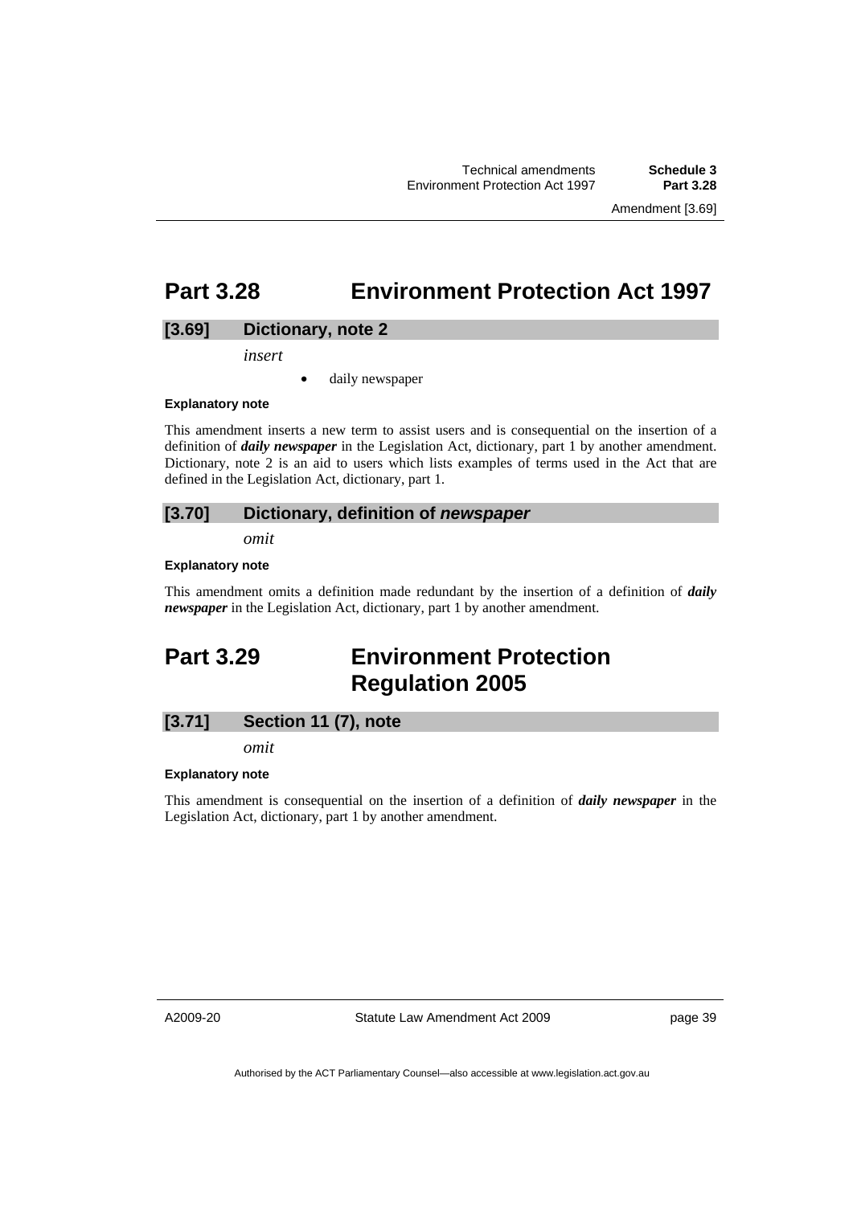# Part 3.28 Environment Protection Act 1997

### [3.69] Dictionary, note 2

*insert*

- daily newspaper

**Explanatory note**

This amendment inserts a new term to assist users and is consequential on the insertion of a definition of ***daily newspaper*** in the Legislation Act, dictionary, part 1 by another amendment. Dictionary, note 2 is an aid to users which lists examples of terms used in the Act that are defined in the Legislation Act, dictionary, part 1.

### [3.70] Dictionary, definition of *newspaper*

*omit*

**Explanatory note**

This amendment omits a definition made redundant by the insertion of a definition of ***daily newspaper*** in the Legislation Act, dictionary, part 1 by another amendment.

# Part 3.29 Environment Protection Regulation 2005

### [3.71] Section 11 (7), note

*omit*

**Explanatory note**

This amendment is consequential on the insertion of a definition of ***daily newspaper*** in the Legislation Act, dictionary, part 1 by another amendment.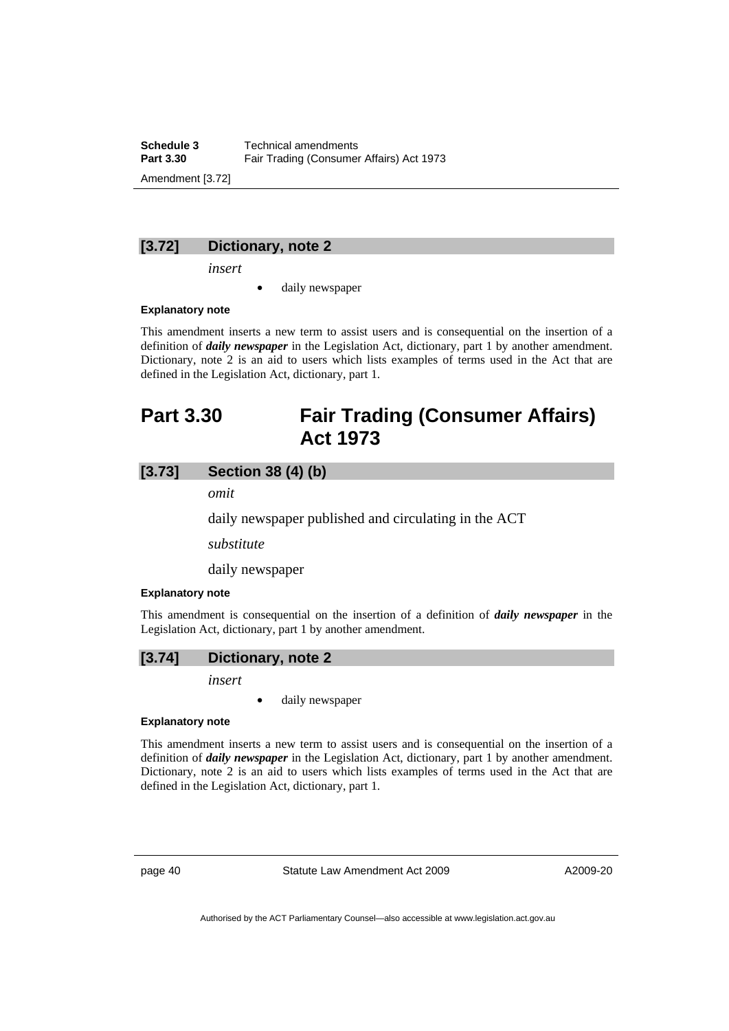### [3.72] Dictionary, note 2

*insert*

- daily newspaper

**Explanatory note**

This amendment inserts a new term to assist users and is consequential on the insertion of a definition of ***daily newspaper*** in the Legislation Act, dictionary, part 1 by another amendment. Dictionary, note 2 is an aid to users which lists examples of terms used in the Act that are defined in the Legislation Act, dictionary, part 1.

## Part 3.30 Fair Trading (Consumer Affairs) Act 1973

### [3.73] Section 38 (4) (b)

*omit*

daily newspaper published and circulating in the ACT

*substitute*

daily newspaper

**Explanatory note**

This amendment is consequential on the insertion of a definition of ***daily newspaper*** in the Legislation Act, dictionary, part 1 by another amendment.

### [3.74] Dictionary, note 2

*insert*

- daily newspaper

**Explanatory note**

This amendment inserts a new term to assist users and is consequential on the insertion of a definition of ***daily newspaper*** in the Legislation Act, dictionary, part 1 by another amendment. Dictionary, note 2 is an aid to users which lists examples of terms used in the Act that are defined in the Legislation Act, dictionary, part 1.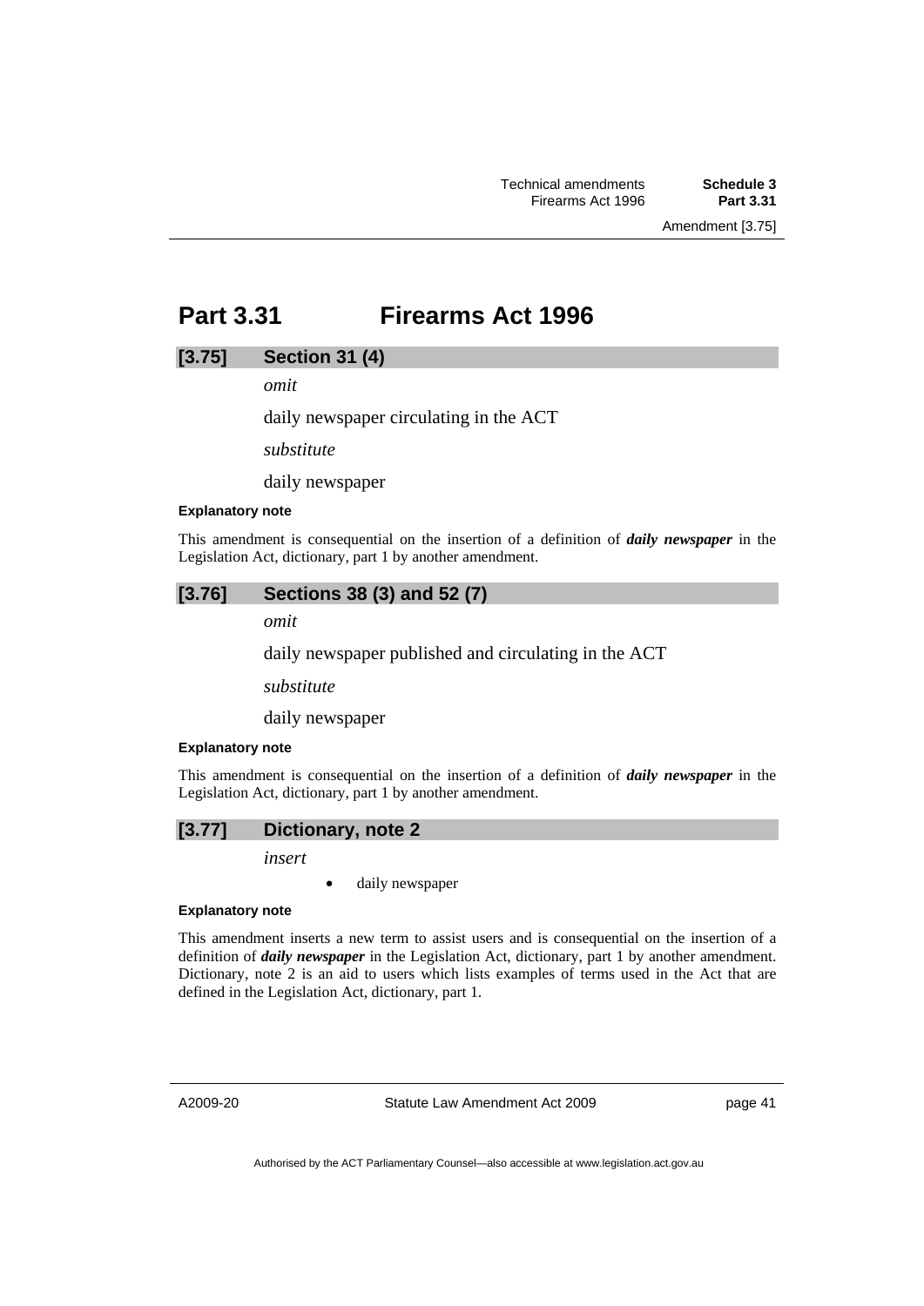# Part 3.31 Firearms Act 1996

## [3.75] Section 31 (4)

*omit*

daily newspaper circulating in the ACT

*substitute*

daily newspaper

**Explanatory note**

This amendment is consequential on the insertion of a definition of ***daily newspaper*** in the Legislation Act, dictionary, part 1 by another amendment.

## [3.76] Sections 38 (3) and 52 (7)

*omit*

daily newspaper published and circulating in the ACT

*substitute*

daily newspaper

**Explanatory note**

This amendment is consequential on the insertion of a definition of ***daily newspaper*** in the Legislation Act, dictionary, part 1 by another amendment.

## [3.77] Dictionary, note 2

*insert*

- daily newspaper

**Explanatory note**

This amendment inserts a new term to assist users and is consequential on the insertion of a definition of ***daily newspaper*** in the Legislation Act, dictionary, part 1 by another amendment. Dictionary, note 2 is an aid to users which lists examples of terms used in the Act that are defined in the Legislation Act, dictionary, part 1.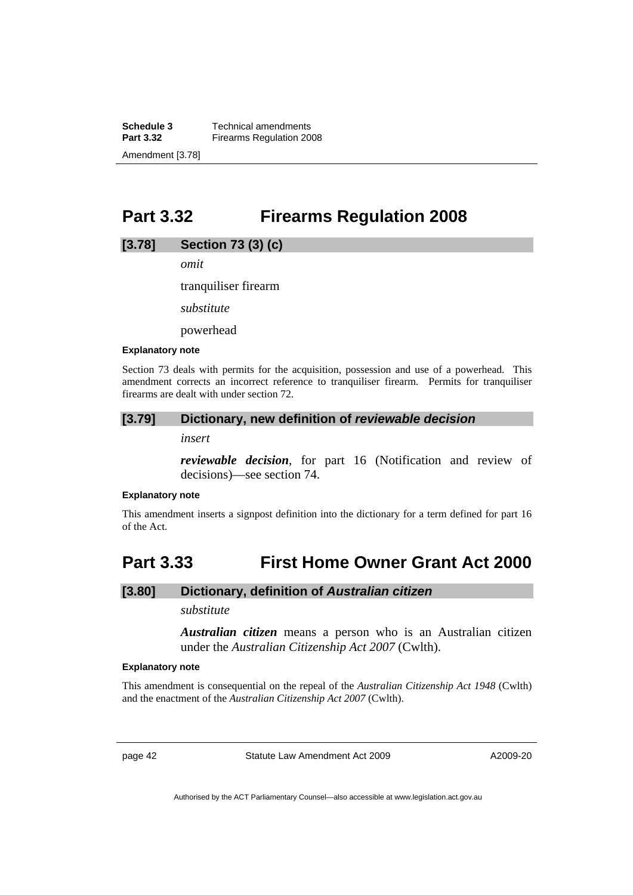## Part 3.32 Firearms Regulation 2008

### [3.78] Section 73 (3) (c)

*omit*

tranquiliser firearm

*substitute*

powerhead

**Explanatory note**

Section 73 deals with permits for the acquisition, possession and use of a powerhead. This amendment corrects an incorrect reference to tranquiliser firearm. Permits for tranquiliser firearms are dealt with under section 72.

### [3.79] Dictionary, new definition of *reviewable decision*

*insert*

***reviewable decision***, for part 16 (Notification and review of decisions)—see section 74.

**Explanatory note**

This amendment inserts a signpost definition into the dictionary for a term defined for part 16 of the Act.

## Part 3.33 First Home Owner Grant Act 2000

### [3.80] Dictionary, definition of *Australian citizen*

*substitute*

***Australian citizen*** means a person who is an Australian citizen under the *Australian Citizenship Act 2007* (Cwlth).

**Explanatory note**

This amendment is consequential on the repeal of the *Australian Citizenship Act 1948* (Cwlth) and the enactment of the *Australian Citizenship Act 2007* (Cwlth).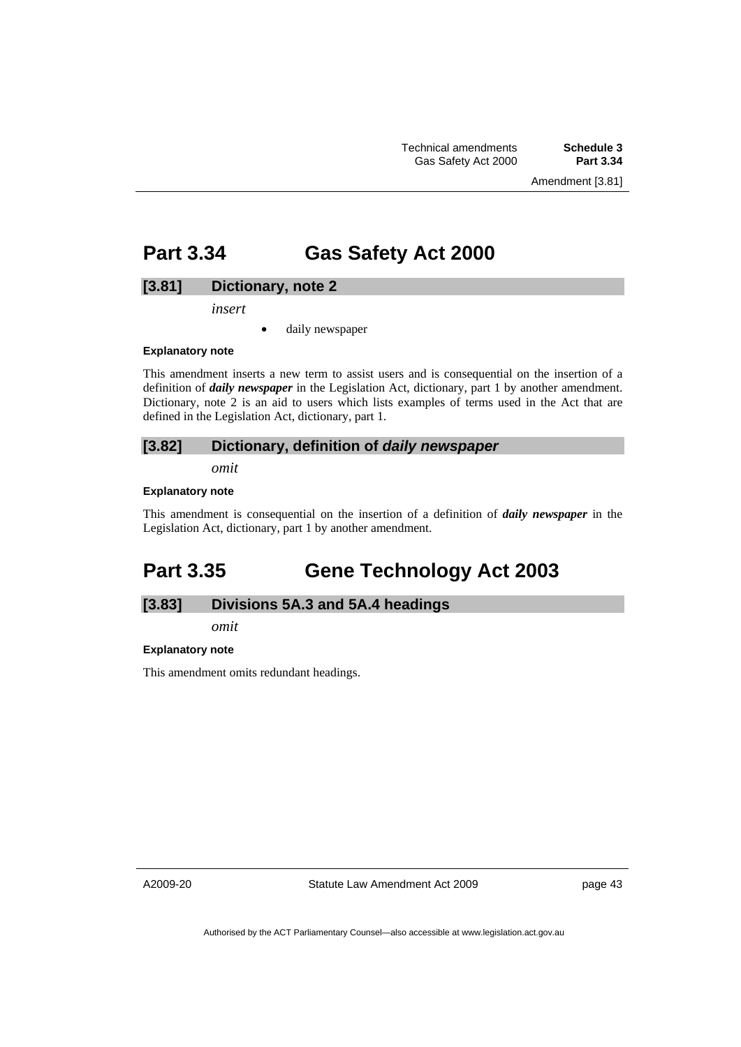# Part 3.34 Gas Safety Act 2000

## [3.81] Dictionary, note 2

*insert*

- daily newspaper

**Explanatory note**

This amendment inserts a new term to assist users and is consequential on the insertion of a definition of ***daily newspaper*** in the Legislation Act, dictionary, part 1 by another amendment. Dictionary, note 2 is an aid to users which lists examples of terms used in the Act that are defined in the Legislation Act, dictionary, part 1.

## [3.82] Dictionary, definition of *daily newspaper*

*omit*

**Explanatory note**

This amendment is consequential on the insertion of a definition of ***daily newspaper*** in the Legislation Act, dictionary, part 1 by another amendment.

# Part 3.35 Gene Technology Act 2003

## [3.83] Divisions 5A.3 and 5A.4 headings

*omit*

**Explanatory note**

This amendment omits redundant headings.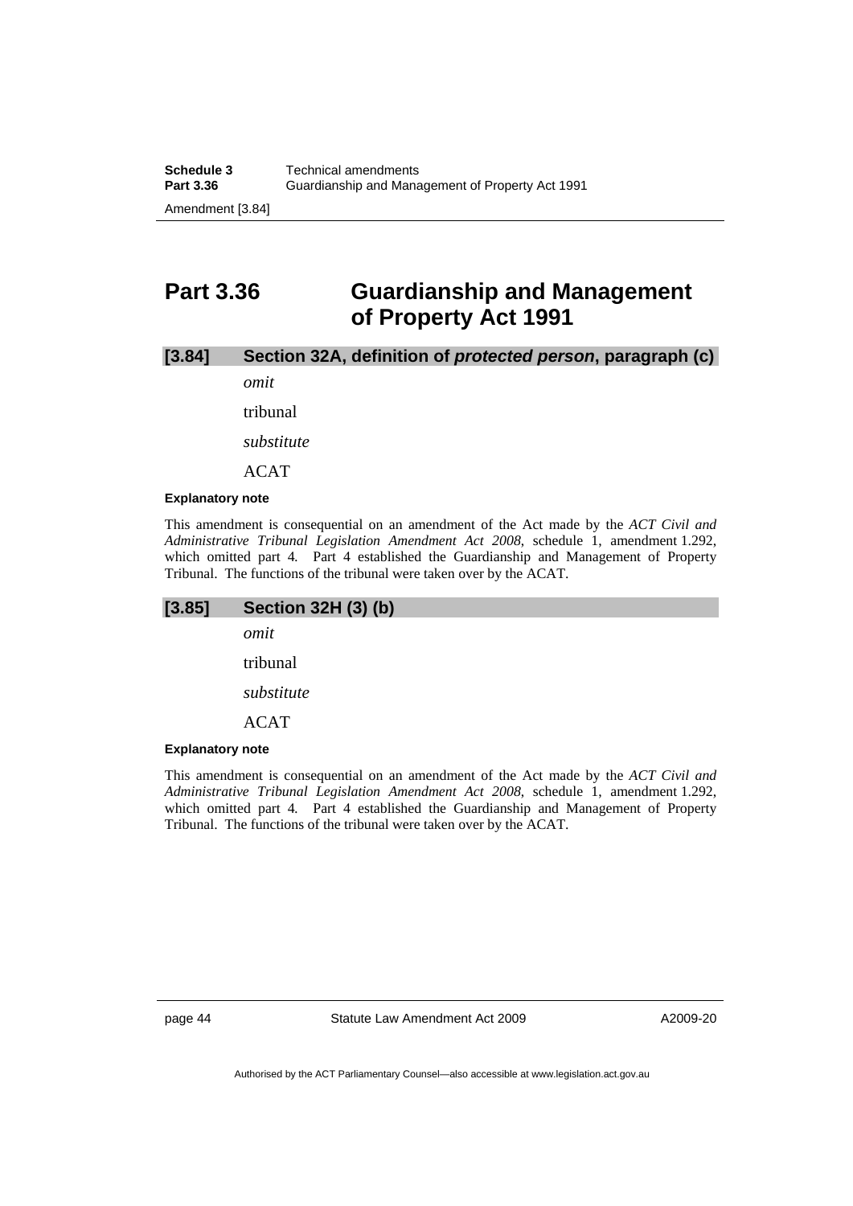## Part 3.36 Guardianship and Management of Property Act 1991

### [3.84] Section 32A, definition of *protected person*, paragraph (c)

*omit*

tribunal

*substitute*

ACAT

**Explanatory note**

This amendment is consequential on an amendment of the Act made by the *ACT Civil and Administrative Tribunal Legislation Amendment Act 2008*, schedule 1, amendment 1.292, which omitted part 4. Part 4 established the Guardianship and Management of Property Tribunal. The functions of the tribunal were taken over by the ACAT.

### [3.85] Section 32H (3) (b)

*omit*

tribunal

*substitute*

ACAT

**Explanatory note**

This amendment is consequential on an amendment of the Act made by the *ACT Civil and Administrative Tribunal Legislation Amendment Act 2008*, schedule 1, amendment 1.292, which omitted part 4. Part 4 established the Guardianship and Management of Property Tribunal. The functions of the tribunal were taken over by the ACAT.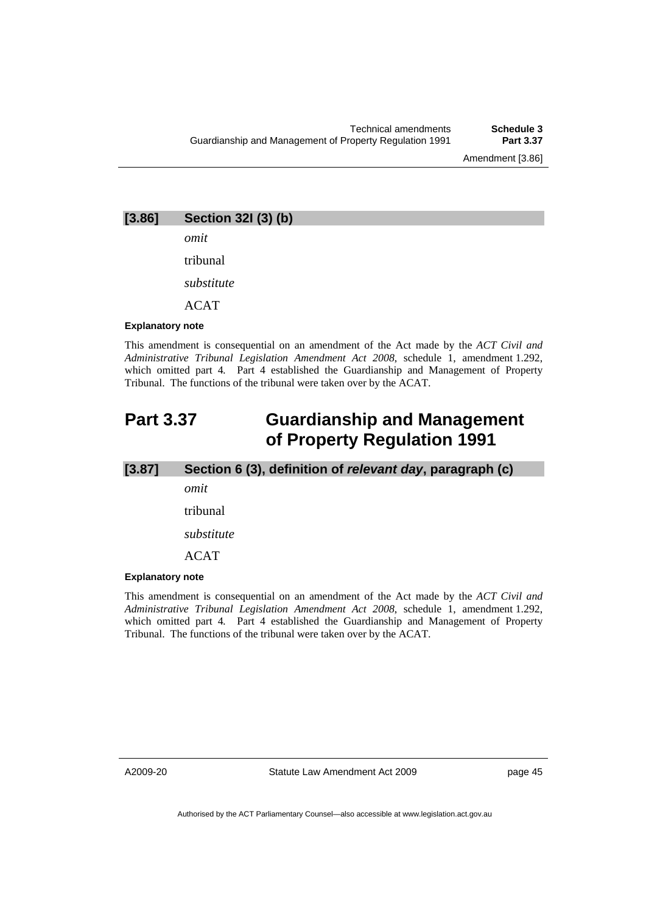### [3.86] Section 32I (3) (b)

*omit*

tribunal

*substitute*

ACAT

**Explanatory note**

This amendment is consequential on an amendment of the Act made by the *ACT Civil and Administrative Tribunal Legislation Amendment Act 2008*, schedule 1, amendment 1.292, which omitted part 4. Part 4 established the Guardianship and Management of Property Tribunal. The functions of the tribunal were taken over by the ACAT.

## Part 3.37 Guardianship and Management of Property Regulation 1991

### [3.87] Section 6 (3), definition of *relevant day*, paragraph (c)

*omit*

tribunal

*substitute*

ACAT

**Explanatory note**

This amendment is consequential on an amendment of the Act made by the *ACT Civil and Administrative Tribunal Legislation Amendment Act 2008*, schedule 1, amendment 1.292, which omitted part 4. Part 4 established the Guardianship and Management of Property Tribunal. The functions of the tribunal were taken over by the ACAT.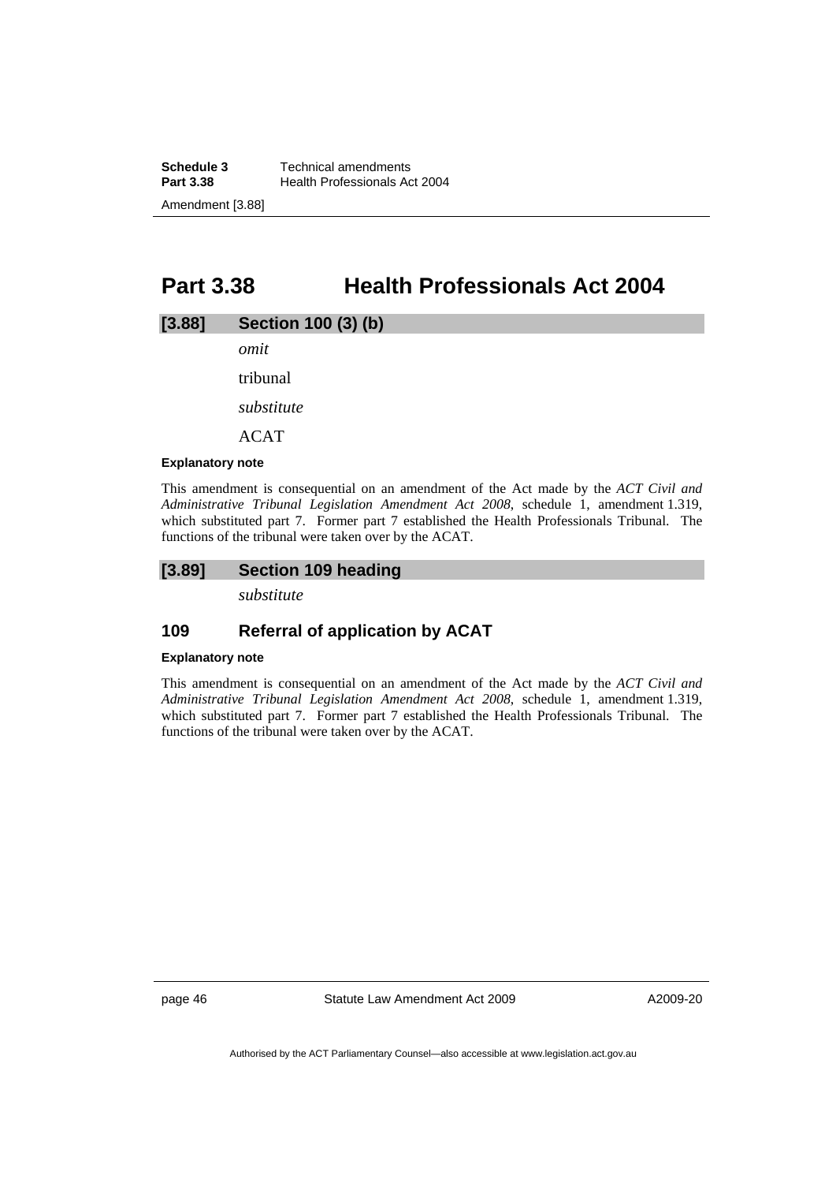# Part 3.38 Health Professionals Act 2004

## [3.88] Section 100 (3) (b)

*omit*

tribunal

*substitute*

ACAT

**Explanatory note**

This amendment is consequential on an amendment of the Act made by the *ACT Civil and Administrative Tribunal Legislation Amendment Act 2008*, schedule 1, amendment 1.319, which substituted part 7. Former part 7 established the Health Professionals Tribunal. The functions of the tribunal were taken over by the ACAT.

## [3.89] Section 109 heading

*substitute*

### 109 Referral of application by ACAT

**Explanatory note**

This amendment is consequential on an amendment of the Act made by the *ACT Civil and Administrative Tribunal Legislation Amendment Act 2008*, schedule 1, amendment 1.319, which substituted part 7. Former part 7 established the Health Professionals Tribunal. The functions of the tribunal were taken over by the ACAT.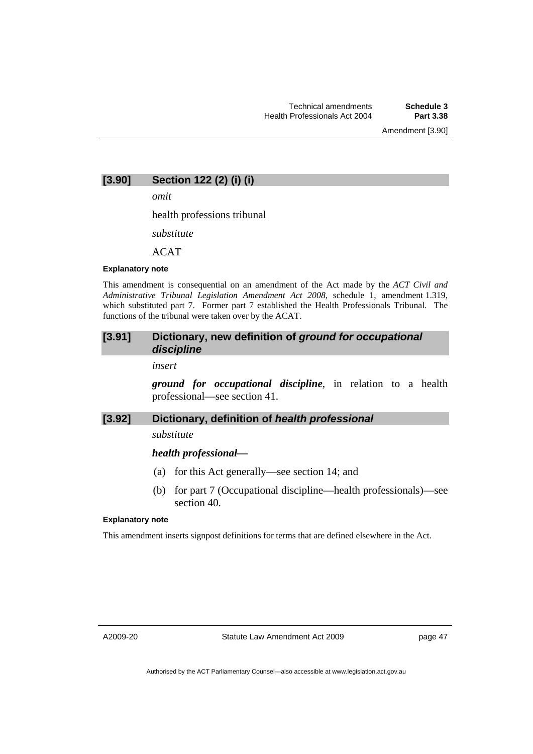### [3.90] Section 122 (2) (i) (i)

*omit*

health professions tribunal

*substitute*

ACAT

**Explanatory note**

This amendment is consequential on an amendment of the Act made by the *ACT Civil and Administrative Tribunal Legislation Amendment Act 2008*, schedule 1, amendment 1.319, which substituted part 7. Former part 7 established the Health Professionals Tribunal. The functions of the tribunal were taken over by the ACAT.

### [3.91] Dictionary, new definition of *ground for occupational discipline*

*insert*

***ground for occupational discipline***, in relation to a health professional—see section 41.

### [3.92] Dictionary, definition of *health professional*

*substitute*

***health professional***—

(a) for this Act generally—see section 14; and

(b) for part 7 (Occupational discipline—health professionals)—see section 40.

**Explanatory note**

This amendment inserts signpost definitions for terms that are defined elsewhere in the Act.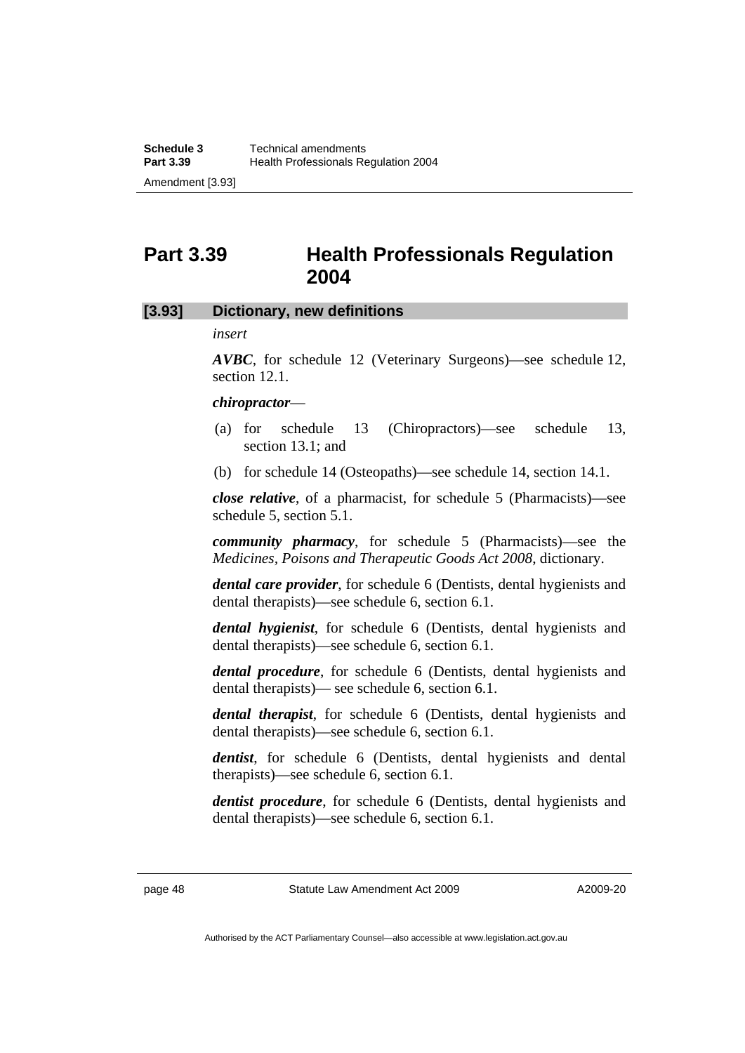## Part 3.39 Health Professionals Regulation 2004

### [3.93] Dictionary, new definitions

*insert*

***AVBC***, for schedule 12 (Veterinary Surgeons)—see schedule 12, section 12.1.

***chiropractor***—

(a) for schedule 13 (Chiropractors)—see schedule 13, section 13.1; and

(b) for schedule 14 (Osteopaths)—see schedule 14, section 14.1.

***close relative***, of a pharmacist, for schedule 5 (Pharmacists)—see schedule 5, section 5.1.

***community pharmacy***, for schedule 5 (Pharmacists)—see the *Medicines, Poisons and Therapeutic Goods Act 2008*, dictionary.

***dental care provider***, for schedule 6 (Dentists, dental hygienists and dental therapists)—see schedule 6, section 6.1.

***dental hygienist***, for schedule 6 (Dentists, dental hygienists and dental therapists)—see schedule 6, section 6.1.

***dental procedure***, for schedule 6 (Dentists, dental hygienists and dental therapists)— see schedule 6, section 6.1.

***dental therapist***, for schedule 6 (Dentists, dental hygienists and dental therapists)—see schedule 6, section 6.1.

***dentist***, for schedule 6 (Dentists, dental hygienists and dental therapists)—see schedule 6, section 6.1.

***dentist procedure***, for schedule 6 (Dentists, dental hygienists and dental therapists)—see schedule 6, section 6.1.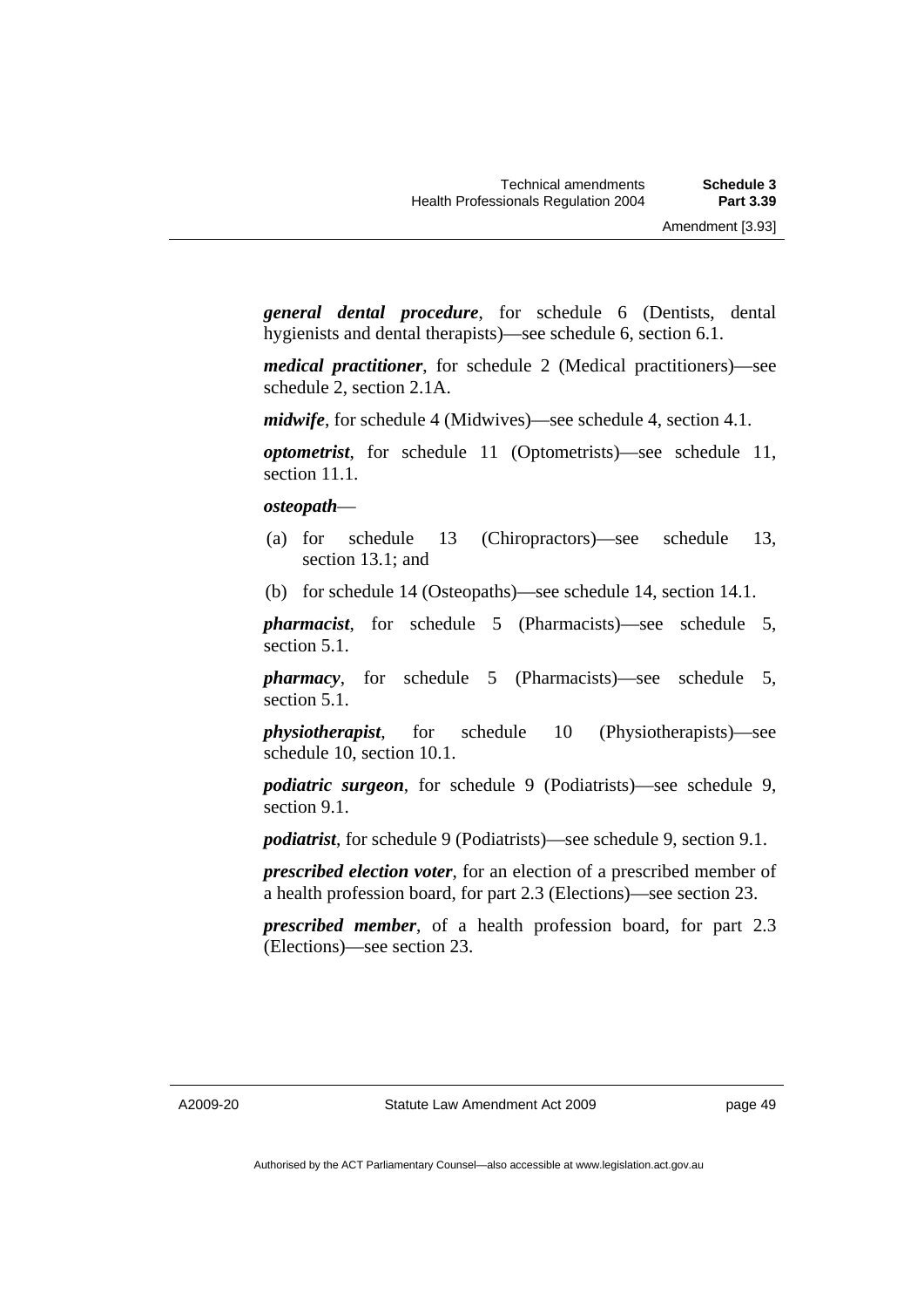***general dental procedure***, for schedule 6 (Dentists, dental hygienists and dental therapists)—see schedule 6, section 6.1.

***medical practitioner***, for schedule 2 (Medical practitioners)—see schedule 2, section 2.1A.

***midwife***, for schedule 4 (Midwives)—see schedule 4, section 4.1.

***optometrist***, for schedule 11 (Optometrists)—see schedule 11, section 11.1.

***osteopath***—

(a) for schedule 13 (Chiropractors)—see schedule 13, section 13.1; and

(b) for schedule 14 (Osteopaths)—see schedule 14, section 14.1.

***pharmacist***, for schedule 5 (Pharmacists)—see schedule 5, section 5.1.

***pharmacy***, for schedule 5 (Pharmacists)—see schedule 5, section 5.1.

***physiotherapist***, for schedule 10 (Physiotherapists)—see schedule 10, section 10.1.

***podiatric surgeon***, for schedule 9 (Podiatrists)—see schedule 9, section 9.1.

***podiatrist***, for schedule 9 (Podiatrists)—see schedule 9, section 9.1.

***prescribed election voter***, for an election of a prescribed member of a health profession board, for part 2.3 (Elections)—see section 23.

***prescribed member***, of a health profession board, for part 2.3 (Elections)—see section 23.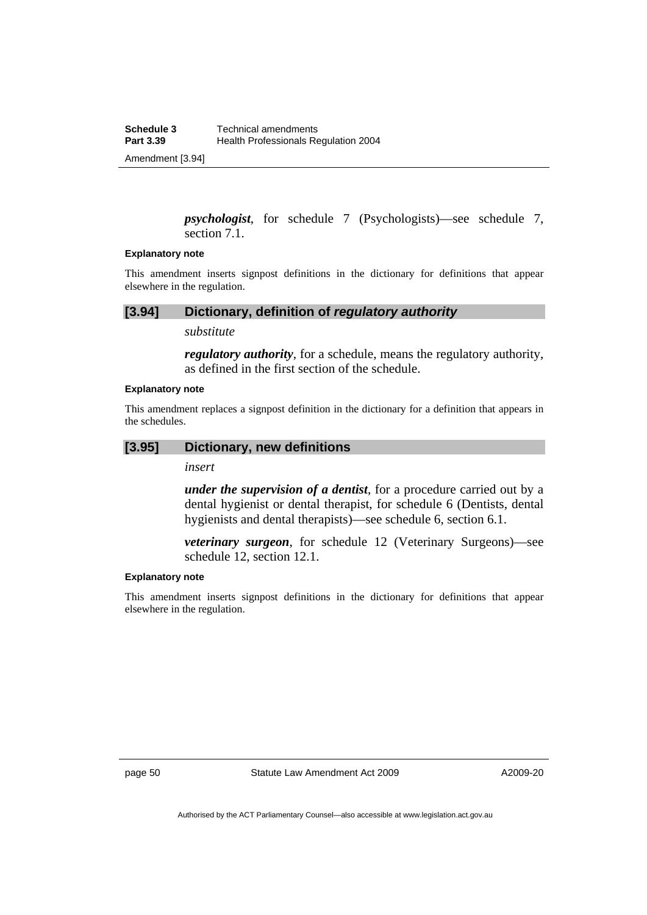***psychologist***, for schedule 7 (Psychologists)—see schedule 7, section 7.1.

**Explanatory note**

This amendment inserts signpost definitions in the dictionary for definitions that appear elsewhere in the regulation.

### [3.94] Dictionary, definition of *regulatory authority*

*substitute*

***regulatory authority***, for a schedule, means the regulatory authority, as defined in the first section of the schedule.

**Explanatory note**

This amendment replaces a signpost definition in the dictionary for a definition that appears in the schedules.

### [3.95] Dictionary, new definitions

*insert*

***under the supervision of a dentist***, for a procedure carried out by a dental hygienist or dental therapist, for schedule 6 (Dentists, dental hygienists and dental therapists)—see schedule 6, section 6.1.

***veterinary surgeon***, for schedule 12 (Veterinary Surgeons)—see schedule 12, section 12.1.

**Explanatory note**

This amendment inserts signpost definitions in the dictionary for definitions that appear elsewhere in the regulation.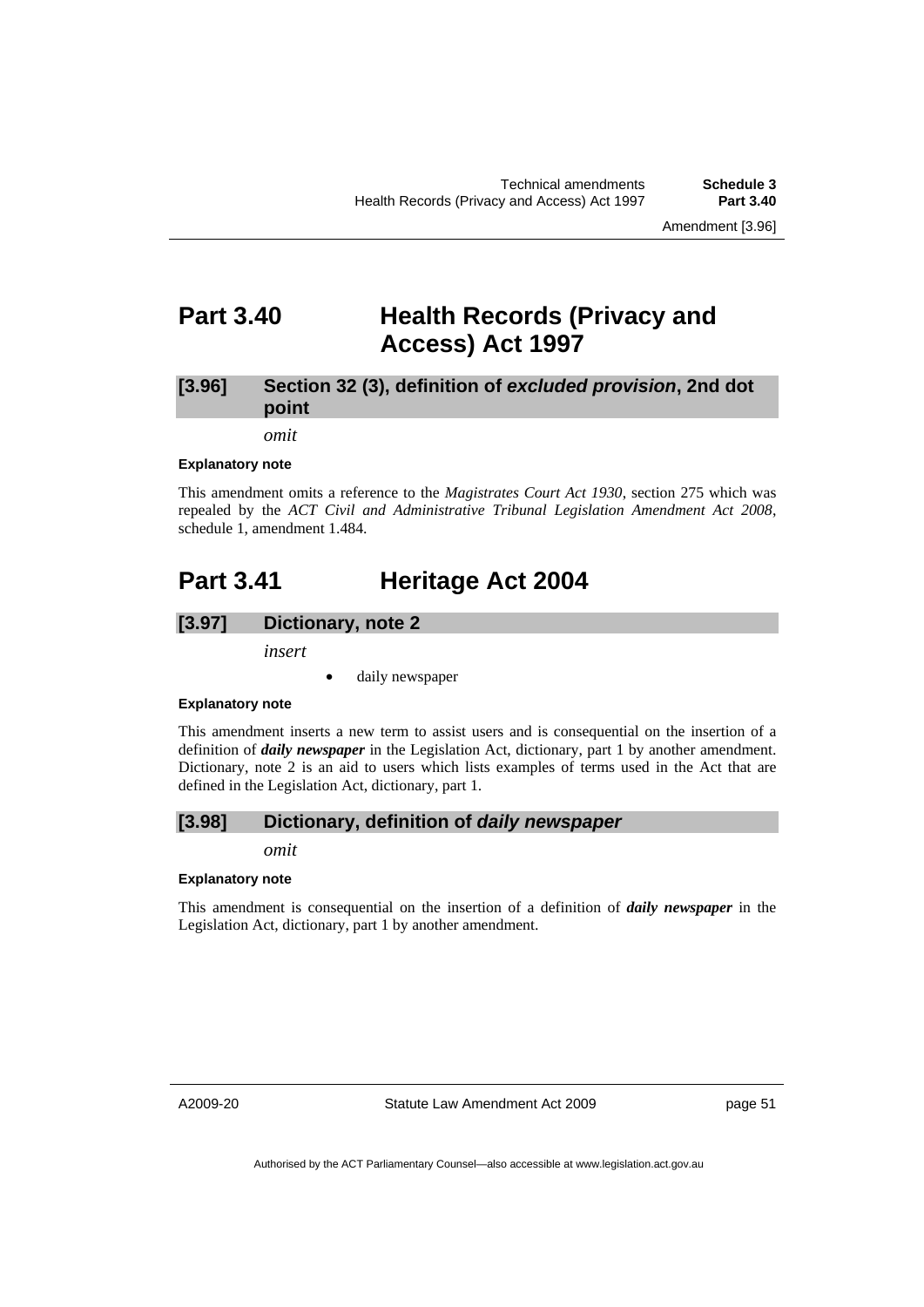# Part 3.40 Health Records (Privacy and Access) Act 1997

### [3.96] Section 32 (3), definition of *excluded provision*, 2nd dot point

*omit*

**Explanatory note**

This amendment omits a reference to the *Magistrates Court Act 1930*, section 275 which was repealed by the *ACT Civil and Administrative Tribunal Legislation Amendment Act 2008*, schedule 1, amendment 1.484.

# Part 3.41 Heritage Act 2004

### [3.97] Dictionary, note 2

*insert*

- daily newspaper

**Explanatory note**

This amendment inserts a new term to assist users and is consequential on the insertion of a definition of ***daily newspaper*** in the Legislation Act, dictionary, part 1 by another amendment. Dictionary, note 2 is an aid to users which lists examples of terms used in the Act that are defined in the Legislation Act, dictionary, part 1.

### [3.98] Dictionary, definition of *daily newspaper*

*omit*

**Explanatory note**

This amendment is consequential on the insertion of a definition of ***daily newspaper*** in the Legislation Act, dictionary, part 1 by another amendment.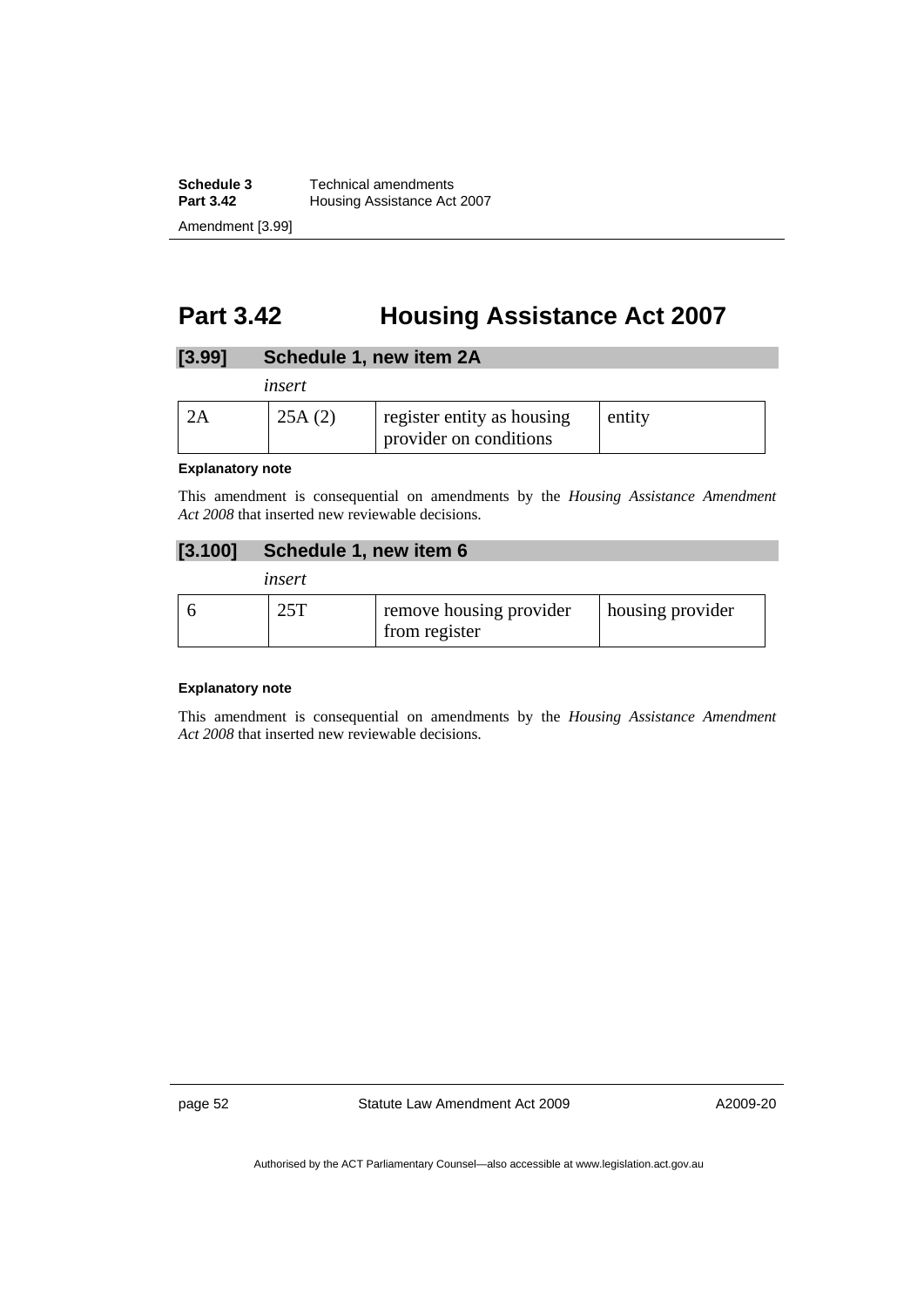# Part 3.42 Housing Assistance Act 2007

## [3.99] Schedule 1, new item 2A

*insert*

| 2A | 25A (2) | register entity as housing provider on conditions | entity |
|---|---|---|---|

**Explanatory note**

This amendment is consequential on amendments by the *Housing Assistance Amendment Act 2008* that inserted new reviewable decisions.

## [3.100] Schedule 1, new item 6

*insert*

| 6 | 25T | remove housing provider from register | housing provider |
|---|---|---|---|

**Explanatory note**

This amendment is consequential on amendments by the *Housing Assistance Amendment Act 2008* that inserted new reviewable decisions.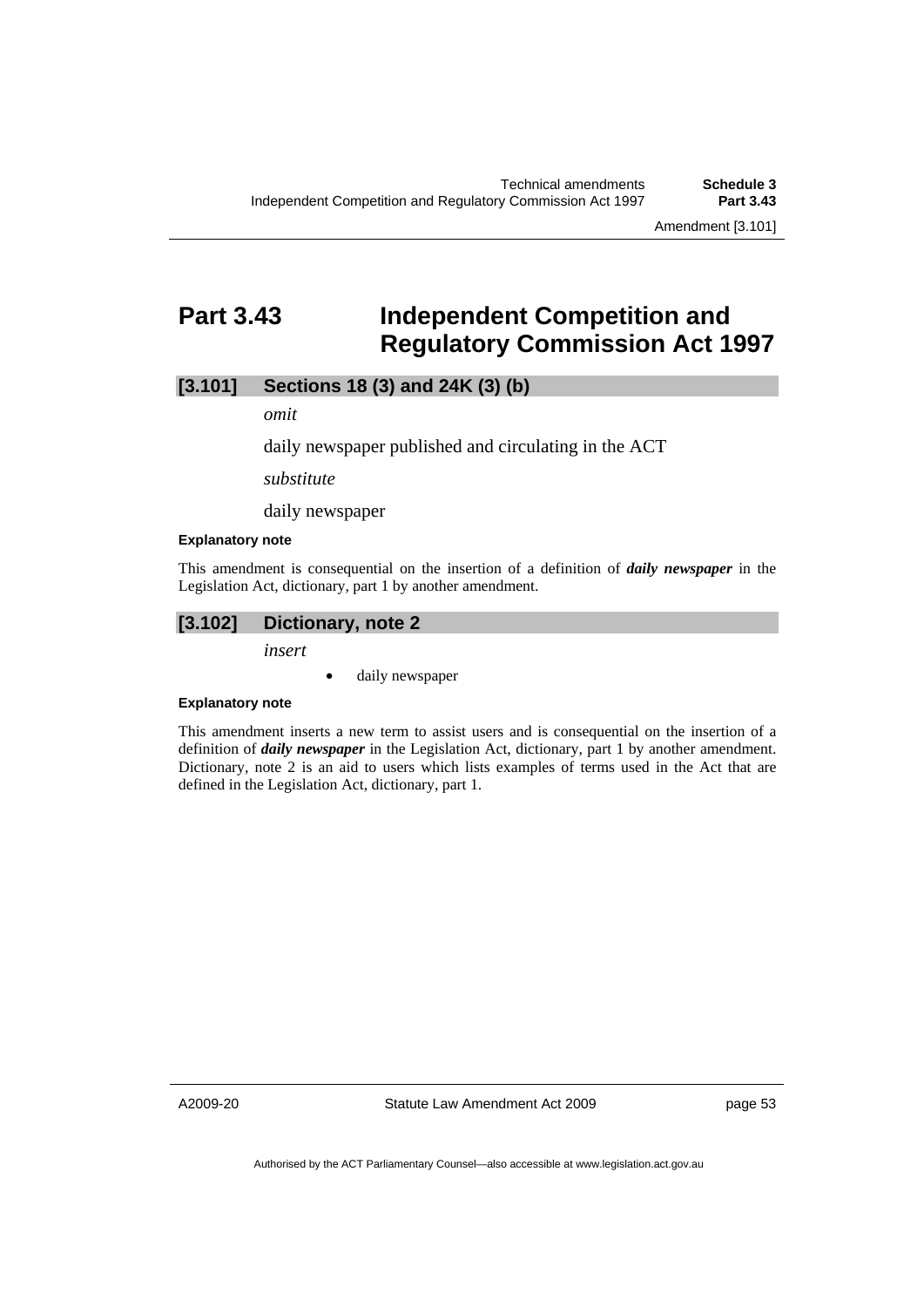# Part 3.43 Independent Competition and Regulatory Commission Act 1997

## [3.101] Sections 18 (3) and 24K (3) (b)

*omit*

daily newspaper published and circulating in the ACT

*substitute*

daily newspaper

**Explanatory note**

This amendment is consequential on the insertion of a definition of ***daily newspaper*** in the Legislation Act, dictionary, part 1 by another amendment.

## [3.102] Dictionary, note 2

*insert*

- daily newspaper

**Explanatory note**

This amendment inserts a new term to assist users and is consequential on the insertion of a definition of ***daily newspaper*** in the Legislation Act, dictionary, part 1 by another amendment. Dictionary, note 2 is an aid to users which lists examples of terms used in the Act that are defined in the Legislation Act, dictionary, part 1.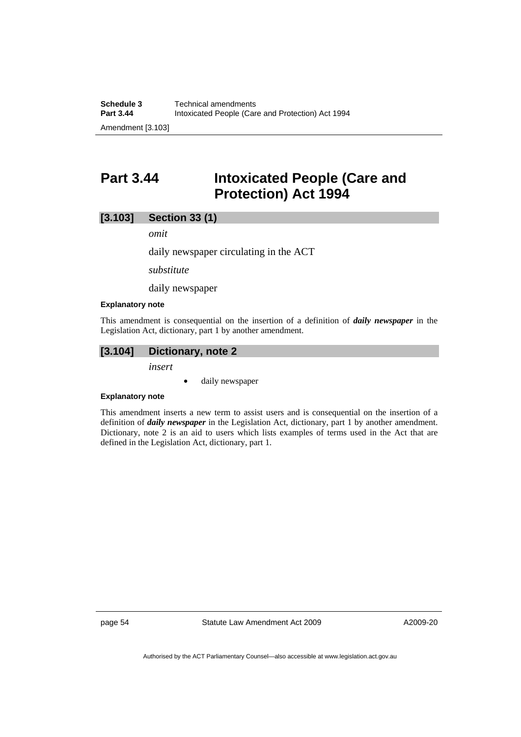# Part 3.44 Intoxicated People (Care and Protection) Act 1994

## [3.103] Section 33 (1)

*omit*

daily newspaper circulating in the ACT

*substitute*

daily newspaper

**Explanatory note**

This amendment is consequential on the insertion of a definition of ***daily newspaper*** in the Legislation Act, dictionary, part 1 by another amendment.

## [3.104] Dictionary, note 2

*insert*

- daily newspaper

**Explanatory note**

This amendment inserts a new term to assist users and is consequential on the insertion of a definition of ***daily newspaper*** in the Legislation Act, dictionary, part 1 by another amendment. Dictionary, note 2 is an aid to users which lists examples of terms used in the Act that are defined in the Legislation Act, dictionary, part 1.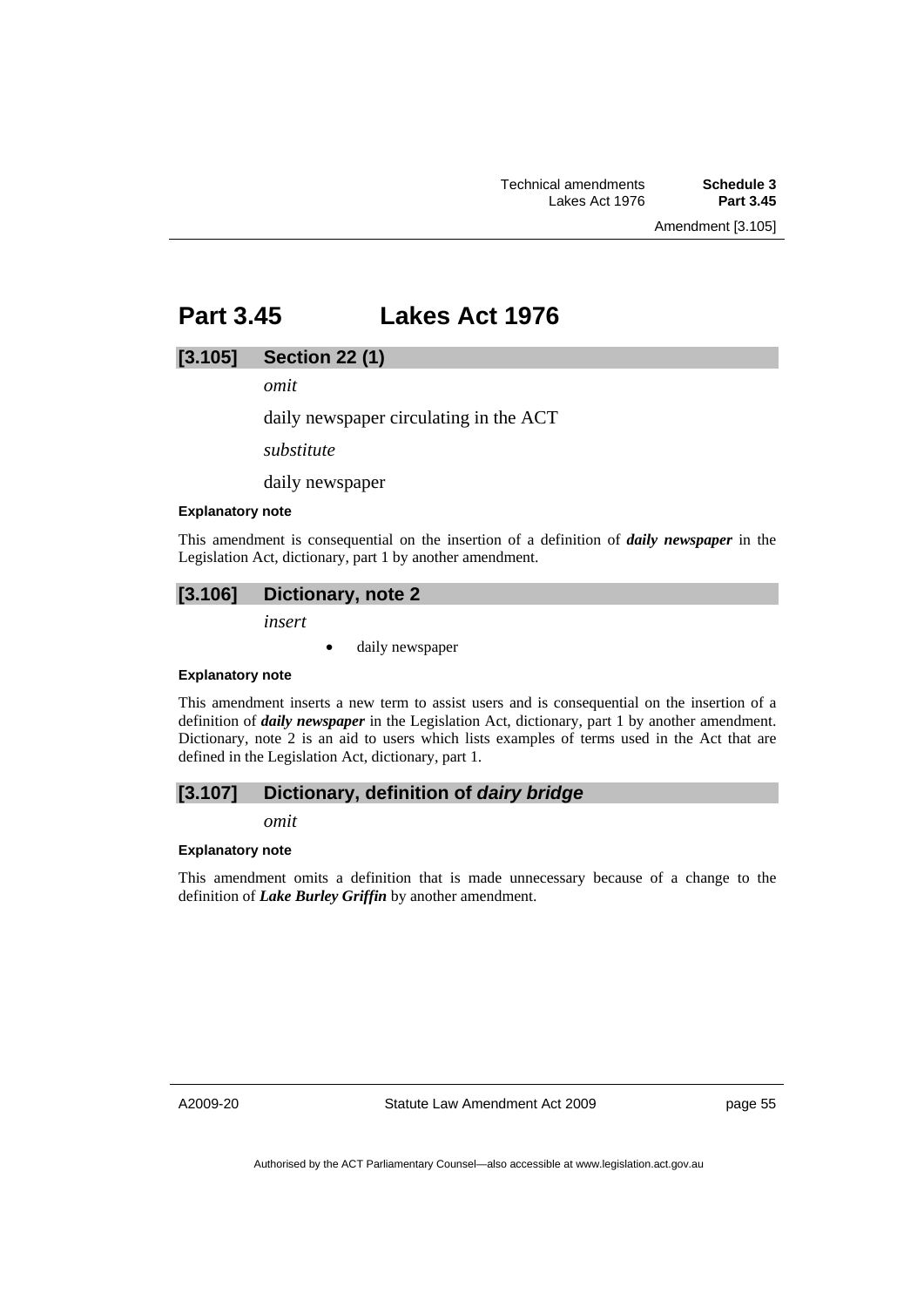# Part 3.45 Lakes Act 1976

## [3.105] Section 22 (1)

*omit*

daily newspaper circulating in the ACT

*substitute*

daily newspaper

#### Explanatory note

This amendment is consequential on the insertion of a definition of ***daily newspaper*** in the Legislation Act, dictionary, part 1 by another amendment.

## [3.106] Dictionary, note 2

*insert*

- daily newspaper

#### Explanatory note

This amendment inserts a new term to assist users and is consequential on the insertion of a definition of ***daily newspaper*** in the Legislation Act, dictionary, part 1 by another amendment. Dictionary, note 2 is an aid to users which lists examples of terms used in the Act that are defined in the Legislation Act, dictionary, part 1.

## [3.107] Dictionary, definition of *dairy bridge*

*omit*

#### Explanatory note

This amendment omits a definition that is made unnecessary because of a change to the definition of ***Lake Burley Griffin*** by another amendment.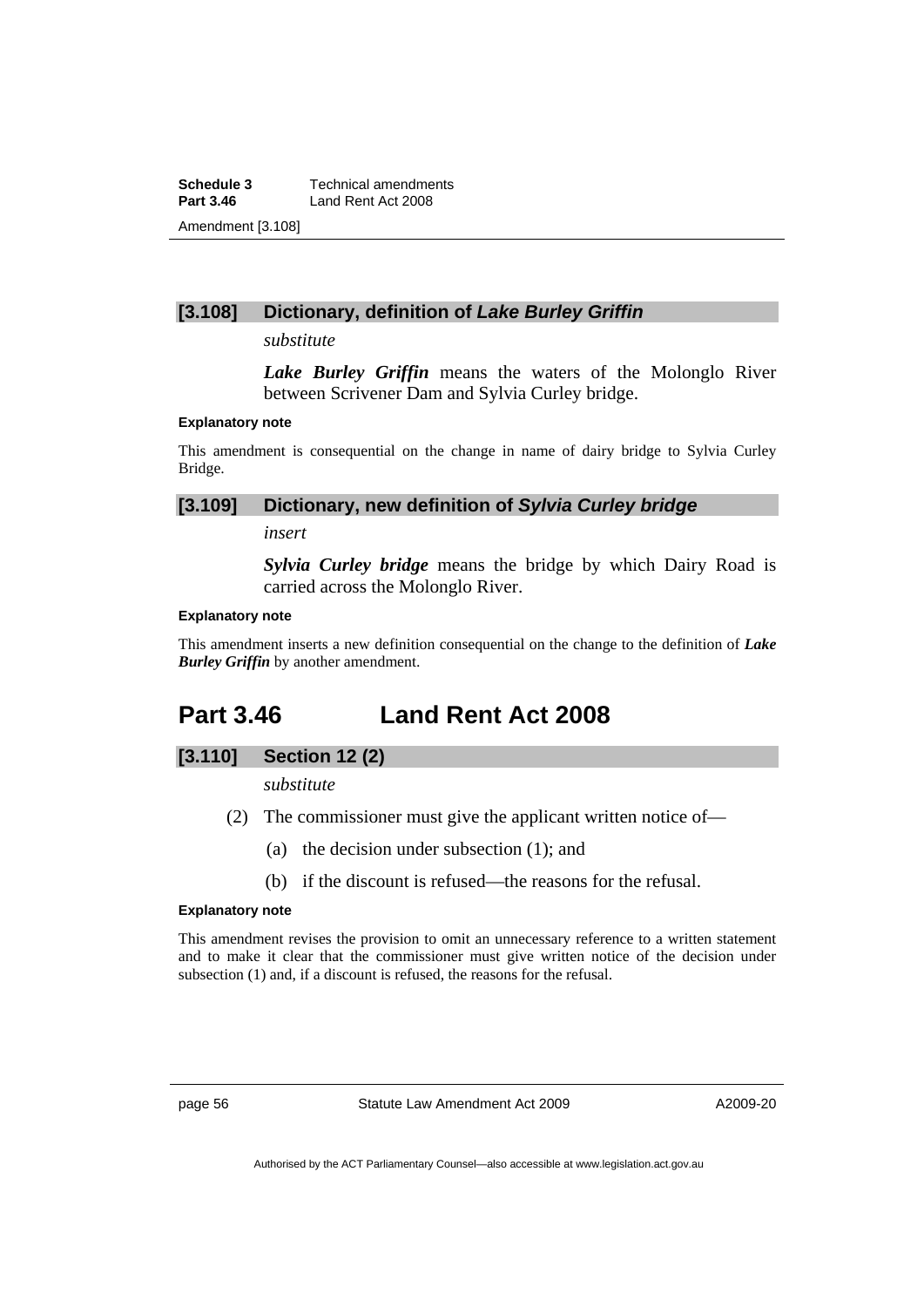### [3.108] Dictionary, definition of *Lake Burley Griffin*

*substitute*

***Lake Burley Griffin*** means the waters of the Molonglo River between Scrivener Dam and Sylvia Curley bridge.

**Explanatory note**

This amendment is consequential on the change in name of dairy bridge to Sylvia Curley Bridge.

### [3.109] Dictionary, new definition of *Sylvia Curley bridge*

*insert*

***Sylvia Curley bridge*** means the bridge by which Dairy Road is carried across the Molonglo River.

**Explanatory note**

This amendment inserts a new definition consequential on the change to the definition of ***Lake Burley Griffin*** by another amendment.

## Part 3.46 Land Rent Act 2008

### [3.110] Section 12 (2)

*substitute*

(2) The commissioner must give the applicant written notice of—

(a) the decision under subsection (1); and

(b) if the discount is refused—the reasons for the refusal.

**Explanatory note**

This amendment revises the provision to omit an unnecessary reference to a written statement and to make it clear that the commissioner must give written notice of the decision under subsection (1) and, if a discount is refused, the reasons for the refusal.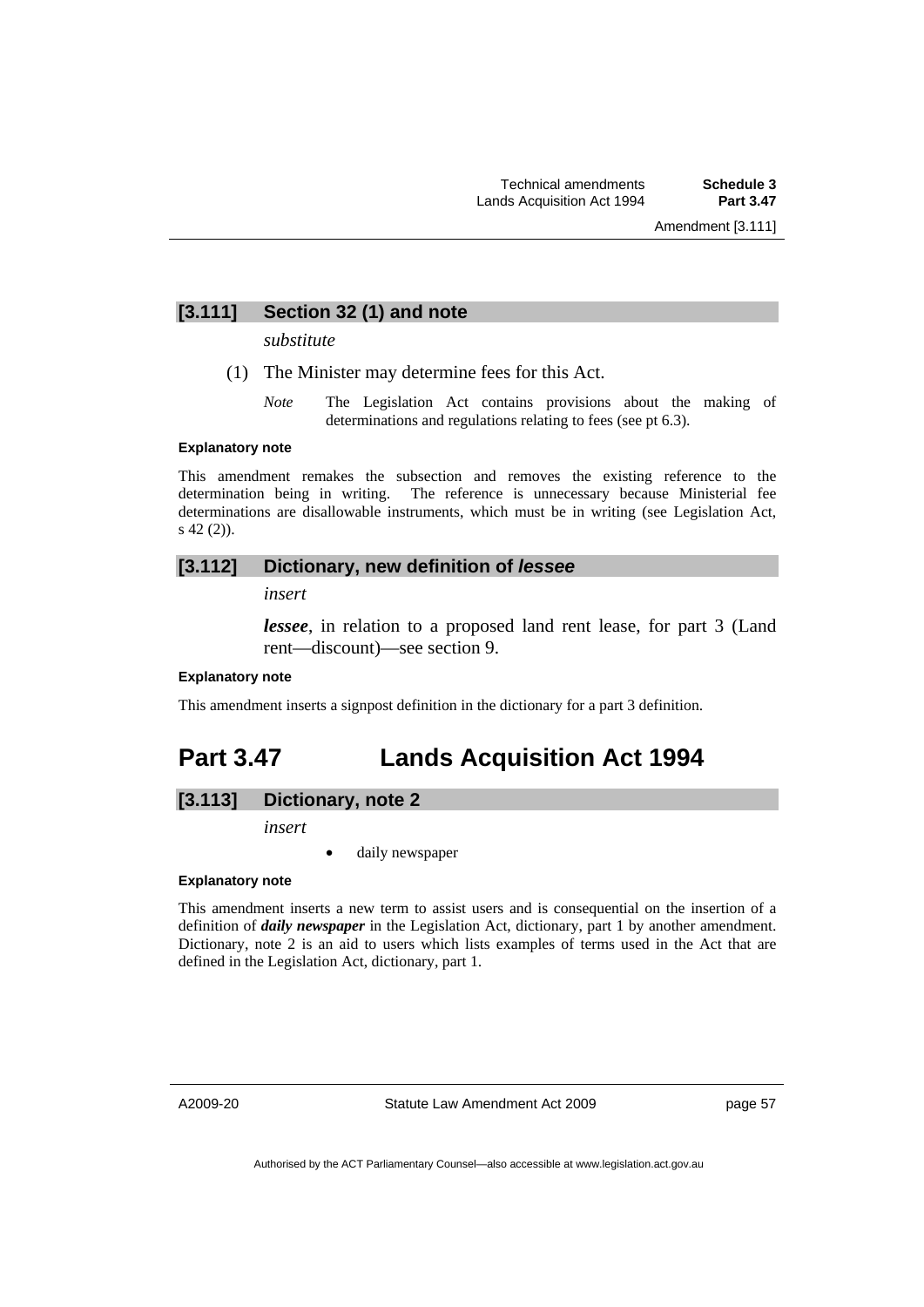### [3.111] Section 32 (1) and note

*substitute*

(1) The Minister may determine fees for this Act.

*Note* The Legislation Act contains provisions about the making of determinations and regulations relating to fees (see pt 6.3).

**Explanatory note**

This amendment remakes the subsection and removes the existing reference to the determination being in writing. The reference is unnecessary because Ministerial fee determinations are disallowable instruments, which must be in writing (see Legislation Act, s 42 (2)).

### [3.112] Dictionary, new definition of *lessee*

*insert*

***lessee***, in relation to a proposed land rent lease, for part 3 (Land rent—discount)—see section 9.

**Explanatory note**

This amendment inserts a signpost definition in the dictionary for a part 3 definition.

## Part 3.47 Lands Acquisition Act 1994

### [3.113] Dictionary, note 2

*insert*

- daily newspaper

**Explanatory note**

This amendment inserts a new term to assist users and is consequential on the insertion of a definition of ***daily newspaper*** in the Legislation Act, dictionary, part 1 by another amendment. Dictionary, note 2 is an aid to users which lists examples of terms used in the Act that are defined in the Legislation Act, dictionary, part 1.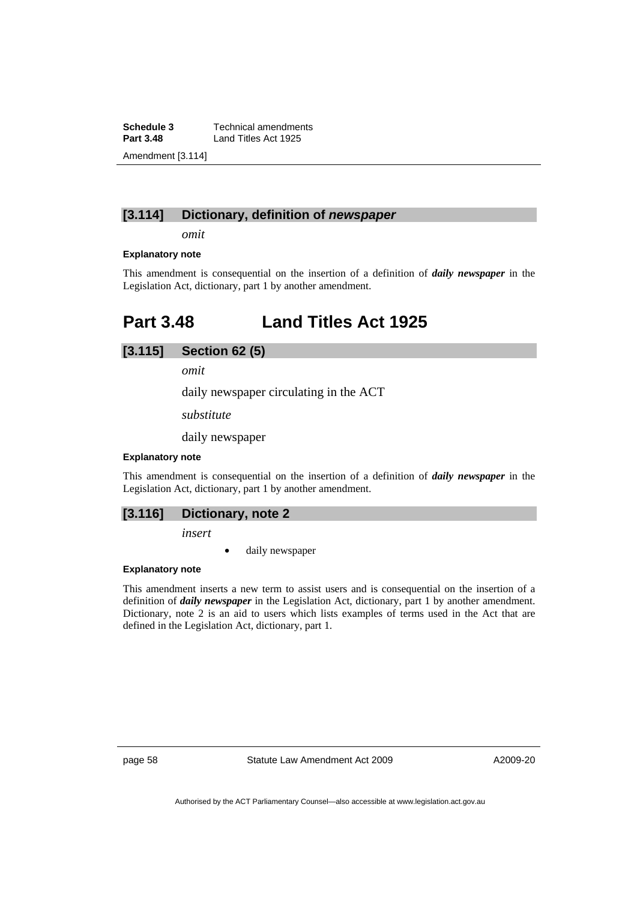### [3.114] Dictionary, definition of ***newspaper***

*omit*

**Explanatory note**

This amendment is consequential on the insertion of a definition of ***daily newspaper*** in the Legislation Act, dictionary, part 1 by another amendment.

## Part 3.48 Land Titles Act 1925

### [3.115] Section 62 (5)

*omit*

daily newspaper circulating in the ACT

*substitute*

daily newspaper

**Explanatory note**

This amendment is consequential on the insertion of a definition of ***daily newspaper*** in the Legislation Act, dictionary, part 1 by another amendment.

### [3.116] Dictionary, note 2

*insert*

- daily newspaper

**Explanatory note**

This amendment inserts a new term to assist users and is consequential on the insertion of a definition of ***daily newspaper*** in the Legislation Act, dictionary, part 1 by another amendment. Dictionary, note 2 is an aid to users which lists examples of terms used in the Act that are defined in the Legislation Act, dictionary, part 1.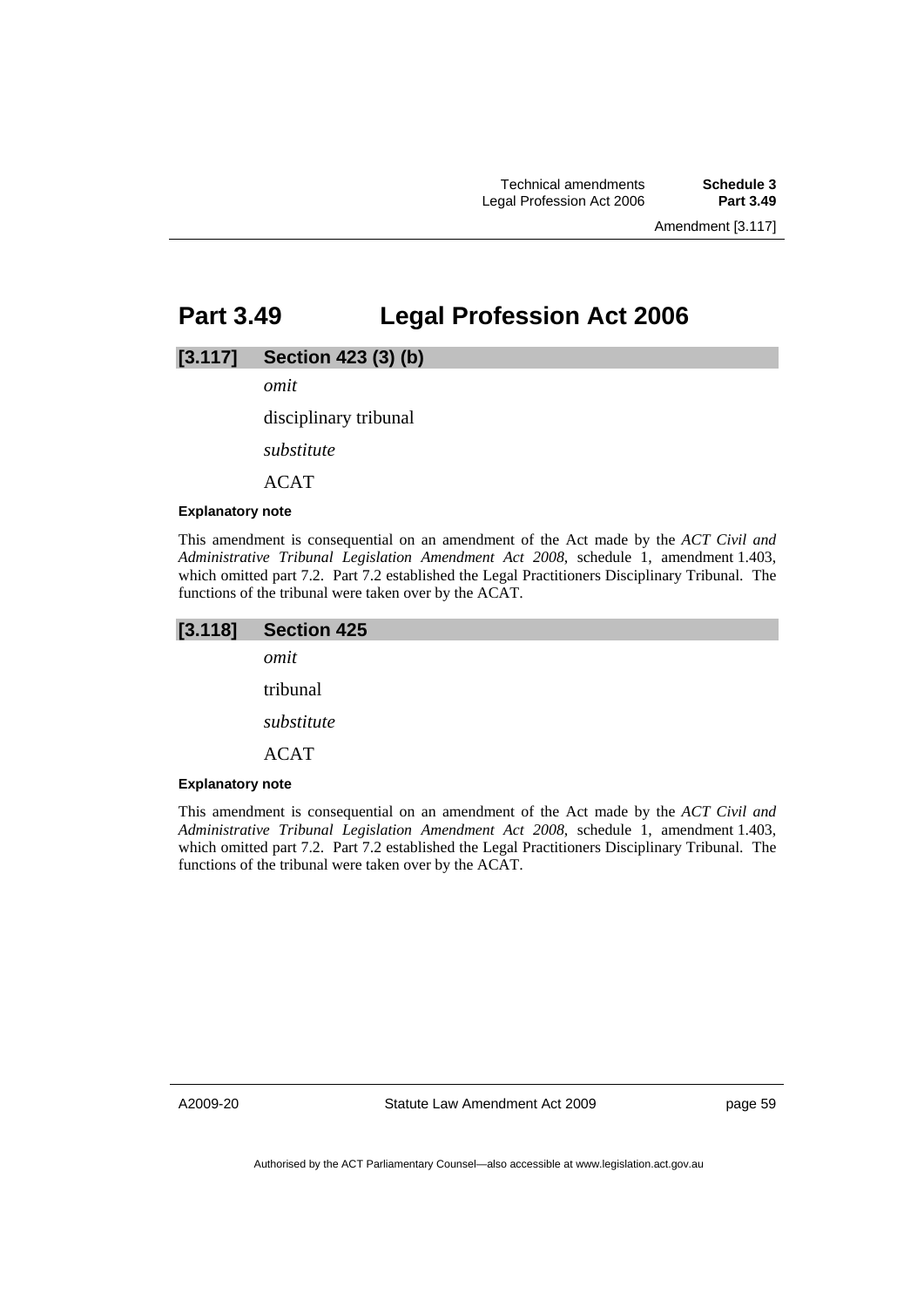# Part 3.49 Legal Profession Act 2006

## [3.117] Section 423 (3) (b)

*omit*

disciplinary tribunal

*substitute*

ACAT

#### Explanatory note

This amendment is consequential on an amendment of the Act made by the *ACT Civil and Administrative Tribunal Legislation Amendment Act 2008*, schedule 1, amendment 1.403, which omitted part 7.2. Part 7.2 established the Legal Practitioners Disciplinary Tribunal. The functions of the tribunal were taken over by the ACAT.

## [3.118] Section 425

*omit*

tribunal

*substitute*

ACAT

#### Explanatory note

This amendment is consequential on an amendment of the Act made by the *ACT Civil and Administrative Tribunal Legislation Amendment Act 2008*, schedule 1, amendment 1.403, which omitted part 7.2. Part 7.2 established the Legal Practitioners Disciplinary Tribunal. The functions of the tribunal were taken over by the ACAT.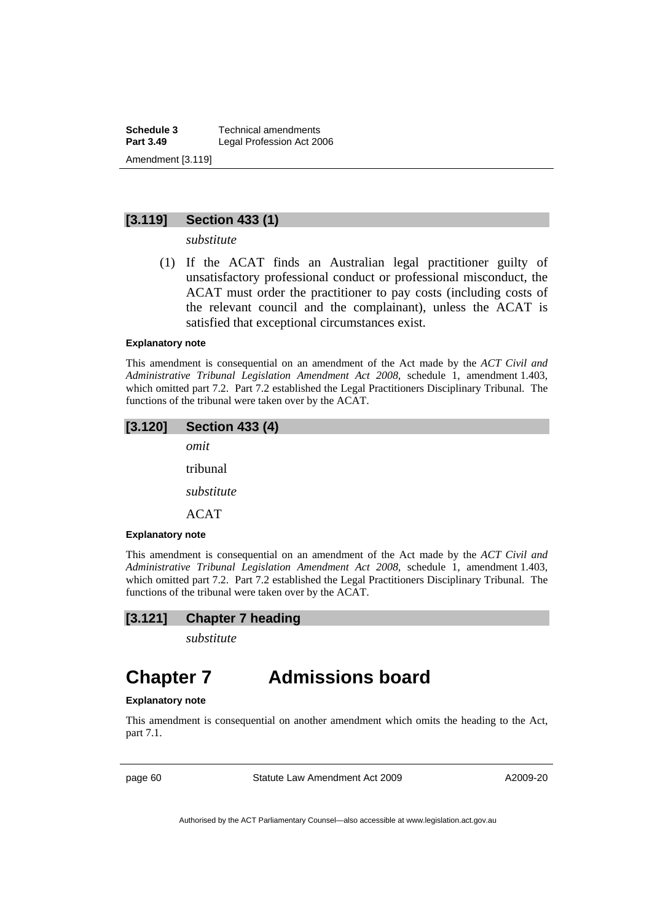### [3.119] Section 433 (1)

*substitute*

(1) If the ACAT finds an Australian legal practitioner guilty of unsatisfactory professional conduct or professional misconduct, the ACAT must order the practitioner to pay costs (including costs of the relevant council and the complainant), unless the ACAT is satisfied that exceptional circumstances exist.

**Explanatory note**

This amendment is consequential on an amendment of the Act made by the *ACT Civil and Administrative Tribunal Legislation Amendment Act 2008*, schedule 1, amendment 1.403, which omitted part 7.2. Part 7.2 established the Legal Practitioners Disciplinary Tribunal. The functions of the tribunal were taken over by the ACAT.

### [3.120] Section 433 (4)

*omit*

tribunal

*substitute*

ACAT

**Explanatory note**

This amendment is consequential on an amendment of the Act made by the *ACT Civil and Administrative Tribunal Legislation Amendment Act 2008*, schedule 1, amendment 1.403, which omitted part 7.2. Part 7.2 established the Legal Practitioners Disciplinary Tribunal. The functions of the tribunal were taken over by the ACAT.

### [3.121] Chapter 7 heading

*substitute*

# Chapter 7 Admissions board

**Explanatory note**

This amendment is consequential on another amendment which omits the heading to the Act, part 7.1.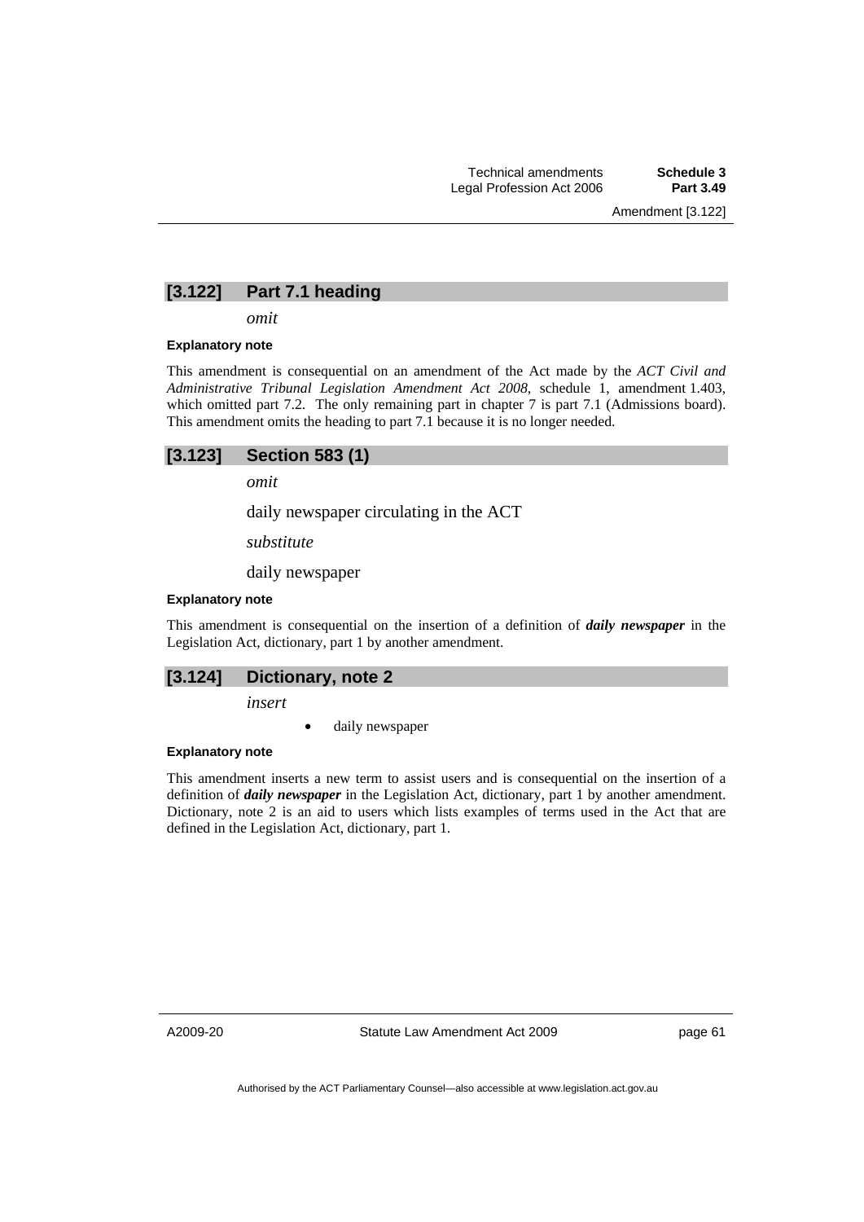### [3.122] Part 7.1 heading

*omit*

#### Explanatory note

This amendment is consequential on an amendment of the Act made by the *ACT Civil and Administrative Tribunal Legislation Amendment Act 2008*, schedule 1, amendment 1.403, which omitted part 7.2. The only remaining part in chapter 7 is part 7.1 (Admissions board). This amendment omits the heading to part 7.1 because it is no longer needed.

### [3.123] Section 583 (1)

*omit*

daily newspaper circulating in the ACT

*substitute*

daily newspaper

#### Explanatory note

This amendment is consequential on the insertion of a definition of ***daily newspaper*** in the Legislation Act, dictionary, part 1 by another amendment.

### [3.124] Dictionary, note 2

*insert*

- daily newspaper

#### Explanatory note

This amendment inserts a new term to assist users and is consequential on the insertion of a definition of ***daily newspaper*** in the Legislation Act, dictionary, part 1 by another amendment. Dictionary, note 2 is an aid to users which lists examples of terms used in the Act that are defined in the Legislation Act, dictionary, part 1.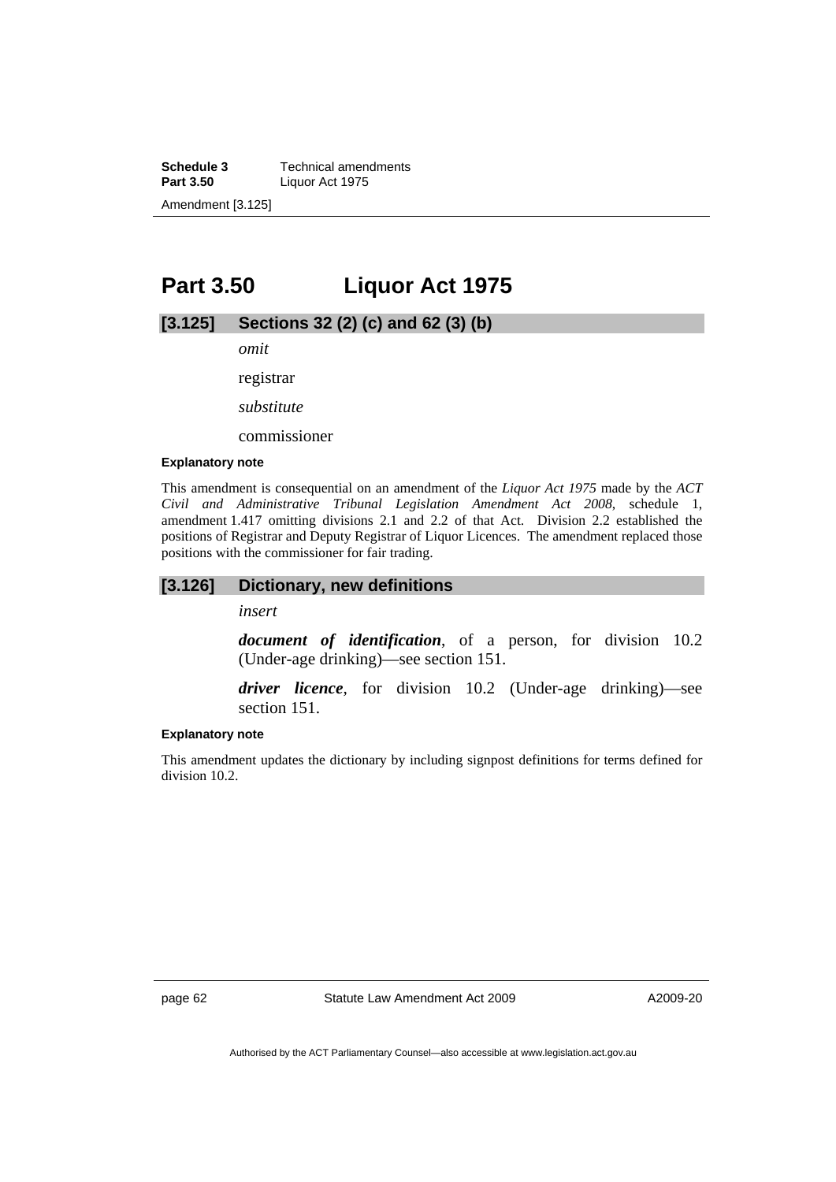## Part 3.50 Liquor Act 1975

### [3.125] Sections 32 (2) (c) and 62 (3) (b)

*omit*

registrar

*substitute*

commissioner

#### Explanatory note

This amendment is consequential on an amendment of the *Liquor Act 1975* made by the *ACT Civil and Administrative Tribunal Legislation Amendment Act 2008*, schedule 1, amendment 1.417 omitting divisions 2.1 and 2.2 of that Act. Division 2.2 established the positions of Registrar and Deputy Registrar of Liquor Licences. The amendment replaced those positions with the commissioner for fair trading.

### [3.126] Dictionary, new definitions

*insert*

***document of identification***, of a person, for division 10.2 (Under-age drinking)—see section 151.

***driver licence***, for division 10.2 (Under-age drinking)—see section 151.

#### Explanatory note

This amendment updates the dictionary by including signpost definitions for terms defined for division 10.2.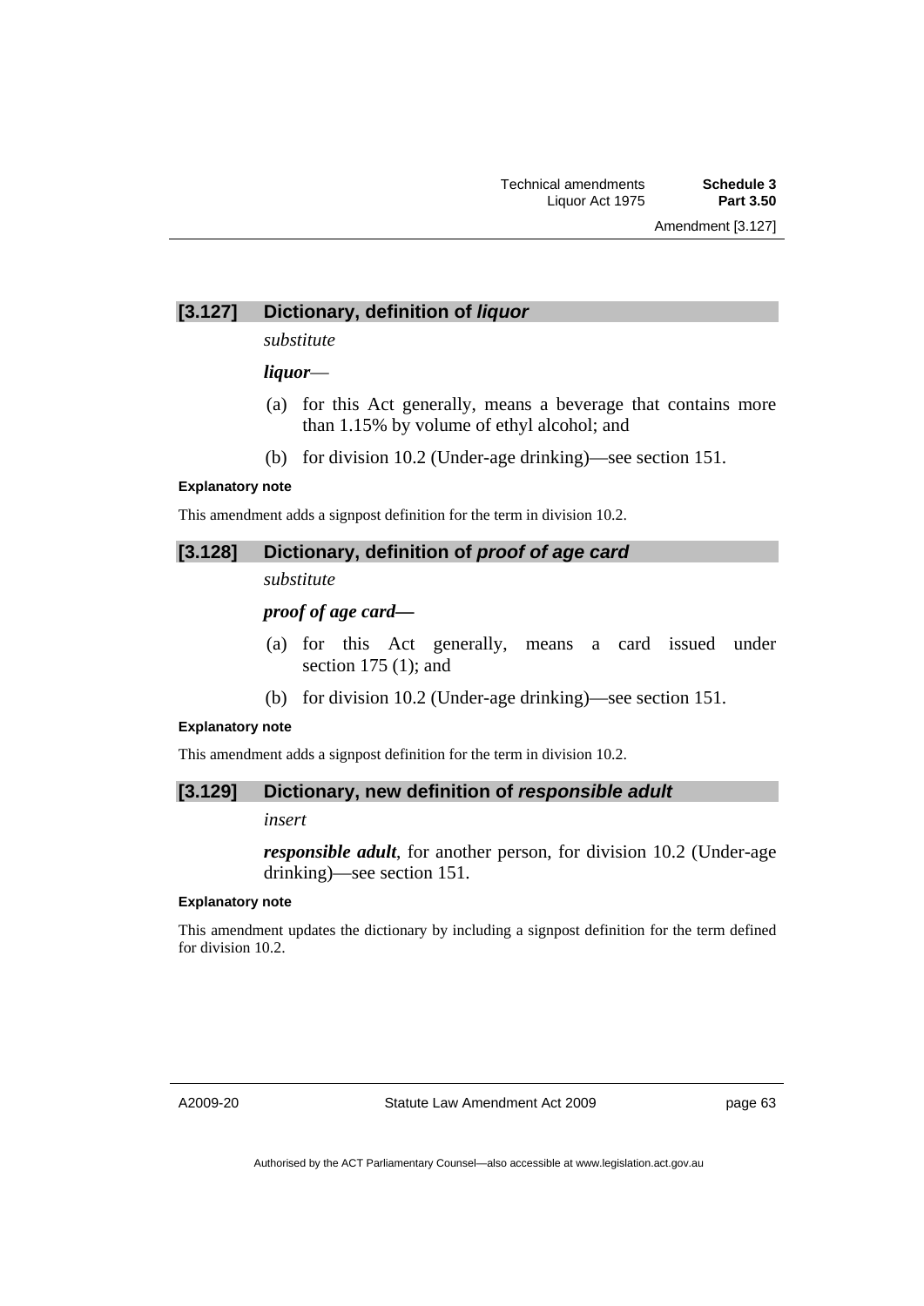## [3.127] Dictionary, definition of *liquor*

*substitute*

***liquor***—

(a) for this Act generally, means a beverage that contains more than 1.15% by volume of ethyl alcohol; and

(b) for division 10.2 (Under-age drinking)—see section 151.

**Explanatory note**

This amendment adds a signpost definition for the term in division 10.2.

## [3.128] Dictionary, definition of *proof of age card*

*substitute*

***proof of age card—***

(a) for this Act generally, means a card issued under section 175 (1); and

(b) for division 10.2 (Under-age drinking)—see section 151.

**Explanatory note**

This amendment adds a signpost definition for the term in division 10.2.

## [3.129] Dictionary, new definition of *responsible adult*

*insert*

***responsible adult***, for another person, for division 10.2 (Under-age drinking)—see section 151.

**Explanatory note**

This amendment updates the dictionary by including a signpost definition for the term defined for division 10.2.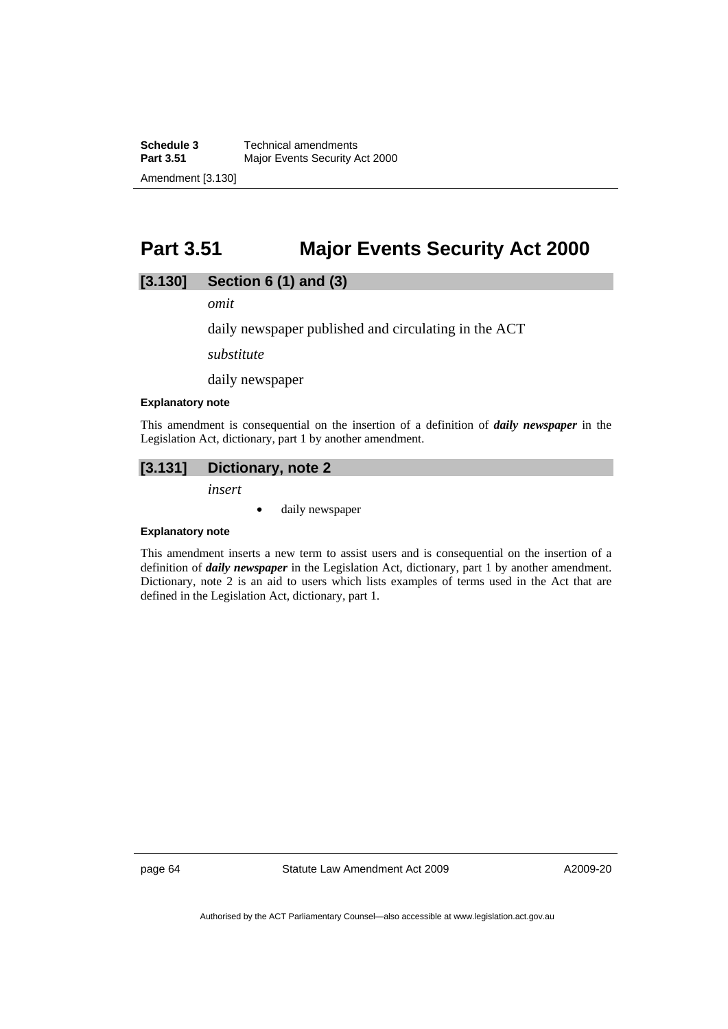# Part 3.51 Major Events Security Act 2000

## [3.130] Section 6 (1) and (3)

*omit*

daily newspaper published and circulating in the ACT

*substitute*

daily newspaper

#### Explanatory note

This amendment is consequential on the insertion of a definition of ***daily newspaper*** in the Legislation Act, dictionary, part 1 by another amendment.

## [3.131] Dictionary, note 2

*insert*

- daily newspaper

#### Explanatory note

This amendment inserts a new term to assist users and is consequential on the insertion of a definition of ***daily newspaper*** in the Legislation Act, dictionary, part 1 by another amendment. Dictionary, note 2 is an aid to users which lists examples of terms used in the Act that are defined in the Legislation Act, dictionary, part 1.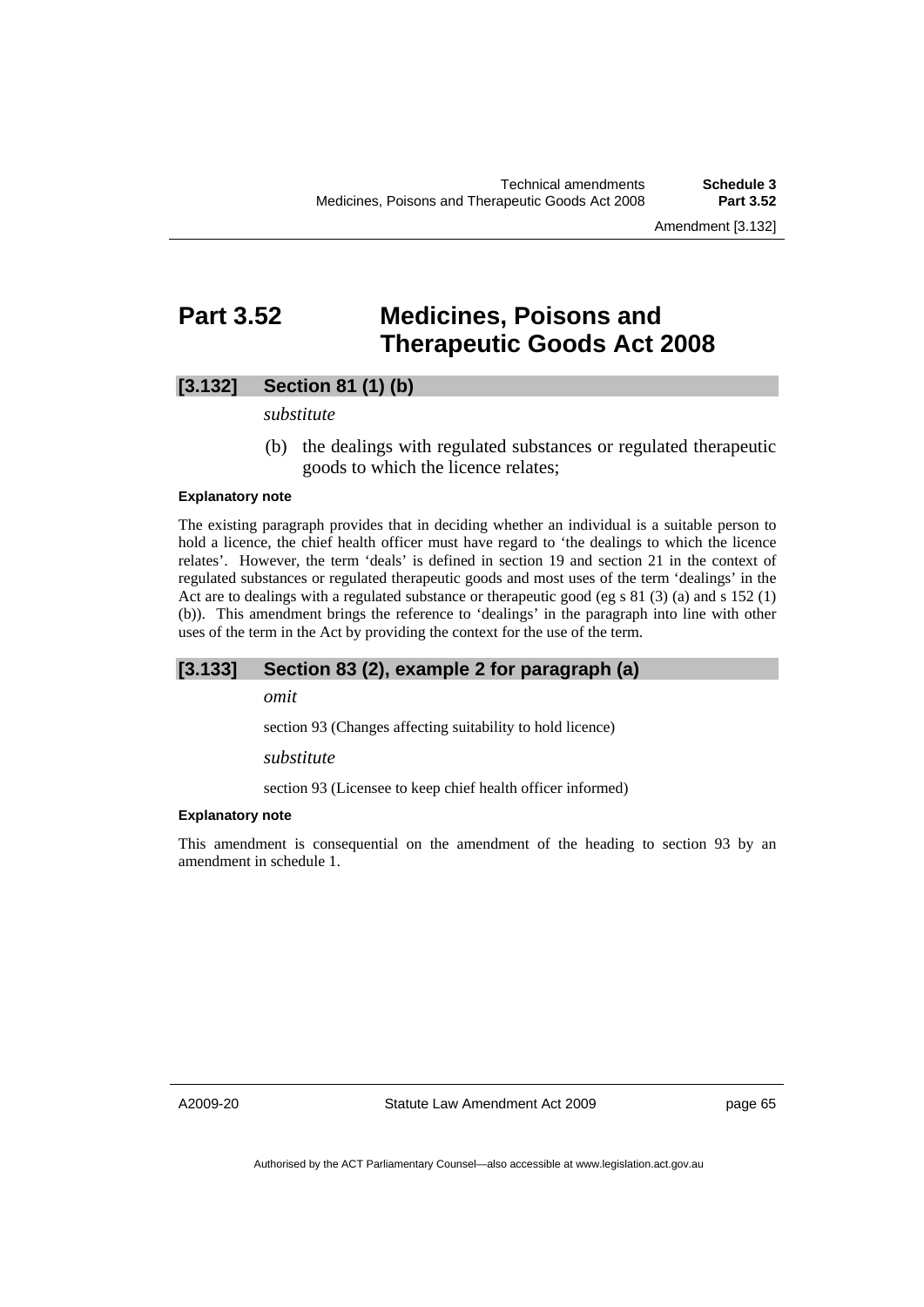# Part 3.52 Medicines, Poisons and Therapeutic Goods Act 2008

## [3.132] Section 81 (1) (b)

*substitute*

(b) the dealings with regulated substances or regulated therapeutic goods to which the licence relates;

**Explanatory note**

The existing paragraph provides that in deciding whether an individual is a suitable person to hold a licence, the chief health officer must have regard to 'the dealings to which the licence relates'. However, the term 'deals' is defined in section 19 and section 21 in the context of regulated substances or regulated therapeutic goods and most uses of the term 'dealings' in the Act are to dealings with a regulated substance or therapeutic good (eg s 81 (3) (a) and s 152 (1) (b)). This amendment brings the reference to 'dealings' in the paragraph into line with other uses of the term in the Act by providing the context for the use of the term.

## [3.133] Section 83 (2), example 2 for paragraph (a)

*omit*

section 93 (Changes affecting suitability to hold licence)

*substitute*

section 93 (Licensee to keep chief health officer informed)

**Explanatory note**

This amendment is consequential on the amendment of the heading to section 93 by an amendment in schedule 1.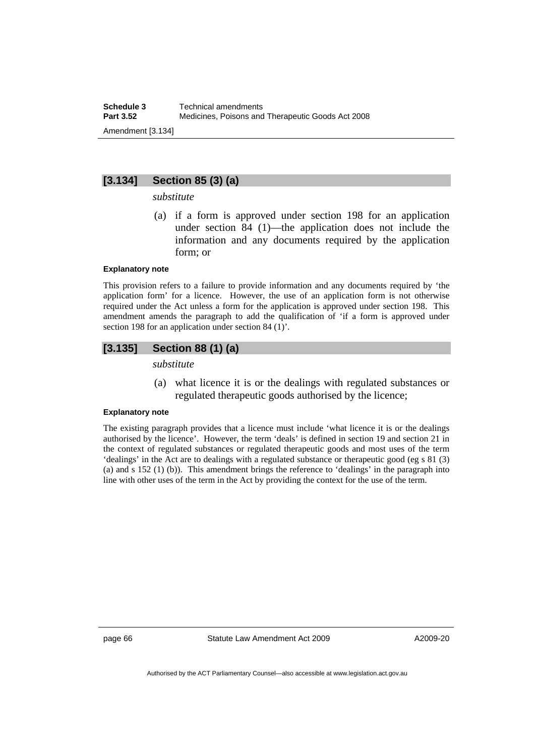## [3.134] Section 85 (3) (a)

*substitute*

(a) if a form is approved under section 198 for an application under section 84 (1)—the application does not include the information and any documents required by the application form; or

**Explanatory note**

This provision refers to a failure to provide information and any documents required by 'the application form' for a licence. However, the use of an application form is not otherwise required under the Act unless a form for the application is approved under section 198. This amendment amends the paragraph to add the qualification of 'if a form is approved under section 198 for an application under section 84 (1)'.

## [3.135] Section 88 (1) (a)

*substitute*

(a) what licence it is or the dealings with regulated substances or regulated therapeutic goods authorised by the licence;

**Explanatory note**

The existing paragraph provides that a licence must include 'what licence it is or the dealings authorised by the licence'. However, the term 'deals' is defined in section 19 and section 21 in the context of regulated substances or regulated therapeutic goods and most uses of the term 'dealings' in the Act are to dealings with a regulated substance or therapeutic good (eg s 81 (3) (a) and s 152 (1) (b)). This amendment brings the reference to 'dealings' in the paragraph into line with other uses of the term in the Act by providing the context for the use of the term.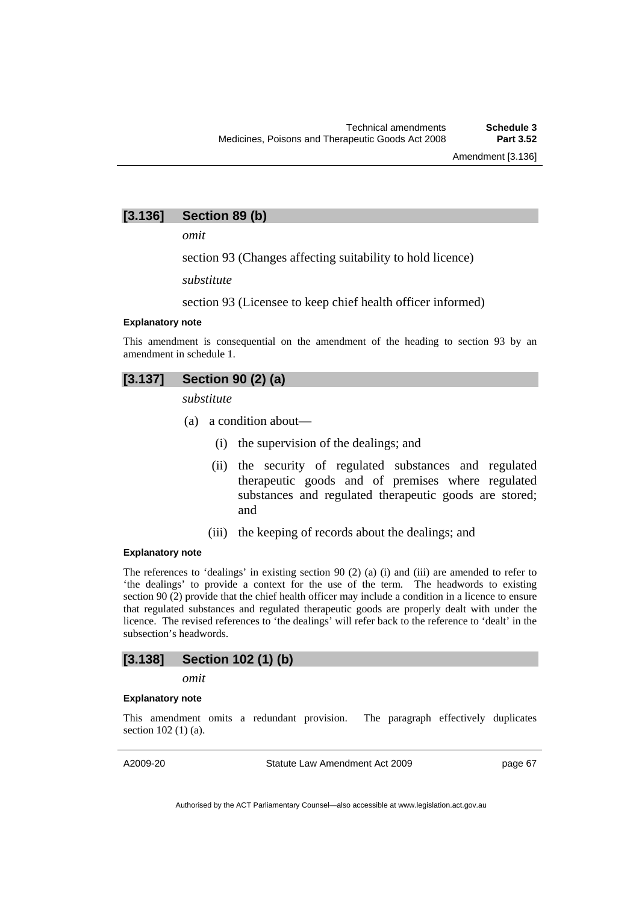### [3.136] Section 89 (b)

*omit*

section 93 (Changes affecting suitability to hold licence)

*substitute*

section 93 (Licensee to keep chief health officer informed)

**Explanatory note**

This amendment is consequential on the amendment of the heading to section 93 by an amendment in schedule 1.

### [3.137] Section 90 (2) (a)

*substitute*

(a) a condition about—

(i) the supervision of the dealings; and

(ii) the security of regulated substances and regulated therapeutic goods and of premises where regulated substances and regulated therapeutic goods are stored; and

(iii) the keeping of records about the dealings; and

**Explanatory note**

The references to 'dealings' in existing section 90 (2) (a) (i) and (iii) are amended to refer to 'the dealings' to provide a context for the use of the term. The headwords to existing section 90 (2) provide that the chief health officer may include a condition in a licence to ensure that regulated substances and regulated therapeutic goods are properly dealt with under the licence. The revised references to 'the dealings' will refer back to the reference to 'dealt' in the subsection's headwords.

### [3.138] Section 102 (1) (b)

*omit*

**Explanatory note**

This amendment omits a redundant provision. The paragraph effectively duplicates section 102 (1) (a).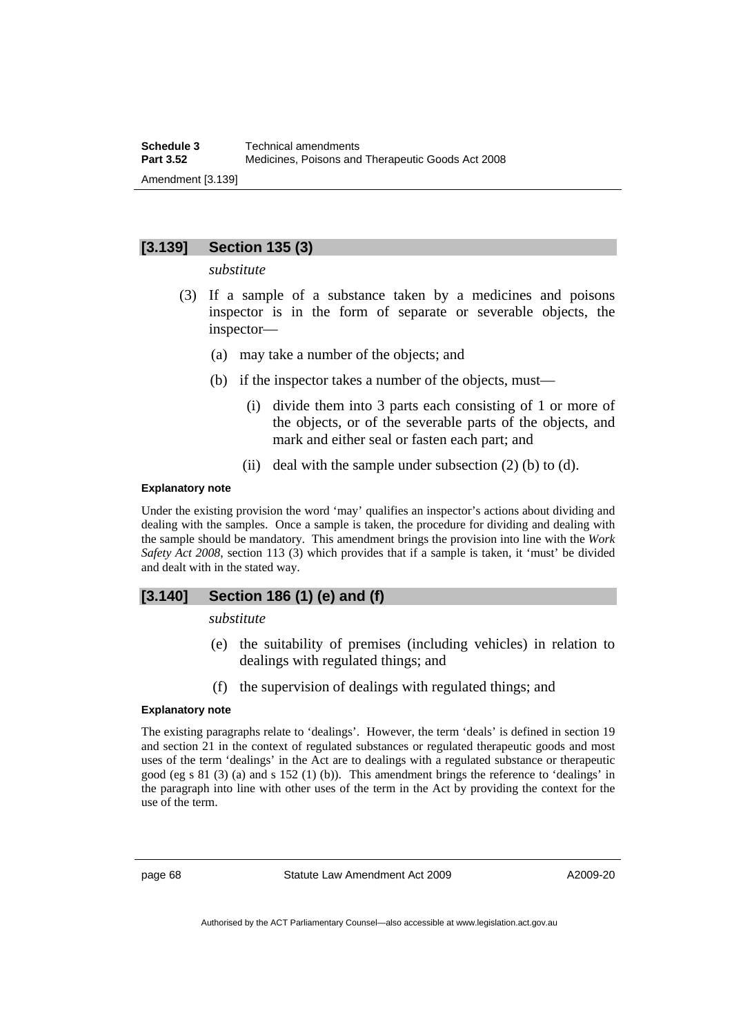## [3.139] Section 135 (3)

*substitute*

(3) If a sample of a substance taken by a medicines and poisons inspector is in the form of separate or severable objects, the inspector—

(a) may take a number of the objects; and

(b) if the inspector takes a number of the objects, must—

(i) divide them into 3 parts each consisting of 1 or more of the objects, or of the severable parts of the objects, and mark and either seal or fasten each part; and

(ii) deal with the sample under subsection (2) (b) to (d).

**Explanatory note**

Under the existing provision the word 'may' qualifies an inspector's actions about dividing and dealing with the samples. Once a sample is taken, the procedure for dividing and dealing with the sample should be mandatory. This amendment brings the provision into line with the *Work Safety Act 2008*, section 113 (3) which provides that if a sample is taken, it 'must' be divided and dealt with in the stated way.

## [3.140] Section 186 (1) (e) and (f)

*substitute*

(e) the suitability of premises (including vehicles) in relation to dealings with regulated things; and

(f) the supervision of dealings with regulated things; and

**Explanatory note**

The existing paragraphs relate to 'dealings'. However, the term 'deals' is defined in section 19 and section 21 in the context of regulated substances or regulated therapeutic goods and most uses of the term 'dealings' in the Act are to dealings with a regulated substance or therapeutic good (eg s 81 (3) (a) and s 152 (1) (b)). This amendment brings the reference to 'dealings' in the paragraph into line with other uses of the term in the Act by providing the context for the use of the term.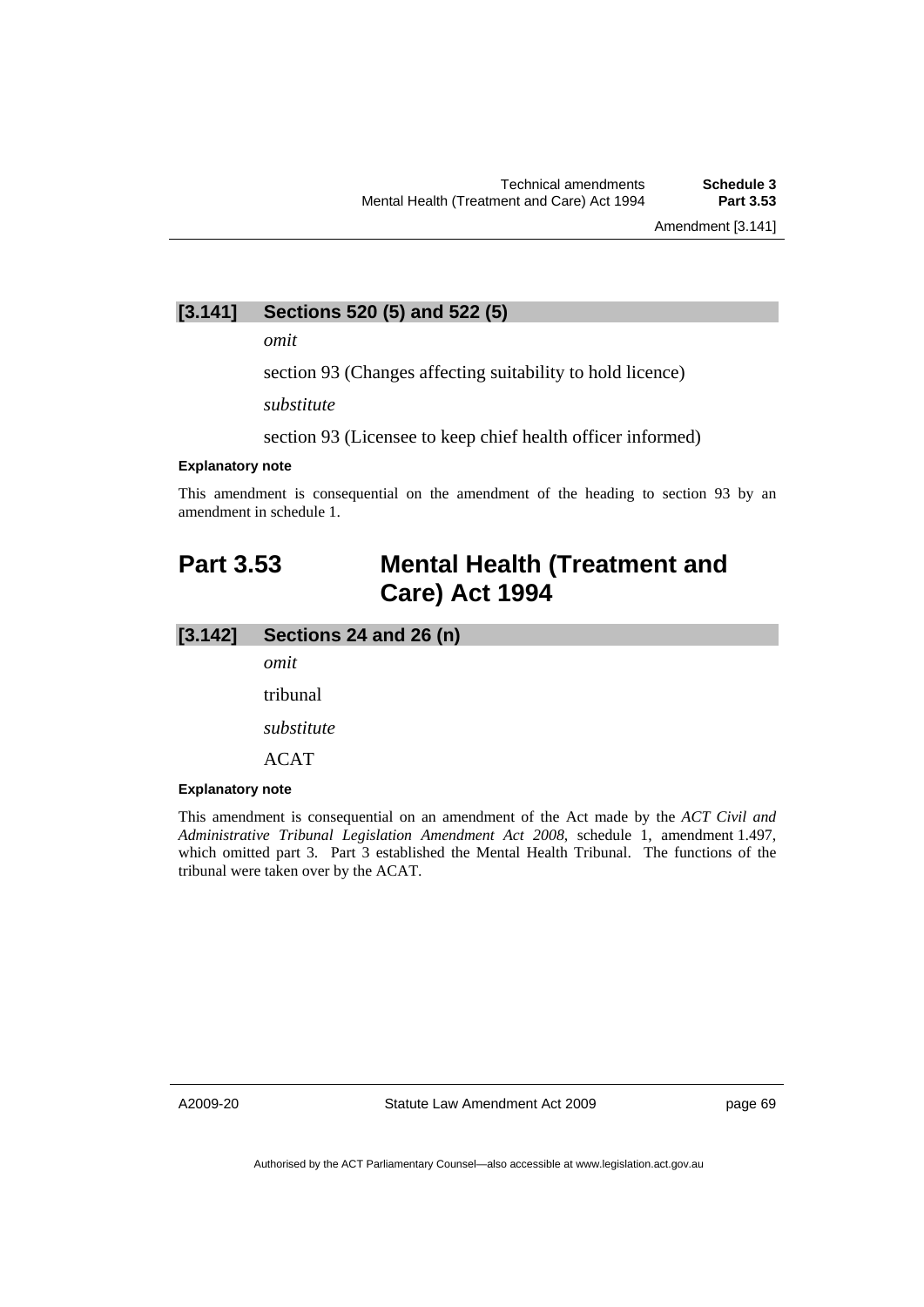### [3.141] Sections 520 (5) and 522 (5)

*omit*

section 93 (Changes affecting suitability to hold licence)

*substitute*

section 93 (Licensee to keep chief health officer informed)

**Explanatory note**

This amendment is consequential on the amendment of the heading to section 93 by an amendment in schedule 1.

## Part 3.53 Mental Health (Treatment and Care) Act 1994

### [3.142] Sections 24 and 26 (n)

*omit*

tribunal

*substitute*

ACAT

**Explanatory note**

This amendment is consequential on an amendment of the Act made by the *ACT Civil and Administrative Tribunal Legislation Amendment Act 2008*, schedule 1, amendment 1.497, which omitted part 3. Part 3 established the Mental Health Tribunal. The functions of the tribunal were taken over by the ACAT.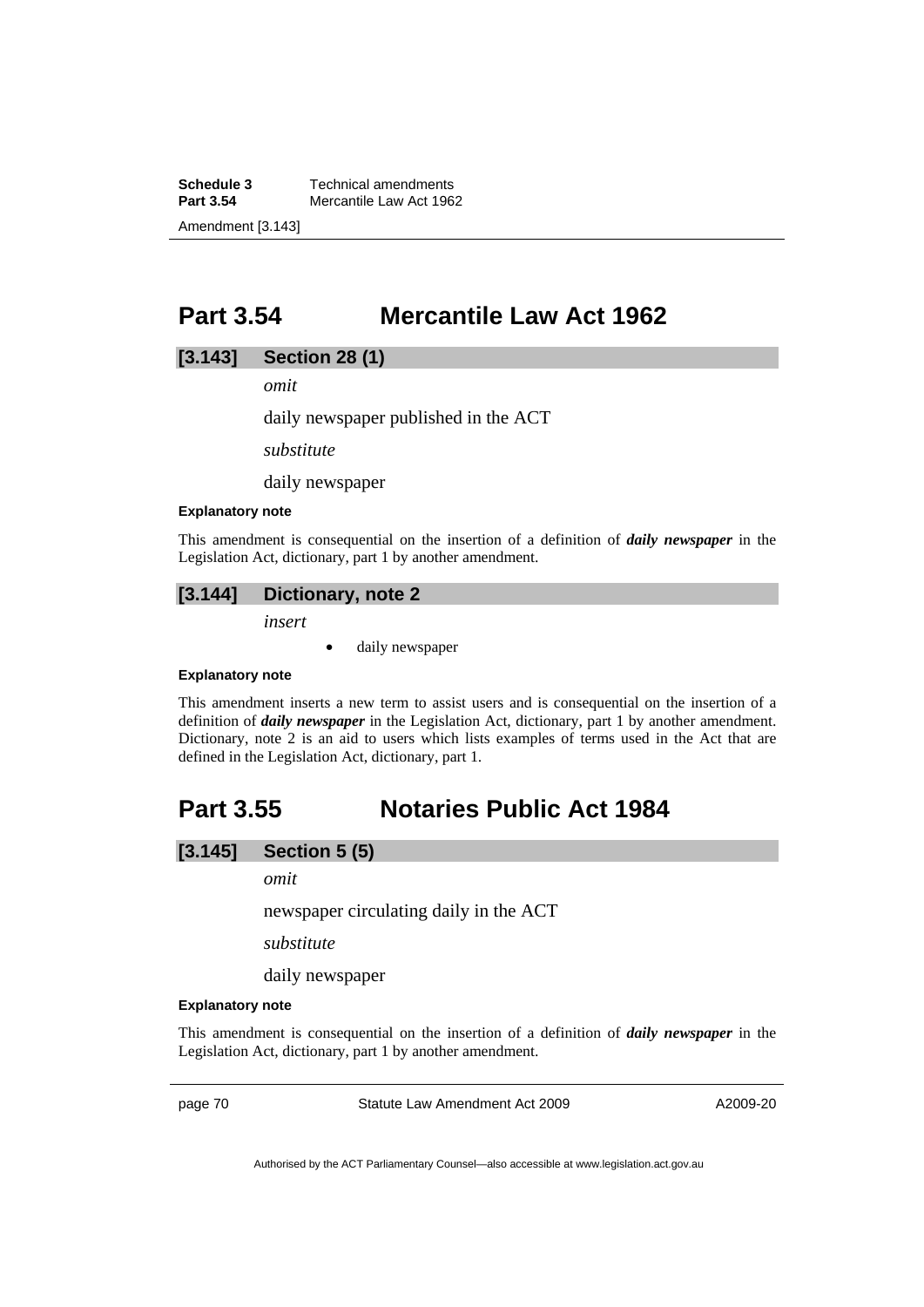# Part 3.54 Mercantile Law Act 1962

## [3.143] Section 28 (1)

*omit*

daily newspaper published in the ACT

*substitute*

daily newspaper

**Explanatory note**

This amendment is consequential on the insertion of a definition of ***daily newspaper*** in the Legislation Act, dictionary, part 1 by another amendment.

## [3.144] Dictionary, note 2

*insert*

- daily newspaper

**Explanatory note**

This amendment inserts a new term to assist users and is consequential on the insertion of a definition of ***daily newspaper*** in the Legislation Act, dictionary, part 1 by another amendment. Dictionary, note 2 is an aid to users which lists examples of terms used in the Act that are defined in the Legislation Act, dictionary, part 1.

# Part 3.55 Notaries Public Act 1984

## [3.145] Section 5 (5)

*omit*

newspaper circulating daily in the ACT

*substitute*

daily newspaper

**Explanatory note**

This amendment is consequential on the insertion of a definition of ***daily newspaper*** in the Legislation Act, dictionary, part 1 by another amendment.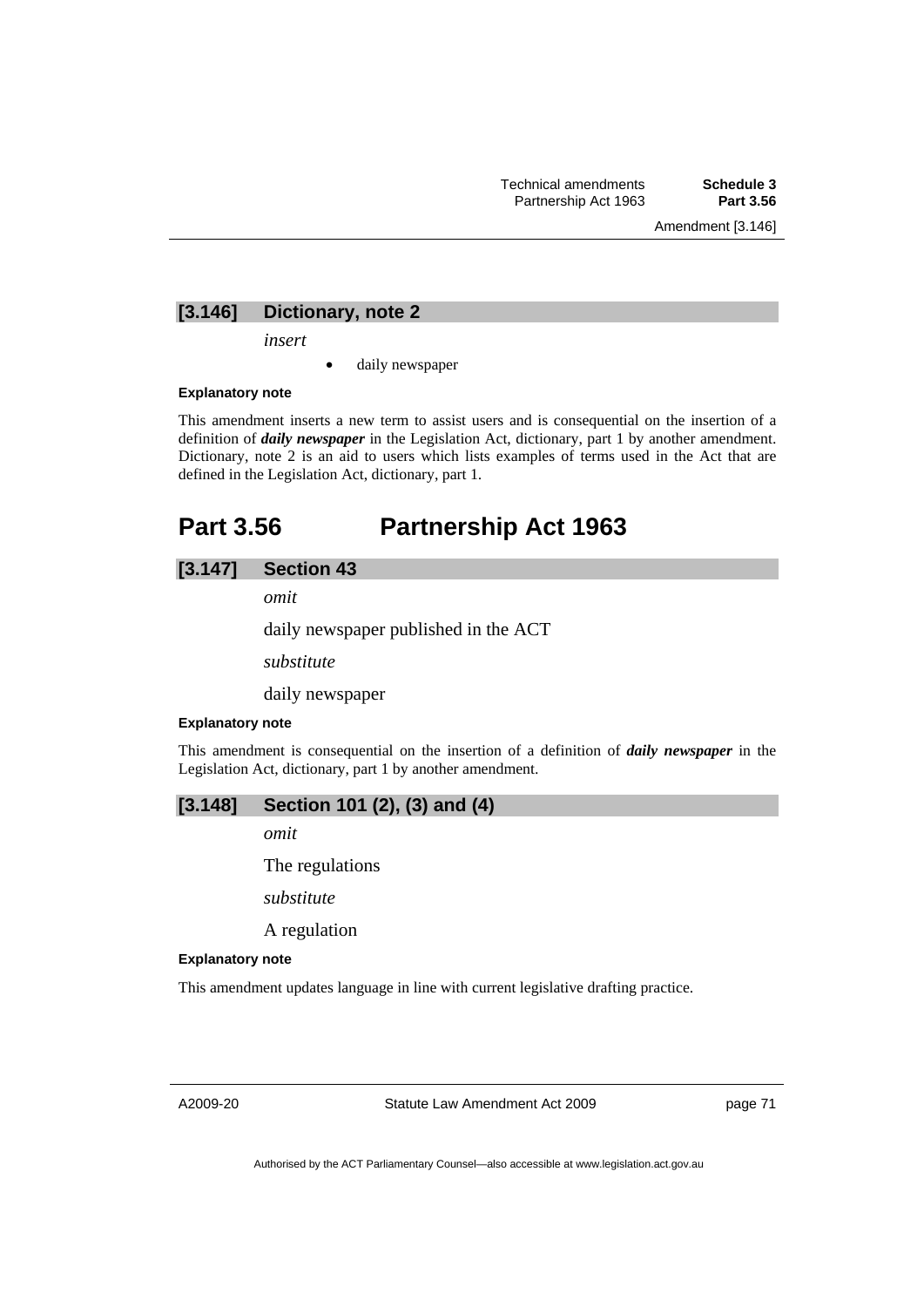### [3.146] Dictionary, note 2

*insert*

- daily newspaper

**Explanatory note**

This amendment inserts a new term to assist users and is consequential on the insertion of a definition of ***daily newspaper*** in the Legislation Act, dictionary, part 1 by another amendment. Dictionary, note 2 is an aid to users which lists examples of terms used in the Act that are defined in the Legislation Act, dictionary, part 1.

## Part 3.56 Partnership Act 1963

### [3.147] Section 43

*omit*

daily newspaper published in the ACT

*substitute*

daily newspaper

**Explanatory note**

This amendment is consequential on the insertion of a definition of ***daily newspaper*** in the Legislation Act, dictionary, part 1 by another amendment.

### [3.148] Section 101 (2), (3) and (4)

*omit*

The regulations

*substitute*

A regulation

**Explanatory note**

This amendment updates language in line with current legislative drafting practice.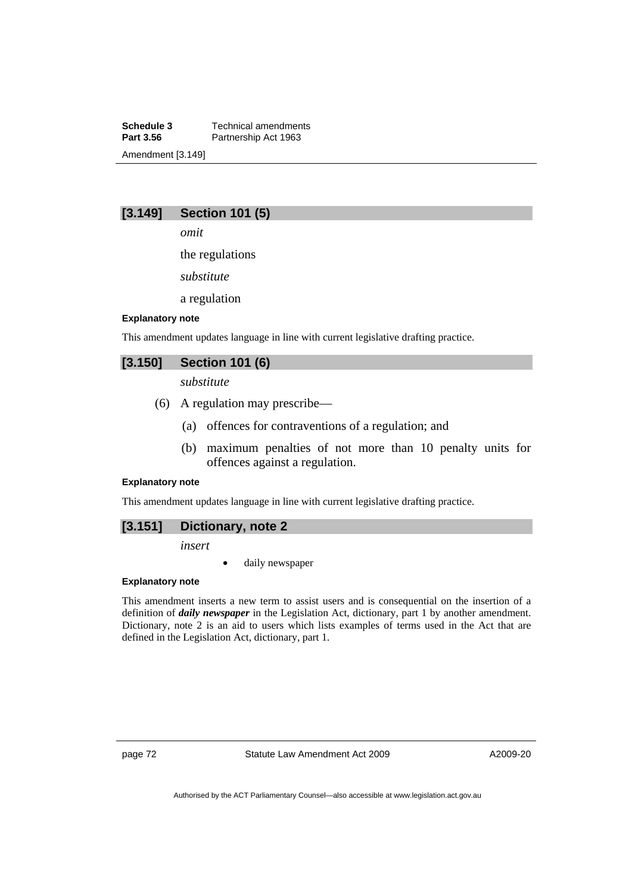### [3.149] Section 101 (5)

*omit*

the regulations

*substitute*

a regulation

**Explanatory note**

This amendment updates language in line with current legislative drafting practice.

### [3.150] Section 101 (6)

*substitute*

(6) A regulation may prescribe—

(a) offences for contraventions of a regulation; and

(b) maximum penalties of not more than 10 penalty units for offences against a regulation.

**Explanatory note**

This amendment updates language in line with current legislative drafting practice.

### [3.151] Dictionary, note 2

*insert*

- daily newspaper

**Explanatory note**

This amendment inserts a new term to assist users and is consequential on the insertion of a definition of ***daily newspaper*** in the Legislation Act, dictionary, part 1 by another amendment. Dictionary, note 2 is an aid to users which lists examples of terms used in the Act that are defined in the Legislation Act, dictionary, part 1.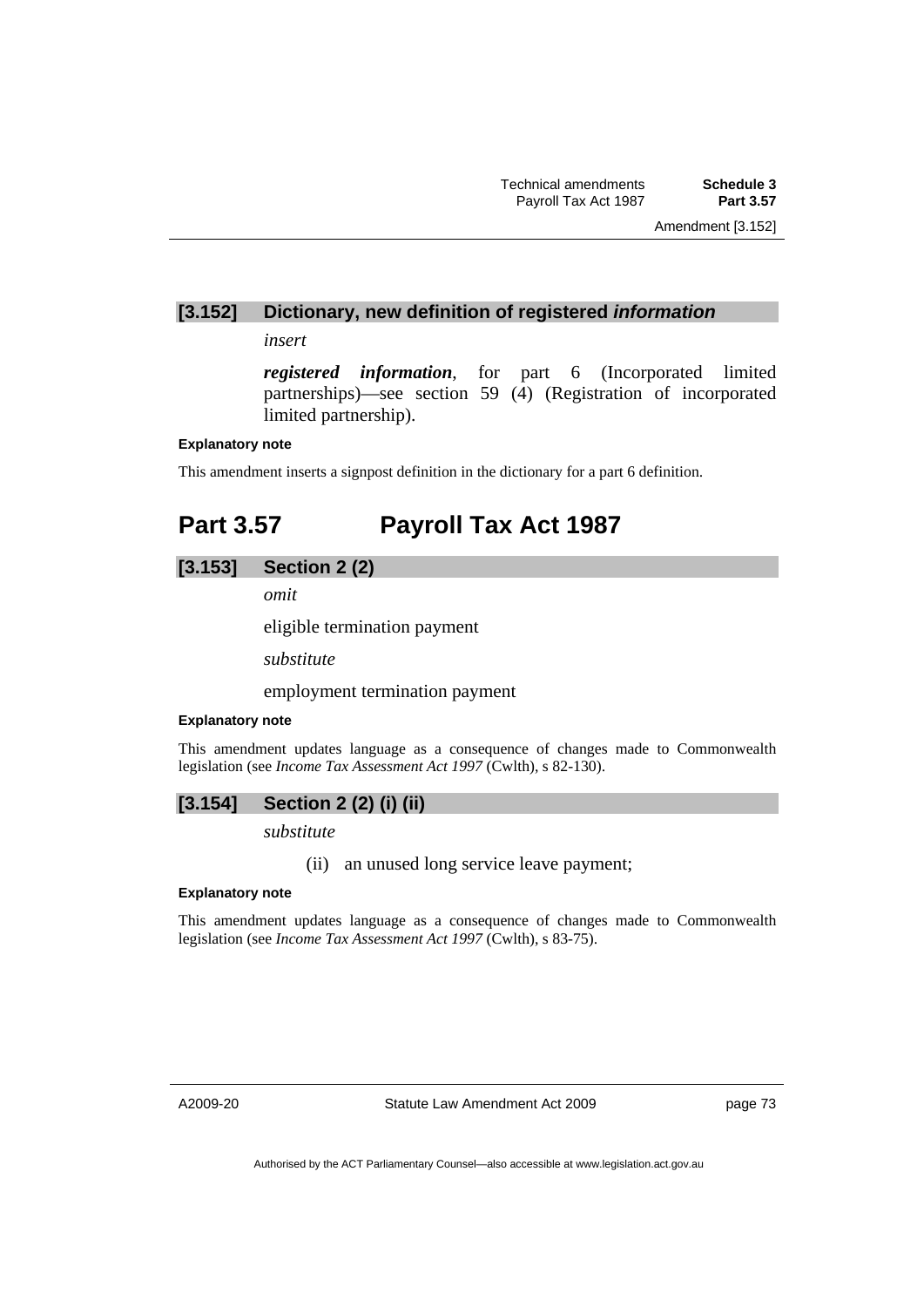### [3.152] Dictionary, new definition of registered *information*

*insert*

***registered information***, for part 6 (Incorporated limited partnerships)—see section 59 (4) (Registration of incorporated limited partnership).

**Explanatory note**

This amendment inserts a signpost definition in the dictionary for a part 6 definition.

## Part 3.57 Payroll Tax Act 1987

### [3.153] Section 2 (2)

*omit*

eligible termination payment

*substitute*

employment termination payment

**Explanatory note**

This amendment updates language as a consequence of changes made to Commonwealth legislation (see *Income Tax Assessment Act 1997* (Cwlth), s 82-130).

### [3.154] Section 2 (2) (i) (ii)

*substitute*

(ii) an unused long service leave payment;

**Explanatory note**

This amendment updates language as a consequence of changes made to Commonwealth legislation (see *Income Tax Assessment Act 1997* (Cwlth), s 83-75).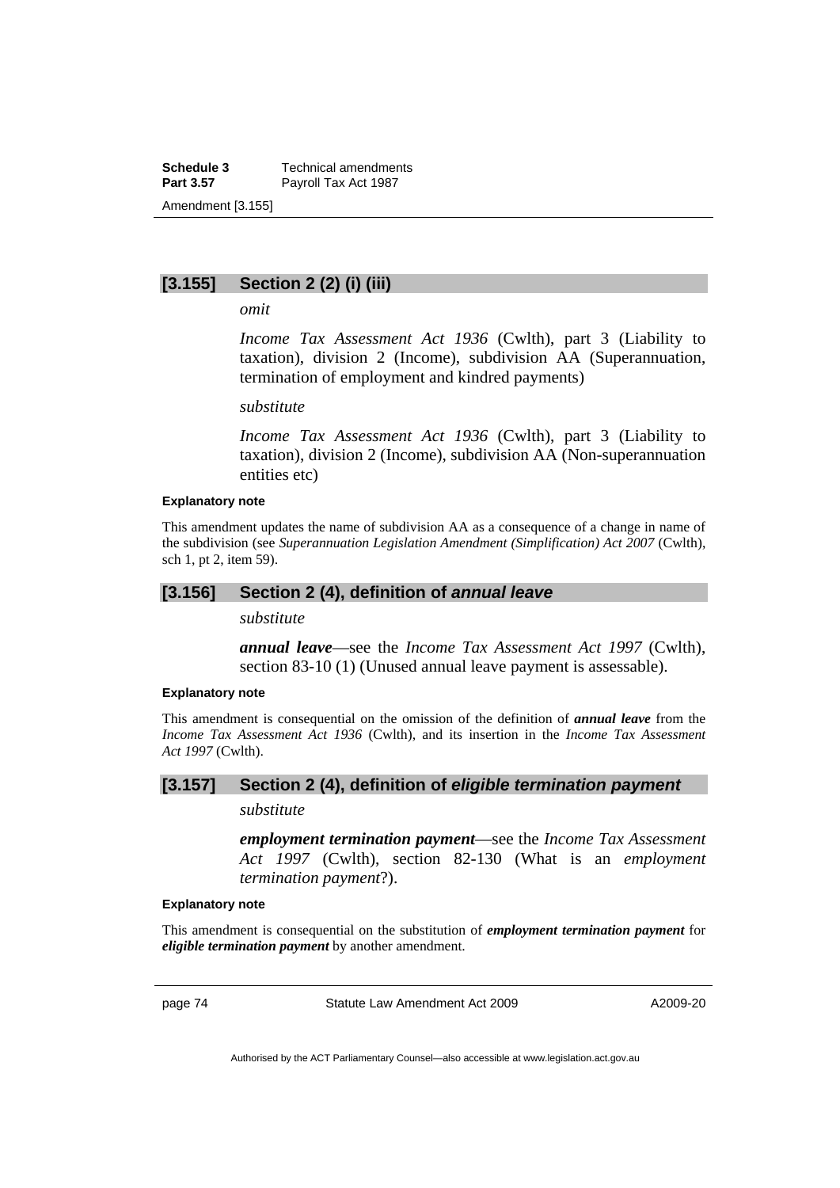## [3.155] Section 2 (2) (i) (iii)

*omit*

*Income Tax Assessment Act 1936* (Cwlth), part 3 (Liability to taxation), division 2 (Income), subdivision AA (Superannuation, termination of employment and kindred payments)

*substitute*

*Income Tax Assessment Act 1936* (Cwlth), part 3 (Liability to taxation), division 2 (Income), subdivision AA (Non-superannuation entities etc)

**Explanatory note**

This amendment updates the name of subdivision AA as a consequence of a change in name of the subdivision (see *Superannuation Legislation Amendment (Simplification) Act 2007* (Cwlth), sch 1, pt 2, item 59).

## [3.156] Section 2 (4), definition of *annual leave*

*substitute*

***annual leave***—see the *Income Tax Assessment Act 1997* (Cwlth), section 83-10 (1) (Unused annual leave payment is assessable).

**Explanatory note**

This amendment is consequential on the omission of the definition of ***annual leave*** from the *Income Tax Assessment Act 1936* (Cwlth), and its insertion in the *Income Tax Assessment Act 1997* (Cwlth).

## [3.157] Section 2 (4), definition of *eligible termination payment*

*substitute*

***employment termination payment***—see the *Income Tax Assessment Act 1997* (Cwlth), section 82-130 (What is an *employment termination payment*?).

**Explanatory note**

This amendment is consequential on the substitution of ***employment termination payment*** for ***eligible termination payment*** by another amendment.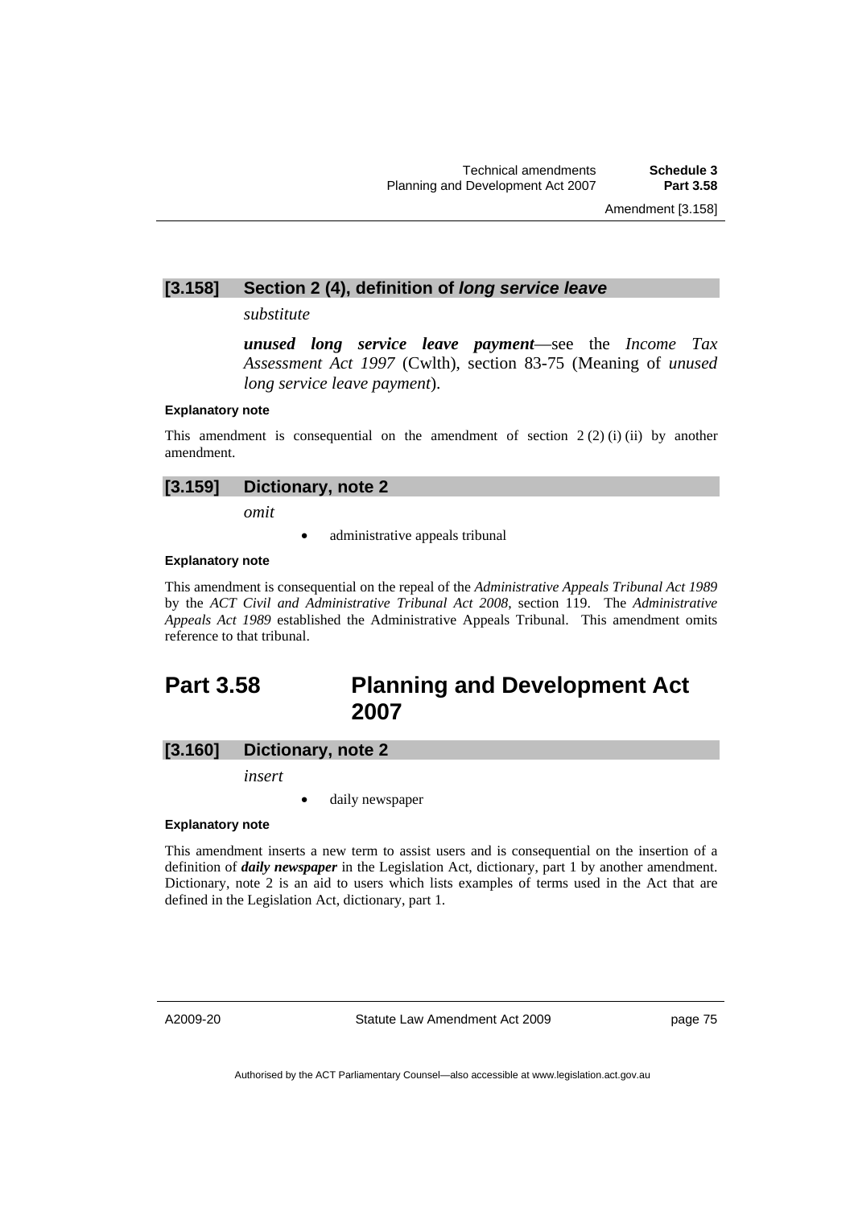### [3.158] Section 2 (4), definition of *long service leave*

*substitute*

***unused long service leave payment***—see the *Income Tax Assessment Act 1997* (Cwlth), section 83-75 (Meaning of *unused long service leave payment*).

**Explanatory note**

This amendment is consequential on the amendment of section 2 (2) (i) (ii) by another amendment.

### [3.159] Dictionary, note 2

*omit*

- administrative appeals tribunal

**Explanatory note**

This amendment is consequential on the repeal of the *Administrative Appeals Tribunal Act 1989* by the *ACT Civil and Administrative Tribunal Act 2008*, section 119. The *Administrative Appeals Act 1989* established the Administrative Appeals Tribunal. This amendment omits reference to that tribunal.

## Part 3.58 Planning and Development Act 2007

### [3.160] Dictionary, note 2

*insert*

- daily newspaper

**Explanatory note**

This amendment inserts a new term to assist users and is consequential on the insertion of a definition of ***daily newspaper*** in the Legislation Act, dictionary, part 1 by another amendment. Dictionary, note 2 is an aid to users which lists examples of terms used in the Act that are defined in the Legislation Act, dictionary, part 1.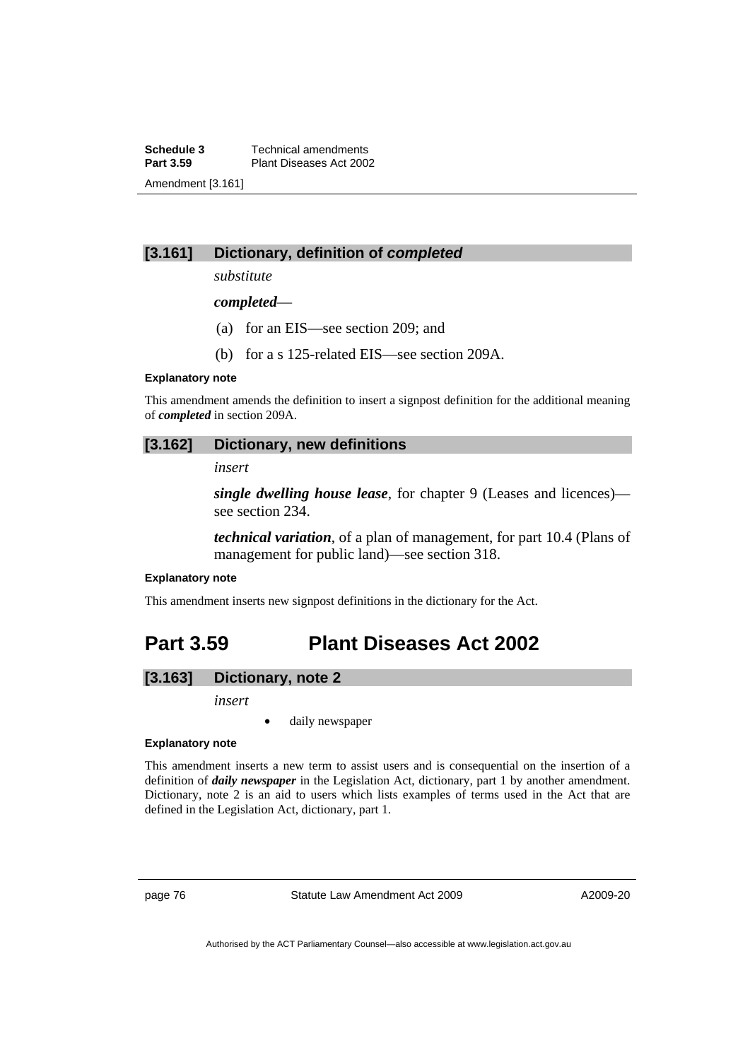### [3.161] Dictionary, definition of *completed*

*substitute*

***completed***—

(a) for an EIS—see section 209; and

(b) for a s 125-related EIS—see section 209A.

**Explanatory note**

This amendment amends the definition to insert a signpost definition for the additional meaning of ***completed*** in section 209A.

### [3.162] Dictionary, new definitions

*insert*

***single dwelling house lease***, for chapter 9 (Leases and licences)—see section 234.

***technical variation***, of a plan of management, for part 10.4 (Plans of management for public land)—see section 318.

**Explanatory note**

This amendment inserts new signpost definitions in the dictionary for the Act.

## Part 3.59 Plant Diseases Act 2002

### [3.163] Dictionary, note 2

*insert*

- daily newspaper

**Explanatory note**

This amendment inserts a new term to assist users and is consequential on the insertion of a definition of ***daily newspaper*** in the Legislation Act, dictionary, part 1 by another amendment. Dictionary, note 2 is an aid to users which lists examples of terms used in the Act that are defined in the Legislation Act, dictionary, part 1.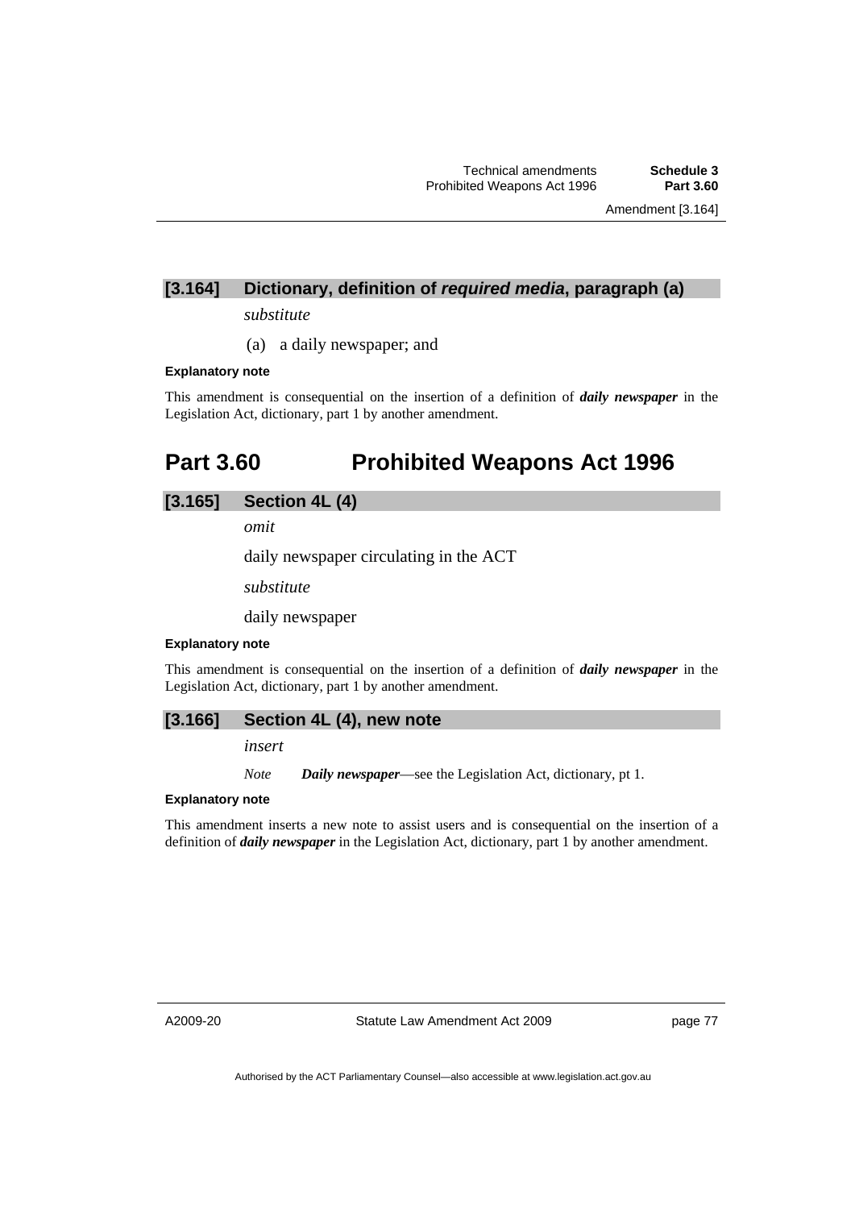### [3.164] Dictionary, definition of *required media*, paragraph (a)

*substitute*

(a) a daily newspaper; and

**Explanatory note**

This amendment is consequential on the insertion of a definition of ***daily newspaper*** in the Legislation Act, dictionary, part 1 by another amendment.

## Part 3.60 Prohibited Weapons Act 1996

### [3.165] Section 4L (4)

*omit*

daily newspaper circulating in the ACT

*substitute*

daily newspaper

**Explanatory note**

This amendment is consequential on the insertion of a definition of ***daily newspaper*** in the Legislation Act, dictionary, part 1 by another amendment.

### [3.166] Section 4L (4), new note

*insert*

*Note* ***Daily newspaper***—see the Legislation Act, dictionary, pt 1.

**Explanatory note**

This amendment inserts a new note to assist users and is consequential on the insertion of a definition of ***daily newspaper*** in the Legislation Act, dictionary, part 1 by another amendment.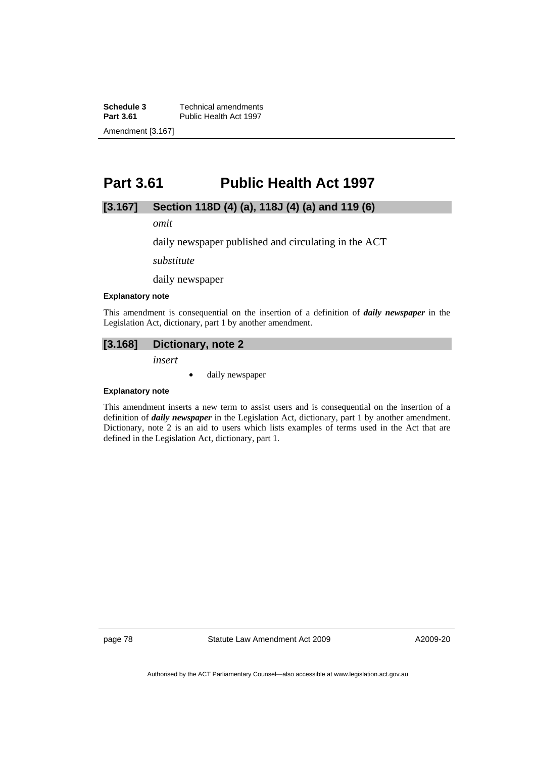# Part 3.61 Public Health Act 1997

## [3.167] Section 118D (4) (a), 118J (4) (a) and 119 (6)

*omit*

daily newspaper published and circulating in the ACT

*substitute*

daily newspaper

**Explanatory note**

This amendment is consequential on the insertion of a definition of ***daily newspaper*** in the Legislation Act, dictionary, part 1 by another amendment.

## [3.168] Dictionary, note 2

*insert*

- daily newspaper

**Explanatory note**

This amendment inserts a new term to assist users and is consequential on the insertion of a definition of ***daily newspaper*** in the Legislation Act, dictionary, part 1 by another amendment. Dictionary, note 2 is an aid to users which lists examples of terms used in the Act that are defined in the Legislation Act, dictionary, part 1.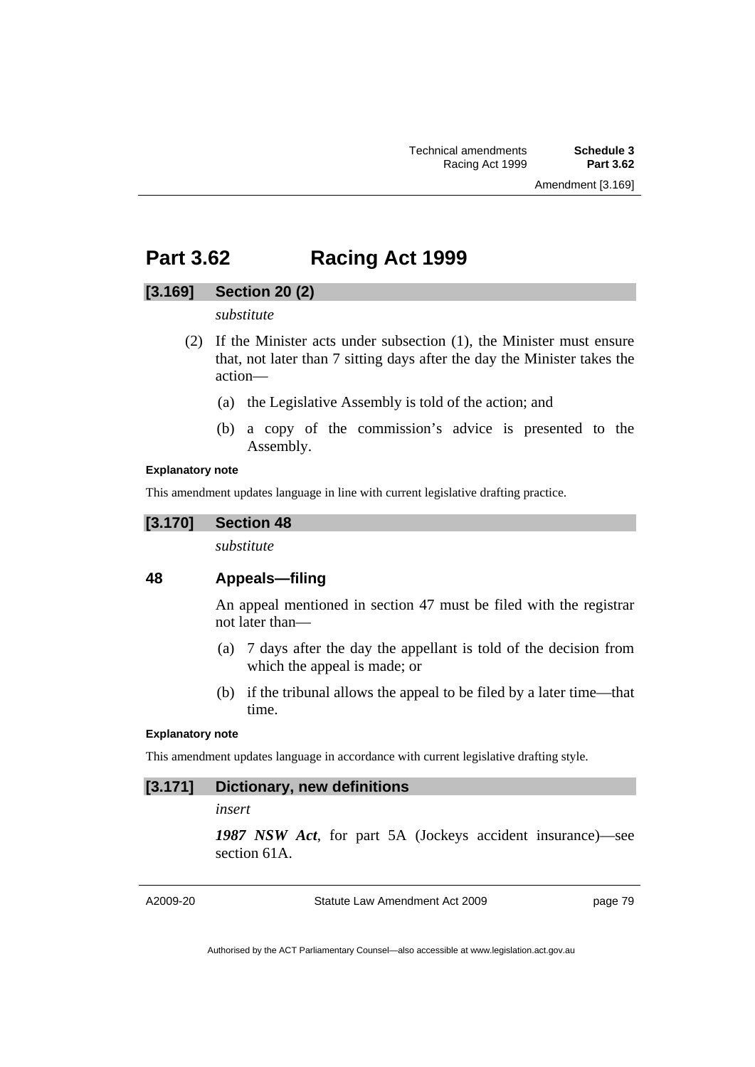# Part 3.62 Racing Act 1999

## [3.169] Section 20 (2)

*substitute*

(2) If the Minister acts under subsection (1), the Minister must ensure that, not later than 7 sitting days after the day the Minister takes the action—

(a) the Legislative Assembly is told of the action; and

(b) a copy of the commission's advice is presented to the Assembly.

**Explanatory note**

This amendment updates language in line with current legislative drafting practice.

## [3.170] Section 48

*substitute*

### 48 Appeals—filing

An appeal mentioned in section 47 must be filed with the registrar not later than—

(a) 7 days after the day the appellant is told of the decision from which the appeal is made; or

(b) if the tribunal allows the appeal to be filed by a later time—that time.

**Explanatory note**

This amendment updates language in accordance with current legislative drafting style.

## [3.171] Dictionary, new definitions

*insert*

***1987 NSW Act***, for part 5A (Jockeys accident insurance)—see section 61A.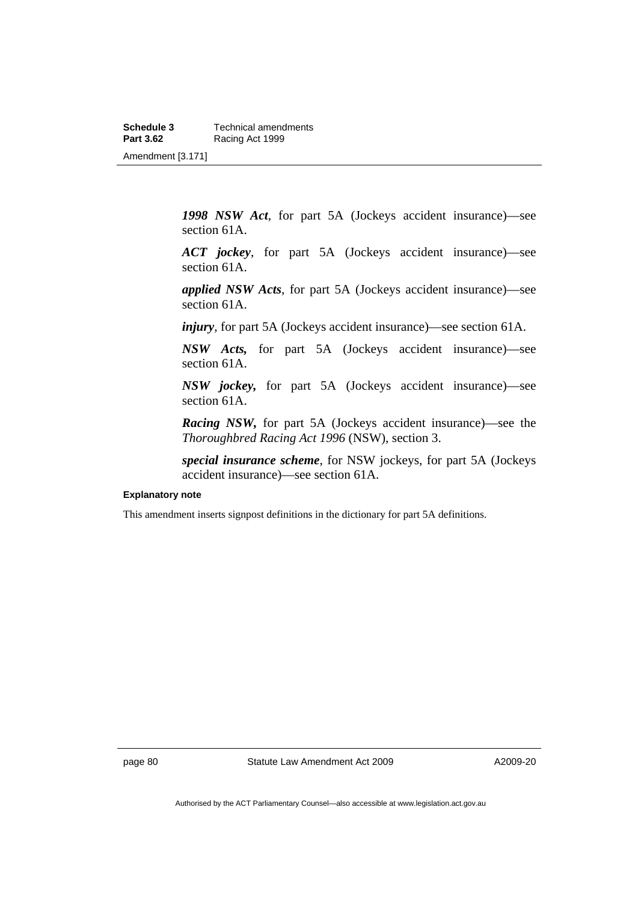***1998 NSW Act***, for part 5A (Jockeys accident insurance)—see section 61A.

***ACT jockey***, for part 5A (Jockeys accident insurance)—see section 61A.

***applied NSW Acts***, for part 5A (Jockeys accident insurance)—see section 61A.

***injury***, for part 5A (Jockeys accident insurance)—see section 61A.

***NSW Acts,*** for part 5A (Jockeys accident insurance)—see section 61A.

***NSW jockey,*** for part 5A (Jockeys accident insurance)—see section 61A.

***Racing NSW,*** for part 5A (Jockeys accident insurance)—see the *Thoroughbred Racing Act 1996* (NSW), section 3.

***special insurance scheme***, for NSW jockeys, for part 5A (Jockeys accident insurance)—see section 61A.

**Explanatory note**

This amendment inserts signpost definitions in the dictionary for part 5A definitions.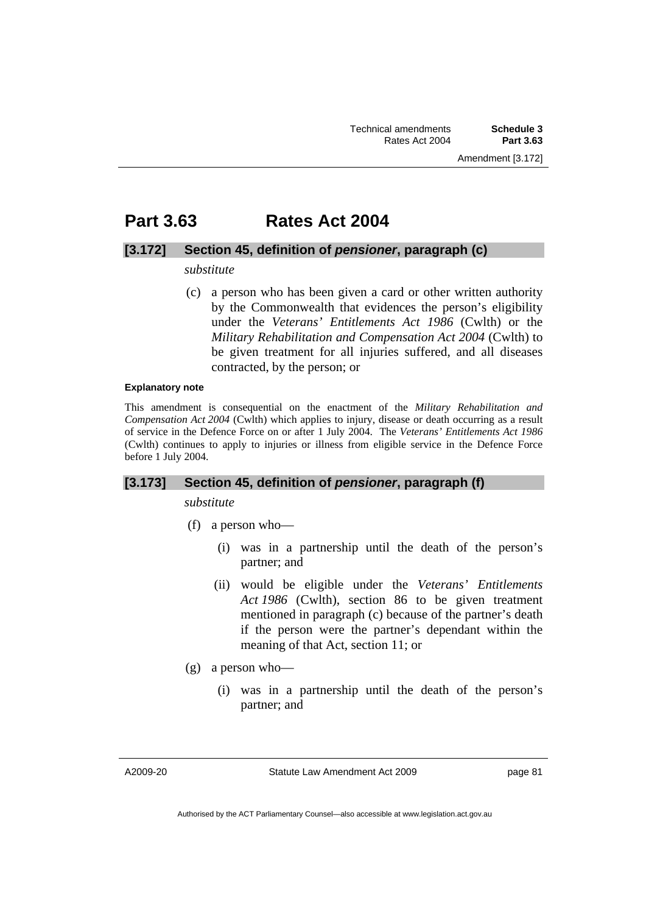# Part 3.63 Rates Act 2004

## [3.172] Section 45, definition of *pensioner*, paragraph (c)

*substitute*

(c) a person who has been given a card or other written authority by the Commonwealth that evidences the person's eligibility under the *Veterans' Entitlements Act 1986* (Cwlth) or the *Military Rehabilitation and Compensation Act 2004* (Cwlth) to be given treatment for all injuries suffered, and all diseases contracted, by the person; or

**Explanatory note**

This amendment is consequential on the enactment of the *Military Rehabilitation and Compensation Act 2004* (Cwlth) which applies to injury, disease or death occurring as a result of service in the Defence Force on or after 1 July 2004. The *Veterans' Entitlements Act 1986* (Cwlth) continues to apply to injuries or illness from eligible service in the Defence Force before 1 July 2004.

## [3.173] Section 45, definition of *pensioner*, paragraph (f)

*substitute*

(f) a person who—

(i) was in a partnership until the death of the person's partner; and

(ii) would be eligible under the *Veterans' Entitlements Act 1986* (Cwlth), section 86 to be given treatment mentioned in paragraph (c) because of the partner's death if the person were the partner's dependant within the meaning of that Act, section 11; or

(g) a person who—

(i) was in a partnership until the death of the person's partner; and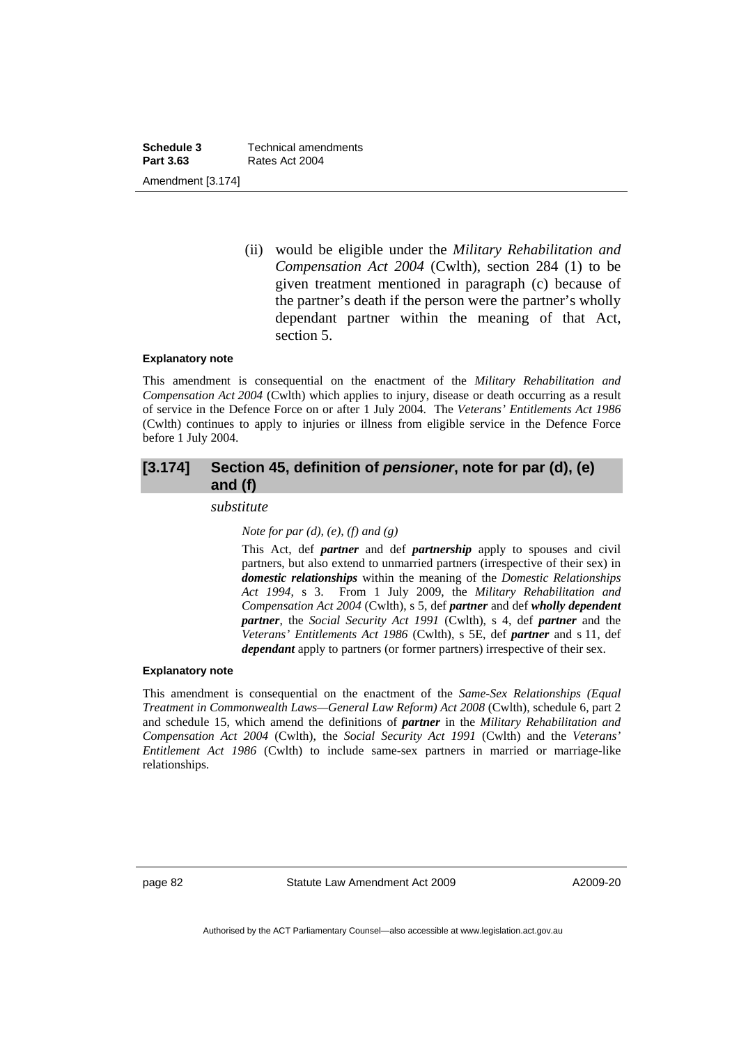(ii) would be eligible under the *Military Rehabilitation and Compensation Act 2004* (Cwlth), section 284 (1) to be given treatment mentioned in paragraph (c) because of the partner's death if the person were the partner's wholly dependant partner within the meaning of that Act, section 5.

**Explanatory note**

This amendment is consequential on the enactment of the *Military Rehabilitation and Compensation Act 2004* (Cwlth) which applies to injury, disease or death occurring as a result of service in the Defence Force on or after 1 July 2004. The *Veterans' Entitlements Act 1986* (Cwlth) continues to apply to injuries or illness from eligible service in the Defence Force before 1 July 2004.

## [3.174] Section 45, definition of *pensioner*, note for par (d), (e) and (f)

*substitute*

*Note for par (d), (e), (f) and (g)*

This Act, def ***partner*** and def ***partnership*** apply to spouses and civil partners, but also extend to unmarried partners (irrespective of their sex) in ***domestic relationships*** within the meaning of the *Domestic Relationships Act 1994*, s 3. From 1 July 2009, the *Military Rehabilitation and Compensation Act 2004* (Cwlth), s 5, def ***partner*** and def ***wholly dependent partner***, the *Social Security Act 1991* (Cwlth), s 4, def ***partner*** and the *Veterans' Entitlements Act 1986* (Cwlth), s 5E, def ***partner*** and s 11, def ***dependant*** apply to partners (or former partners) irrespective of their sex.

**Explanatory note**

This amendment is consequential on the enactment of the *Same-Sex Relationships (Equal Treatment in Commonwealth Laws—General Law Reform) Act 2008* (Cwlth), schedule 6, part 2 and schedule 15, which amend the definitions of ***partner*** in the *Military Rehabilitation and Compensation Act 2004* (Cwlth), the *Social Security Act 1991* (Cwlth) and the *Veterans' Entitlement Act 1986* (Cwlth) to include same-sex partners in married or marriage-like relationships.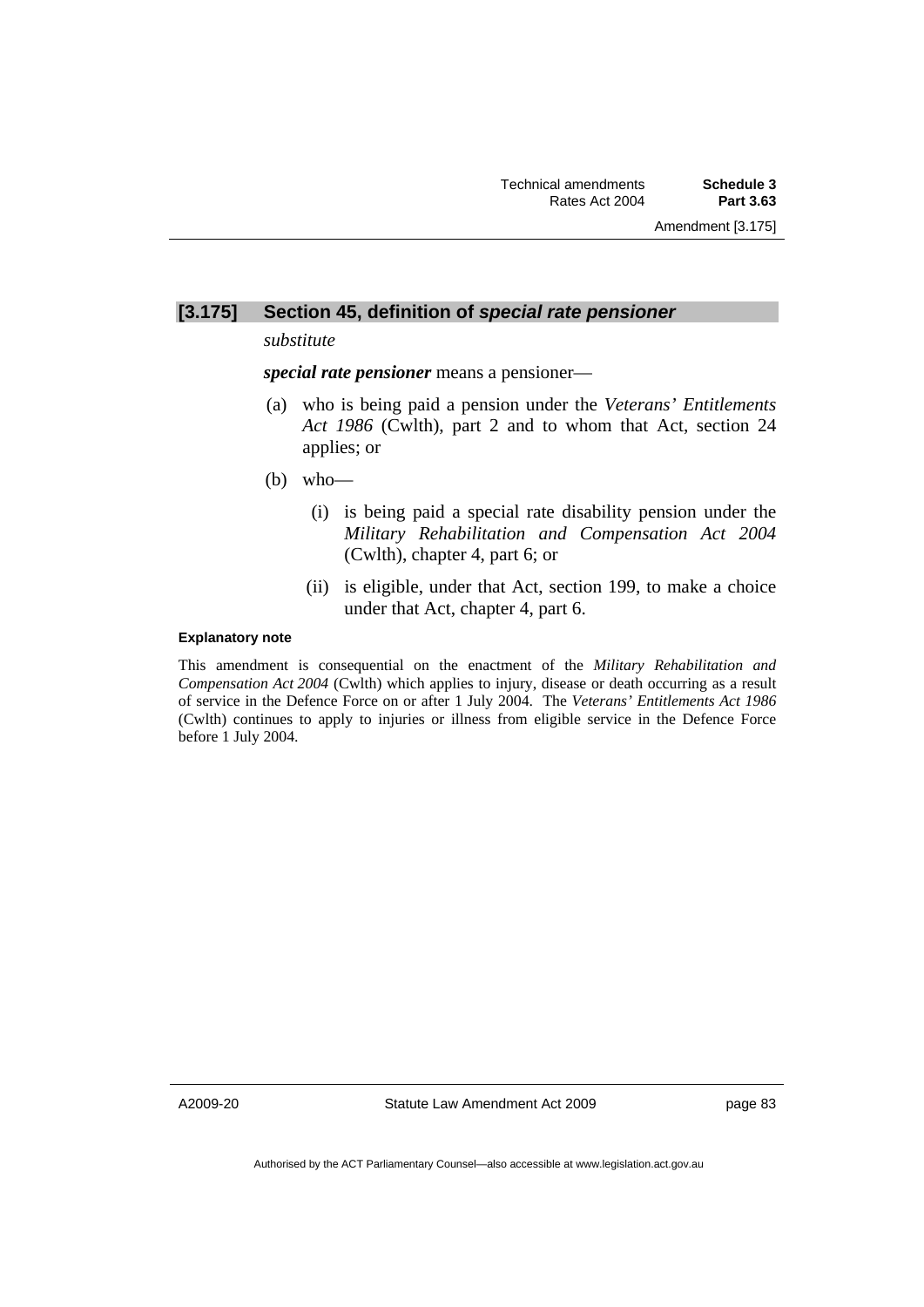## [3.175] Section 45, definition of *special rate pensioner*

*substitute*

***special rate pensioner*** means a pensioner—

(a) who is being paid a pension under the *Veterans' Entitlements Act 1986* (Cwlth), part 2 and to whom that Act, section 24 applies; or

(b) who—

 (i) is being paid a special rate disability pension under the *Military Rehabilitation and Compensation Act 2004* (Cwlth), chapter 4, part 6; or

 (ii) is eligible, under that Act, section 199, to make a choice under that Act, chapter 4, part 6.

**Explanatory note**

This amendment is consequential on the enactment of the *Military Rehabilitation and Compensation Act 2004* (Cwlth) which applies to injury, disease or death occurring as a result of service in the Defence Force on or after 1 July 2004. The *Veterans' Entitlements Act 1986* (Cwlth) continues to apply to injuries or illness from eligible service in the Defence Force before 1 July 2004.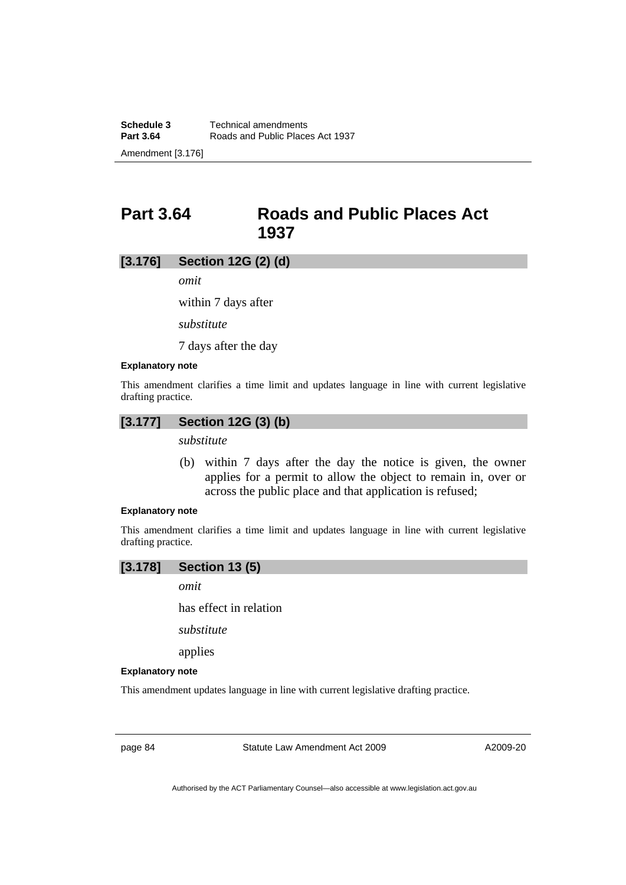# Part 3.64 Roads and Public Places Act 1937

### [3.176] Section 12G (2) (d)

*omit*

within 7 days after

*substitute*

7 days after the day

**Explanatory note**

This amendment clarifies a time limit and updates language in line with current legislative drafting practice.

### [3.177] Section 12G (3) (b)

*substitute*

(b) within 7 days after the day the notice is given, the owner applies for a permit to allow the object to remain in, over or across the public place and that application is refused;

**Explanatory note**

This amendment clarifies a time limit and updates language in line with current legislative drafting practice.

### [3.178] Section 13 (5)

*omit*

has effect in relation

*substitute*

applies

**Explanatory note**

This amendment updates language in line with current legislative drafting practice.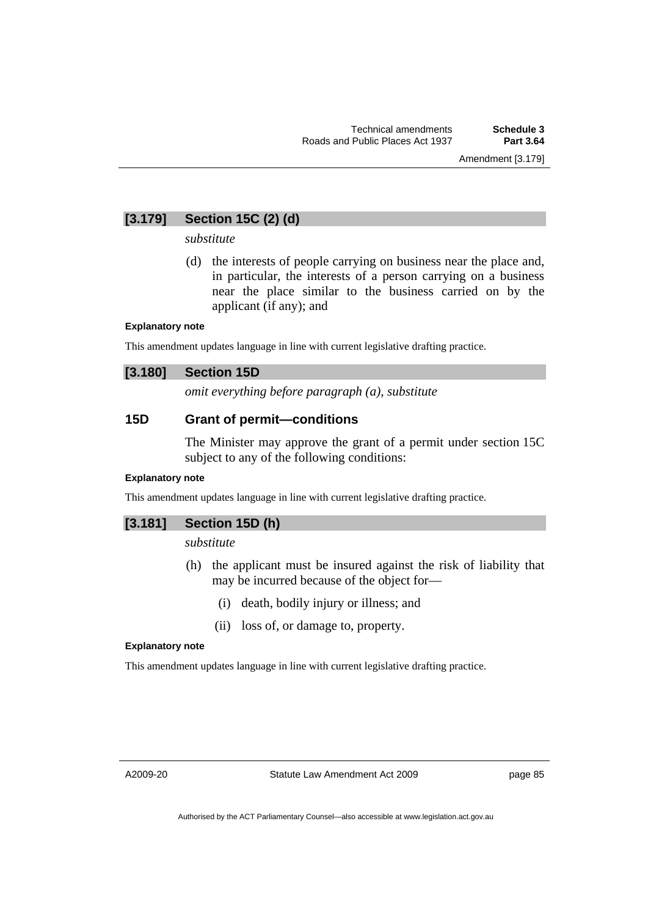### [3.179] Section 15C (2) (d)

*substitute*

(d) the interests of people carrying on business near the place and, in particular, the interests of a person carrying on a business near the place similar to the business carried on by the applicant (if any); and

**Explanatory note**

This amendment updates language in line with current legislative drafting practice.

### [3.180] Section 15D

*omit everything before paragraph (a), substitute*

### 15D Grant of permit—conditions

The Minister may approve the grant of a permit under section 15C subject to any of the following conditions:

**Explanatory note**

This amendment updates language in line with current legislative drafting practice.

### [3.181] Section 15D (h)

*substitute*

(h) the applicant must be insured against the risk of liability that may be incurred because of the object for—

(i) death, bodily injury or illness; and

(ii) loss of, or damage to, property.

**Explanatory note**

This amendment updates language in line with current legislative drafting practice.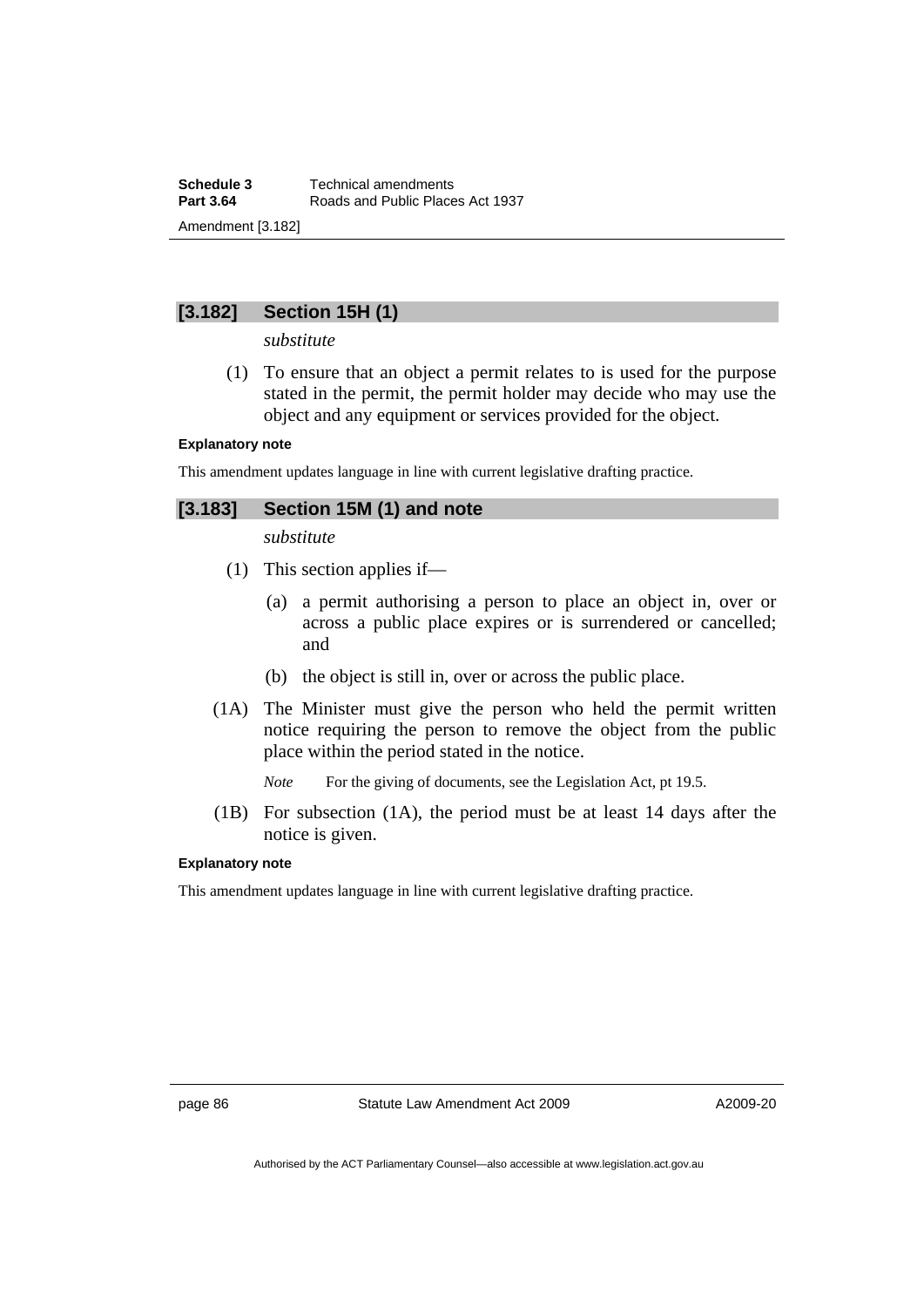## [3.182] Section 15H (1)

*substitute*

(1) To ensure that an object a permit relates to is used for the purpose stated in the permit, the permit holder may decide who may use the object and any equipment or services provided for the object.

**Explanatory note**

This amendment updates language in line with current legislative drafting practice.

## [3.183] Section 15M (1) and note

*substitute*

(1) This section applies if—

(a) a permit authorising a person to place an object in, over or across a public place expires or is surrendered or cancelled; and

(b) the object is still in, over or across the public place.

(1A) The Minister must give the person who held the permit written notice requiring the person to remove the object from the public place within the period stated in the notice.

*Note* For the giving of documents, see the Legislation Act, pt 19.5.

(1B) For subsection (1A), the period must be at least 14 days after the notice is given.

**Explanatory note**

This amendment updates language in line with current legislative drafting practice.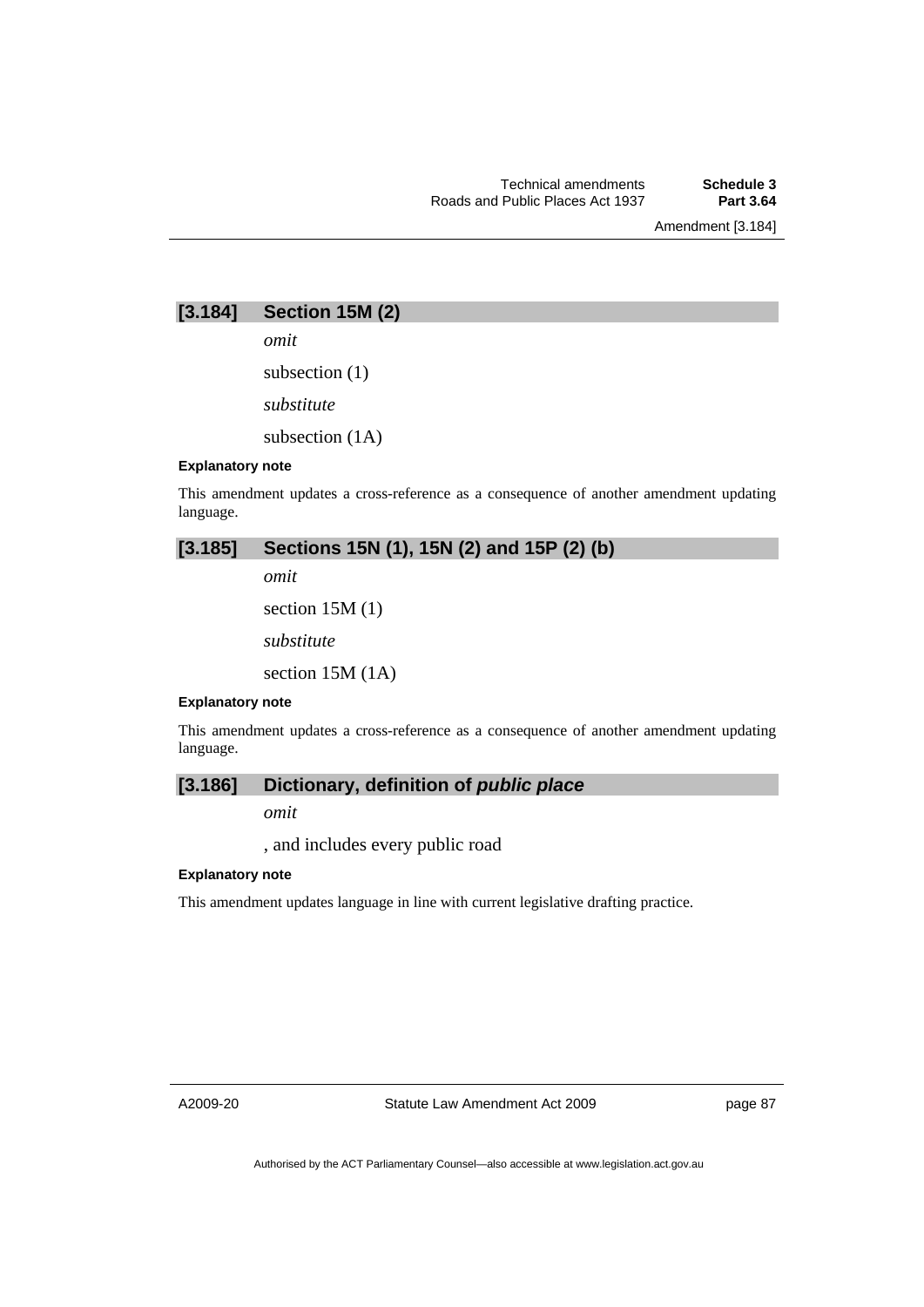### [3.184] Section 15M (2)

*omit*

subsection (1)

*substitute*

subsection (1A)

**Explanatory note**

This amendment updates a cross-reference as a consequence of another amendment updating language.

### [3.185] Sections 15N (1), 15N (2) and 15P (2) (b)

*omit*

section 15M (1)

*substitute*

section 15M (1A)

**Explanatory note**

This amendment updates a cross-reference as a consequence of another amendment updating language.

### [3.186] Dictionary, definition of *public place*

*omit*

, and includes every public road

**Explanatory note**

This amendment updates language in line with current legislative drafting practice.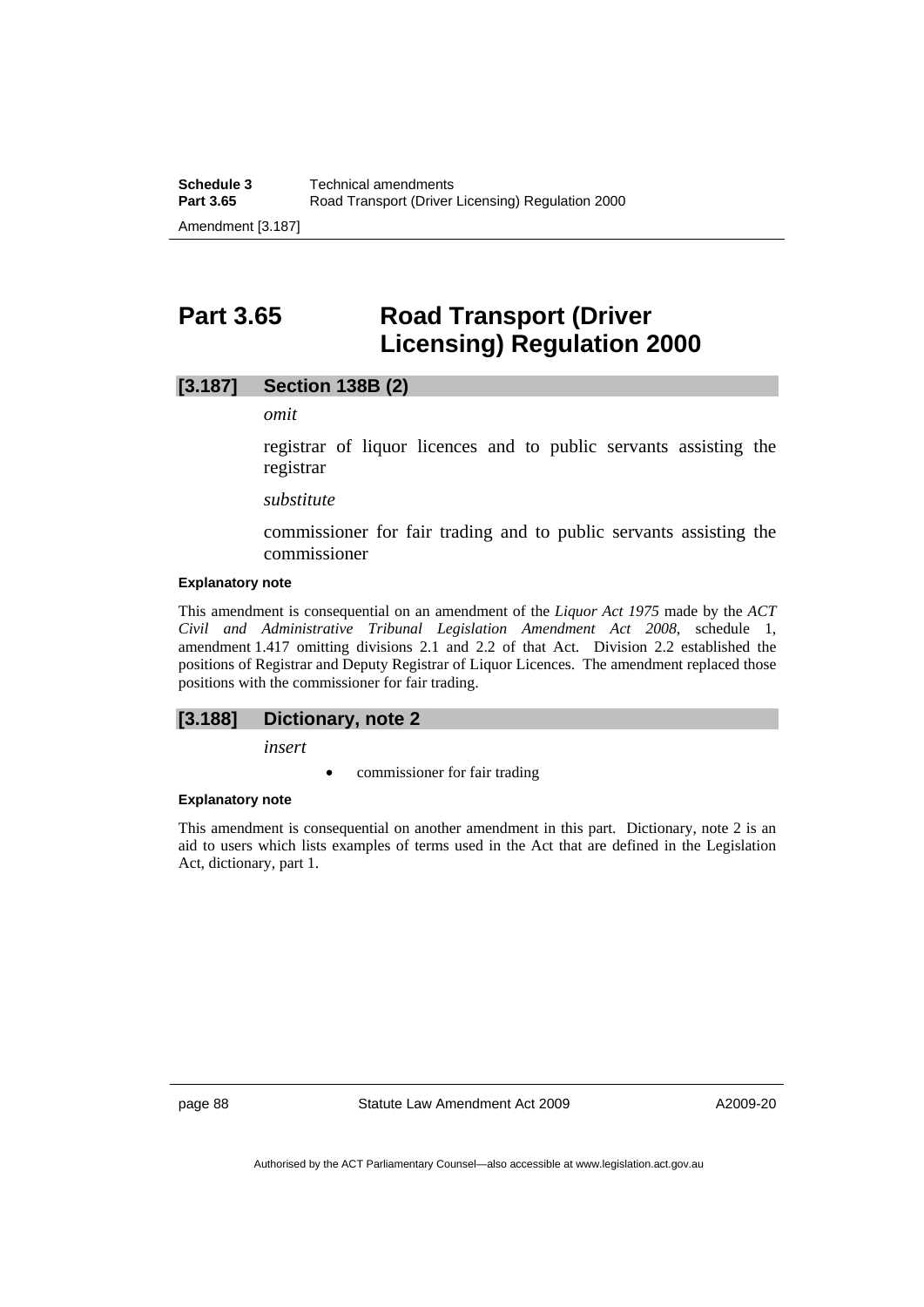## Part 3.65 Road Transport (Driver Licensing) Regulation 2000

### [3.187] Section 138B (2)

*omit*

registrar of liquor licences and to public servants assisting the registrar

*substitute*

commissioner for fair trading and to public servants assisting the commissioner

**Explanatory note**

This amendment is consequential on an amendment of the *Liquor Act 1975* made by the *ACT Civil and Administrative Tribunal Legislation Amendment Act 2008*, schedule 1, amendment 1.417 omitting divisions 2.1 and 2.2 of that Act. Division 2.2 established the positions of Registrar and Deputy Registrar of Liquor Licences. The amendment replaced those positions with the commissioner for fair trading.

### [3.188] Dictionary, note 2

*insert*

- commissioner for fair trading

**Explanatory note**

This amendment is consequential on another amendment in this part. Dictionary, note 2 is an aid to users which lists examples of terms used in the Act that are defined in the Legislation Act, dictionary, part 1.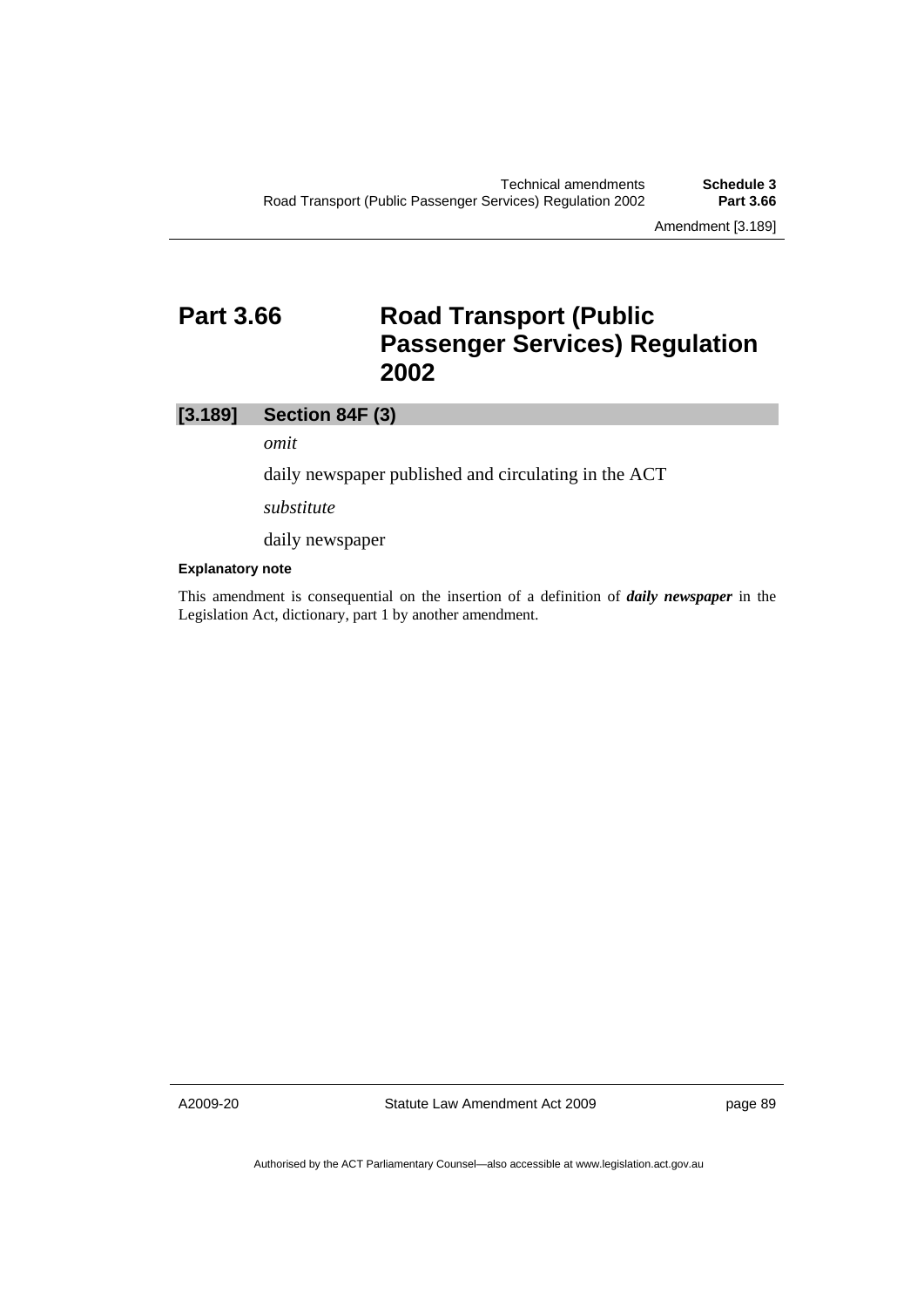# Part 3.66 Road Transport (Public Passenger Services) Regulation 2002

## [3.189] Section 84F (3)

*omit*

daily newspaper published and circulating in the ACT

*substitute*

daily newspaper

**Explanatory note**

This amendment is consequential on the insertion of a definition of ***daily newspaper*** in the Legislation Act, dictionary, part 1 by another amendment.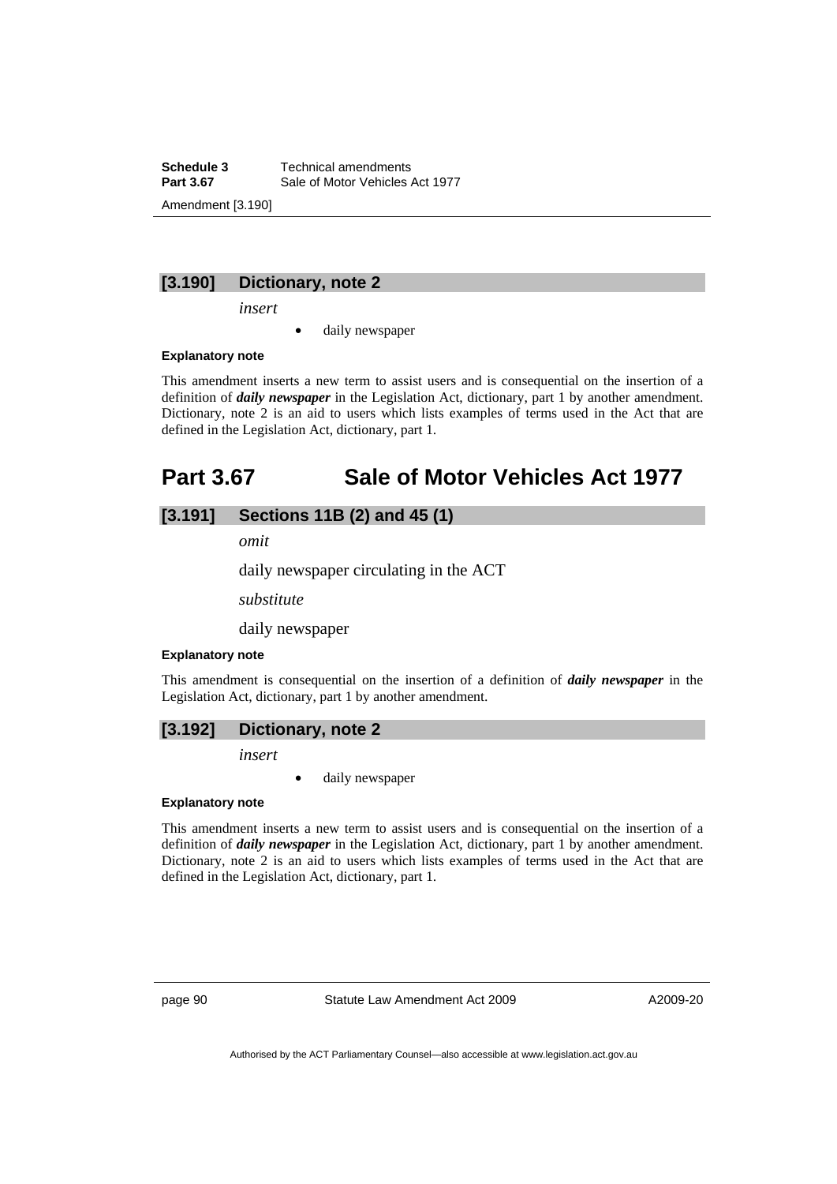### [3.190] Dictionary, note 2

*insert*

- daily newspaper

**Explanatory note**

This amendment inserts a new term to assist users and is consequential on the insertion of a definition of ***daily newspaper*** in the Legislation Act, dictionary, part 1 by another amendment. Dictionary, note 2 is an aid to users which lists examples of terms used in the Act that are defined in the Legislation Act, dictionary, part 1.

# Part 3.67 Sale of Motor Vehicles Act 1977

### [3.191] Sections 11B (2) and 45 (1)

*omit*

daily newspaper circulating in the ACT

*substitute*

daily newspaper

**Explanatory note**

This amendment is consequential on the insertion of a definition of ***daily newspaper*** in the Legislation Act, dictionary, part 1 by another amendment.

### [3.192] Dictionary, note 2

*insert*

- daily newspaper

**Explanatory note**

This amendment inserts a new term to assist users and is consequential on the insertion of a definition of ***daily newspaper*** in the Legislation Act, dictionary, part 1 by another amendment. Dictionary, note 2 is an aid to users which lists examples of terms used in the Act that are defined in the Legislation Act, dictionary, part 1.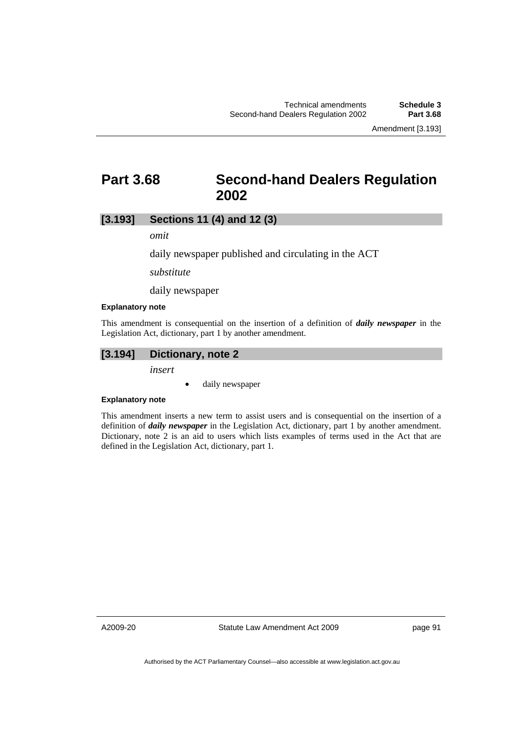# Part 3.68 Second-hand Dealers Regulation 2002

### [3.193] Sections 11 (4) and 12 (3)

*omit*

daily newspaper published and circulating in the ACT

*substitute*

daily newspaper

#### Explanatory note

This amendment is consequential on the insertion of a definition of ***daily newspaper*** in the Legislation Act, dictionary, part 1 by another amendment.

### [3.194] Dictionary, note 2

*insert*

- daily newspaper

#### Explanatory note

This amendment inserts a new term to assist users and is consequential on the insertion of a definition of ***daily newspaper*** in the Legislation Act, dictionary, part 1 by another amendment. Dictionary, note 2 is an aid to users which lists examples of terms used in the Act that are defined in the Legislation Act, dictionary, part 1.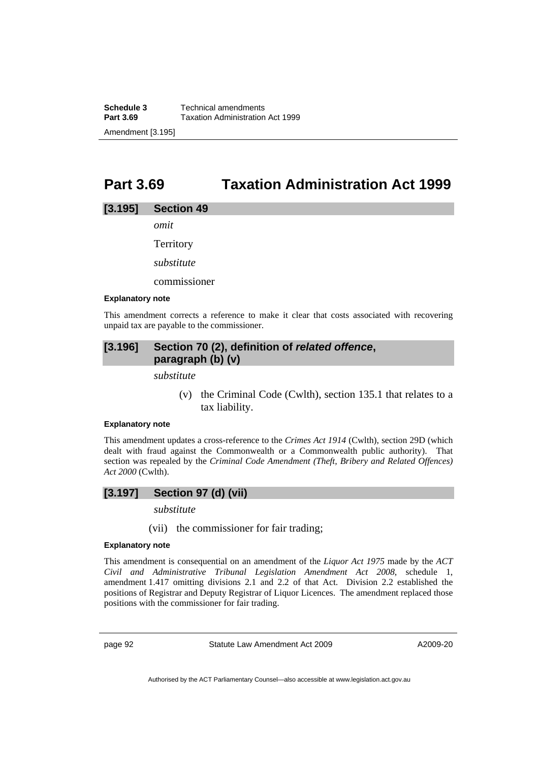# Part 3.69 Taxation Administration Act 1999

## [3.195] Section 49

*omit*

Territory

*substitute*

commissioner

**Explanatory note**

This amendment corrects a reference to make it clear that costs associated with recovering unpaid tax are payable to the commissioner.

## [3.196] Section 70 (2), definition of *related offence*, paragraph (b) (v)

*substitute*

(v) the Criminal Code (Cwlth), section 135.1 that relates to a tax liability.

**Explanatory note**

This amendment updates a cross-reference to the *Crimes Act 1914* (Cwlth), section 29D (which dealt with fraud against the Commonwealth or a Commonwealth public authority). That section was repealed by the *Criminal Code Amendment (Theft, Bribery and Related Offences) Act 2000* (Cwlth).

## [3.197] Section 97 (d) (vii)

*substitute*

(vii) the commissioner for fair trading;

**Explanatory note**

This amendment is consequential on an amendment of the *Liquor Act 1975* made by the *ACT Civil and Administrative Tribunal Legislation Amendment Act 2008*, schedule 1, amendment 1.417 omitting divisions 2.1 and 2.2 of that Act. Division 2.2 established the positions of Registrar and Deputy Registrar of Liquor Licences. The amendment replaced those positions with the commissioner for fair trading.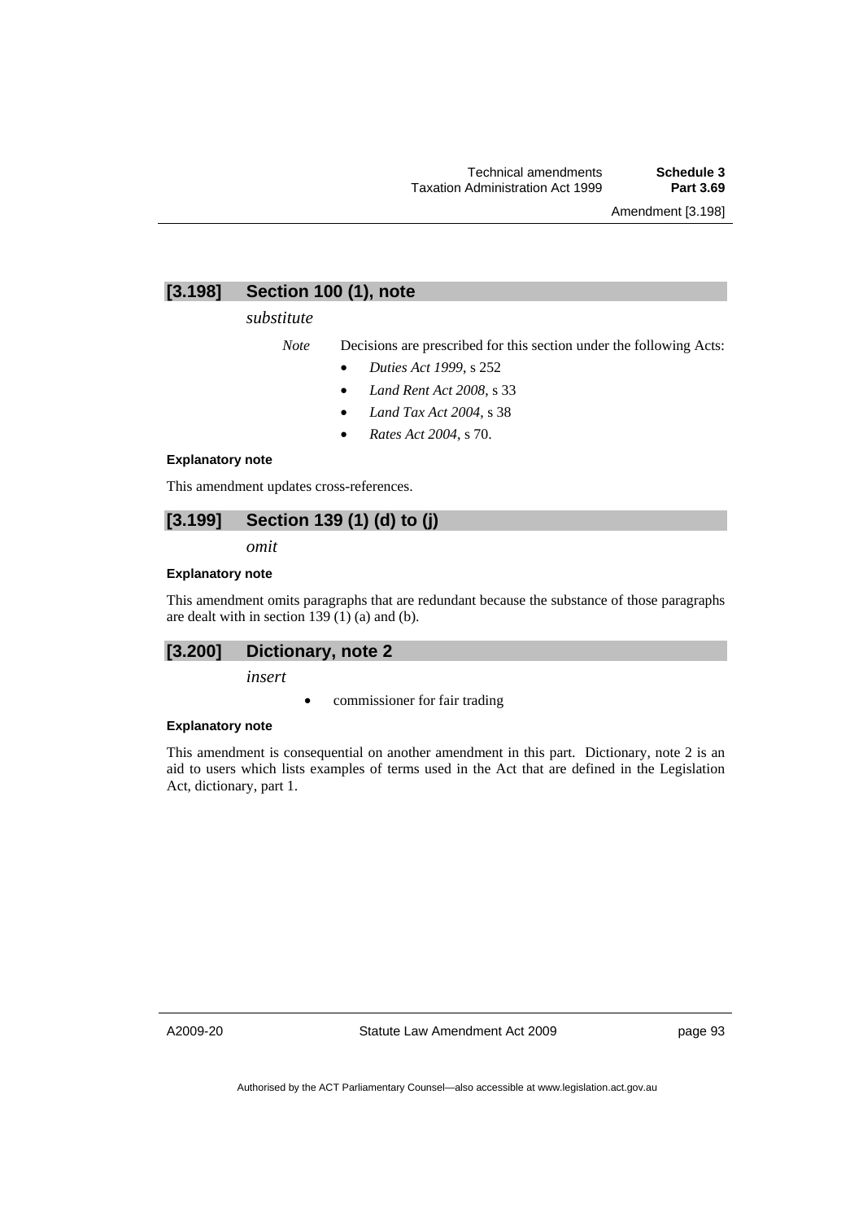## [3.198] Section 100 (1), note

*substitute*

*Note* Decisions are prescribed for this section under the following Acts:

- *Duties Act 1999*, s 252
- *Land Rent Act 2008*, s 33
- *Land Tax Act 2004*, s 38
- *Rates Act 2004*, s 70.

**Explanatory note**

This amendment updates cross-references.

## [3.199] Section 139 (1) (d) to (j)

*omit*

**Explanatory note**

This amendment omits paragraphs that are redundant because the substance of those paragraphs are dealt with in section 139 (1) (a) and (b).

## [3.200] Dictionary, note 2

*insert*

- commissioner for fair trading

**Explanatory note**

This amendment is consequential on another amendment in this part. Dictionary, note 2 is an aid to users which lists examples of terms used in the Act that are defined in the Legislation Act, dictionary, part 1.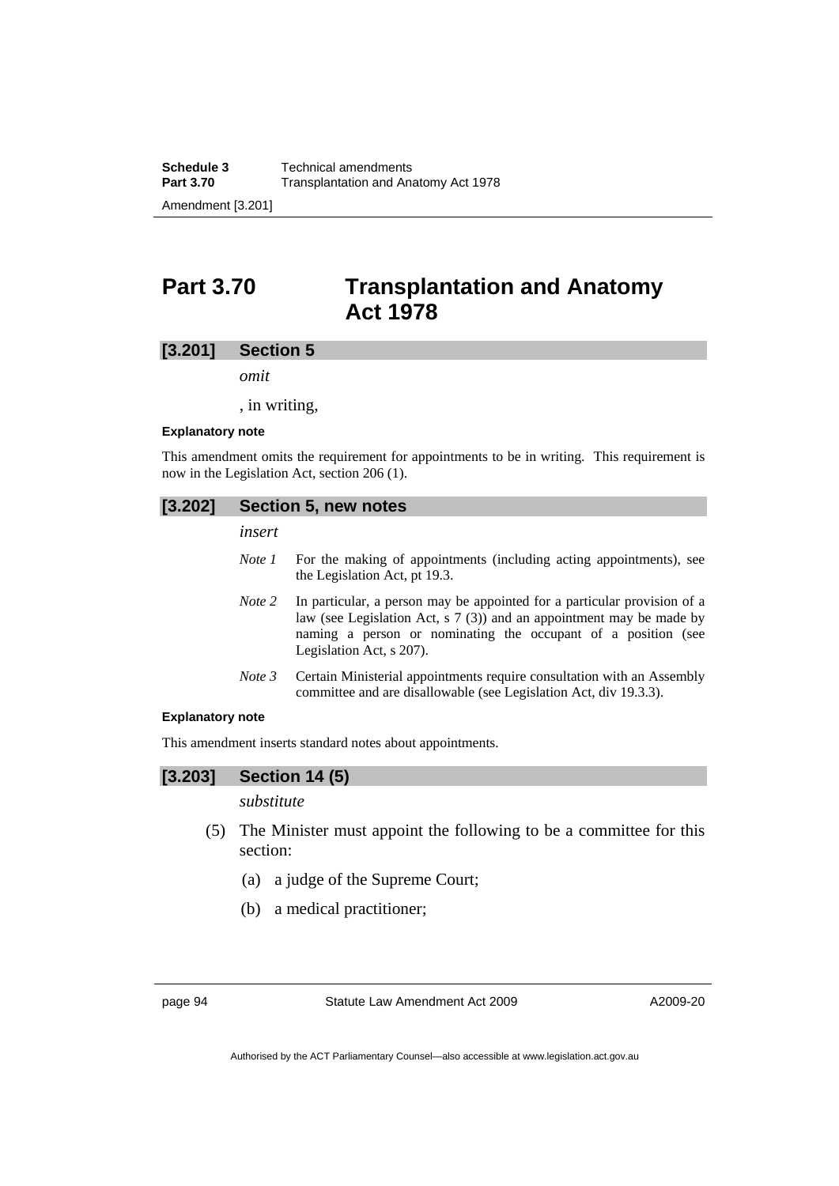# Part 3.70 Transplantation and Anatomy Act 1978

## [3.201] Section 5

*omit*

, in writing,

**Explanatory note**

This amendment omits the requirement for appointments to be in writing. This requirement is now in the Legislation Act, section 206 (1).

## [3.202] Section 5, new notes

*insert*

*Note 1* For the making of appointments (including acting appointments), see the Legislation Act, pt 19.3.

*Note 2* In particular, a person may be appointed for a particular provision of a law (see Legislation Act, s 7 (3)) and an appointment may be made by naming a person or nominating the occupant of a position (see Legislation Act, s 207).

*Note 3* Certain Ministerial appointments require consultation with an Assembly committee and are disallowable (see Legislation Act, div 19.3.3).

**Explanatory note**

This amendment inserts standard notes about appointments.

## [3.203] Section 14 (5)

*substitute*

(5) The Minister must appoint the following to be a committee for this section:

(a) a judge of the Supreme Court;

(b) a medical practitioner;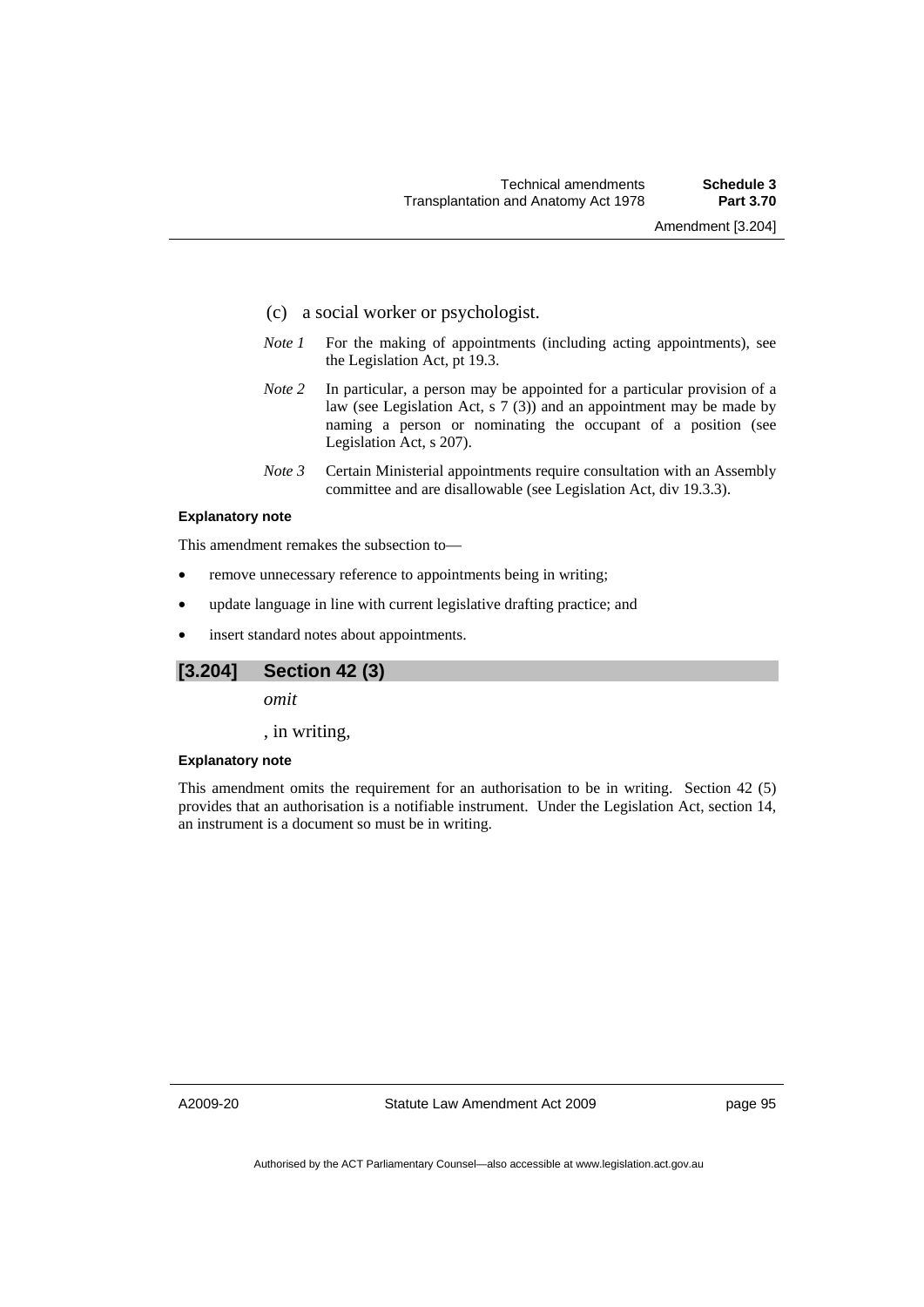(c) a social worker or psychologist.

*Note 1* For the making of appointments (including acting appointments), see the Legislation Act, pt 19.3.

*Note 2* In particular, a person may be appointed for a particular provision of a law (see Legislation Act, s 7 (3)) and an appointment may be made by naming a person or nominating the occupant of a position (see Legislation Act, s 207).

*Note 3* Certain Ministerial appointments require consultation with an Assembly committee and are disallowable (see Legislation Act, div 19.3.3).

**Explanatory note**

This amendment remakes the subsection to—

- remove unnecessary reference to appointments being in writing;
- update language in line with current legislative drafting practice; and
- insert standard notes about appointments.

## [3.204] Section 42 (3)

*omit*

, in writing,

**Explanatory note**

This amendment omits the requirement for an authorisation to be in writing. Section 42 (5) provides that an authorisation is a notifiable instrument. Under the Legislation Act, section 14, an instrument is a document so must be in writing.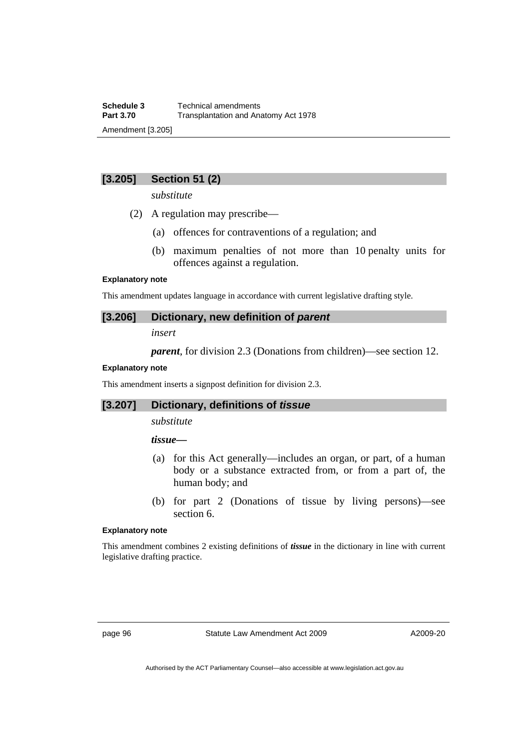## [3.205] Section 51 (2)

*substitute*

(2) A regulation may prescribe—

(a) offences for contraventions of a regulation; and

(b) maximum penalties of not more than 10 penalty units for offences against a regulation.

**Explanatory note**

This amendment updates language in accordance with current legislative drafting style.

## [3.206] Dictionary, new definition of *parent*

*insert*

***parent***, for division 2.3 (Donations from children)—see section 12.

**Explanatory note**

This amendment inserts a signpost definition for division 2.3.

## [3.207] Dictionary, definitions of *tissue*

*substitute*

***tissue***—

(a) for this Act generally—includes an organ, or part, of a human body or a substance extracted from, or from a part of, the human body; and

(b) for part 2 (Donations of tissue by living persons)—see section 6.

**Explanatory note**

This amendment combines 2 existing definitions of ***tissue*** in the dictionary in line with current legislative drafting practice.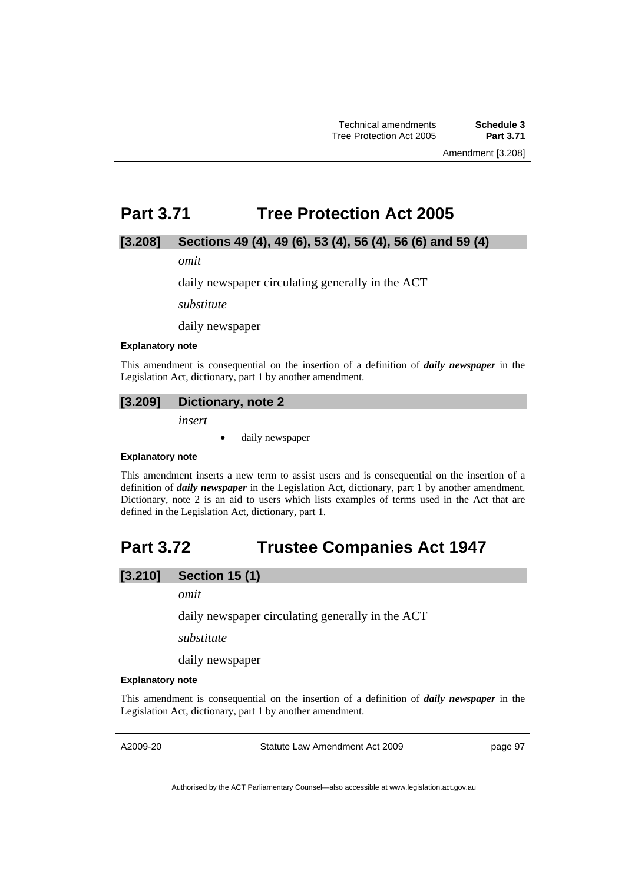# Part 3.71 Tree Protection Act 2005

## [3.208] Sections 49 (4), 49 (6), 53 (4), 56 (4), 56 (6) and 59 (4)

*omit*

daily newspaper circulating generally in the ACT

*substitute*

daily newspaper

**Explanatory note**

This amendment is consequential on the insertion of a definition of ***daily newspaper*** in the Legislation Act, dictionary, part 1 by another amendment.

## [3.209] Dictionary, note 2

*insert*

- daily newspaper

**Explanatory note**

This amendment inserts a new term to assist users and is consequential on the insertion of a definition of ***daily newspaper*** in the Legislation Act, dictionary, part 1 by another amendment. Dictionary, note 2 is an aid to users which lists examples of terms used in the Act that are defined in the Legislation Act, dictionary, part 1.

# Part 3.72 Trustee Companies Act 1947

## [3.210] Section 15 (1)

*omit*

daily newspaper circulating generally in the ACT

*substitute*

daily newspaper

**Explanatory note**

This amendment is consequential on the insertion of a definition of ***daily newspaper*** in the Legislation Act, dictionary, part 1 by another amendment.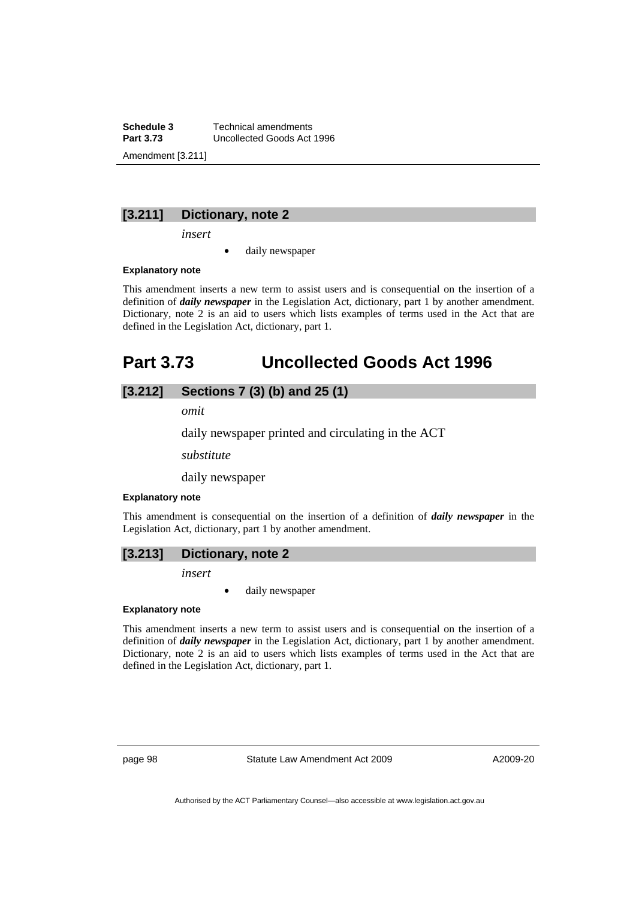## [3.211] Dictionary, note 2

*insert*

- daily newspaper

**Explanatory note**

This amendment inserts a new term to assist users and is consequential on the insertion of a definition of ***daily newspaper*** in the Legislation Act, dictionary, part 1 by another amendment. Dictionary, note 2 is an aid to users which lists examples of terms used in the Act that are defined in the Legislation Act, dictionary, part 1.

# Part 3.73 Uncollected Goods Act 1996

## [3.212] Sections 7 (3) (b) and 25 (1)

*omit*

daily newspaper printed and circulating in the ACT

*substitute*

daily newspaper

**Explanatory note**

This amendment is consequential on the insertion of a definition of ***daily newspaper*** in the Legislation Act, dictionary, part 1 by another amendment.

## [3.213] Dictionary, note 2

*insert*

- daily newspaper

**Explanatory note**

This amendment inserts a new term to assist users and is consequential on the insertion of a definition of ***daily newspaper*** in the Legislation Act, dictionary, part 1 by another amendment. Dictionary, note 2 is an aid to users which lists examples of terms used in the Act that are defined in the Legislation Act, dictionary, part 1.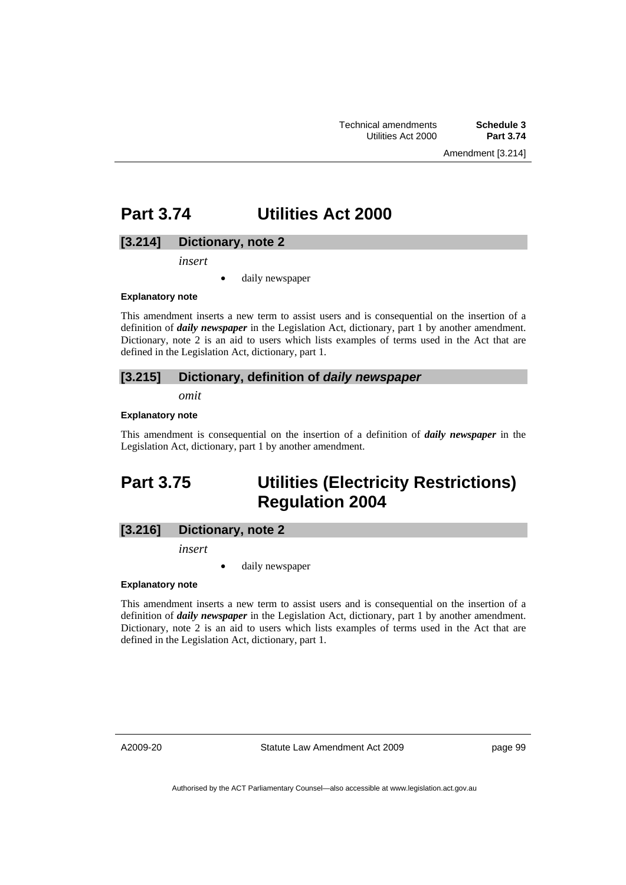# Part 3.74 Utilities Act 2000

## [3.214] Dictionary, note 2

*insert*

- daily newspaper

**Explanatory note**

This amendment inserts a new term to assist users and is consequential on the insertion of a definition of ***daily newspaper*** in the Legislation Act, dictionary, part 1 by another amendment. Dictionary, note 2 is an aid to users which lists examples of terms used in the Act that are defined in the Legislation Act, dictionary, part 1.

## [3.215] Dictionary, definition of *daily newspaper*

*omit*

**Explanatory note**

This amendment is consequential on the insertion of a definition of ***daily newspaper*** in the Legislation Act, dictionary, part 1 by another amendment.

# Part 3.75 Utilities (Electricity Restrictions) Regulation 2004

## [3.216] Dictionary, note 2

*insert*

- daily newspaper

**Explanatory note**

This amendment inserts a new term to assist users and is consequential on the insertion of a definition of ***daily newspaper*** in the Legislation Act, dictionary, part 1 by another amendment. Dictionary, note 2 is an aid to users which lists examples of terms used in the Act that are defined in the Legislation Act, dictionary, part 1.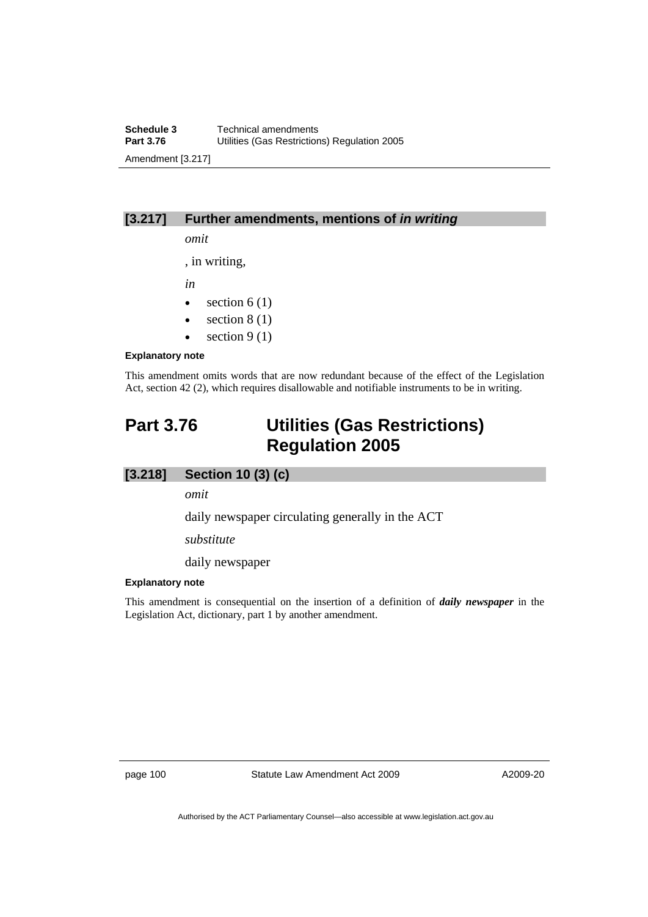### [3.217] Further amendments, mentions of *in writing*

*omit*

, in writing,

*in*

- section 6 (1)
- section 8 (1)
- section 9 (1)

**Explanatory note**

This amendment omits words that are now redundant because of the effect of the Legislation Act, section 42 (2), which requires disallowable and notifiable instruments to be in writing.

## Part 3.76 Utilities (Gas Restrictions) Regulation 2005

### [3.218] Section 10 (3) (c)

*omit*

daily newspaper circulating generally in the ACT

*substitute*

daily newspaper

**Explanatory note**

This amendment is consequential on the insertion of a definition of ***daily newspaper*** in the Legislation Act, dictionary, part 1 by another amendment.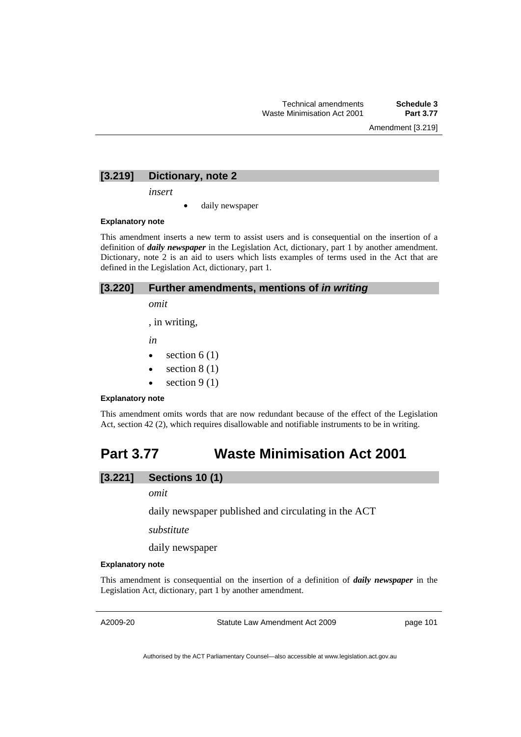### [3.219] Dictionary, note 2

*insert*

- daily newspaper

**Explanatory note**

This amendment inserts a new term to assist users and is consequential on the insertion of a definition of ***daily newspaper*** in the Legislation Act, dictionary, part 1 by another amendment. Dictionary, note 2 is an aid to users which lists examples of terms used in the Act that are defined in the Legislation Act, dictionary, part 1.

### [3.220] Further amendments, mentions of *in writing*

*omit*

, in writing,

*in*

- section 6 (1)
- section 8 (1)
- section 9 (1)

**Explanatory note**

This amendment omits words that are now redundant because of the effect of the Legislation Act, section 42 (2), which requires disallowable and notifiable instruments to be in writing.

## Part 3.77 Waste Minimisation Act 2001

### [3.221] Sections 10 (1)

*omit*

daily newspaper published and circulating in the ACT

*substitute*

daily newspaper

**Explanatory note**

This amendment is consequential on the insertion of a definition of ***daily newspaper*** in the Legislation Act, dictionary, part 1 by another amendment.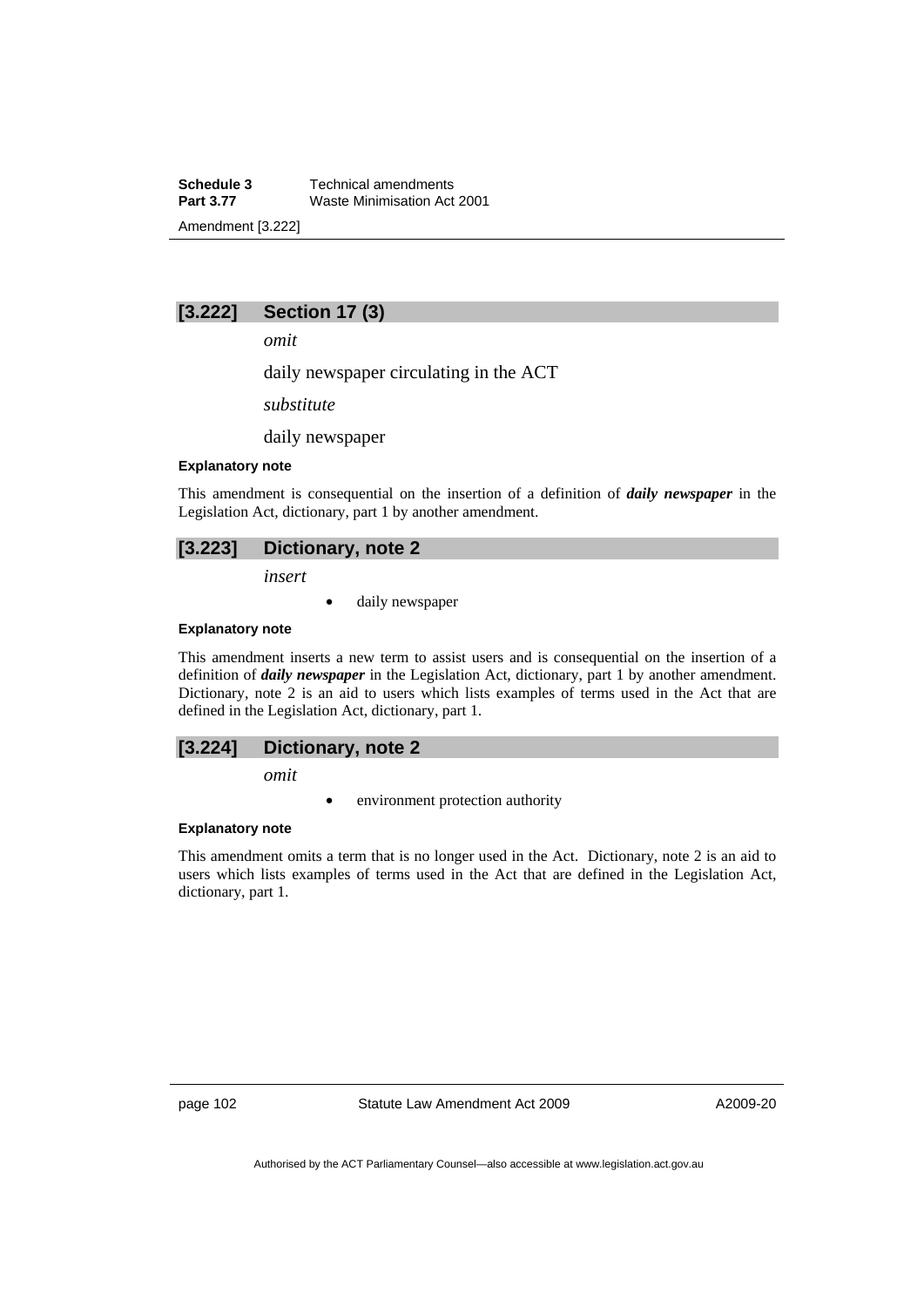## [3.222] Section 17 (3)

*omit*

daily newspaper circulating in the ACT

*substitute*

daily newspaper

**Explanatory note**

This amendment is consequential on the insertion of a definition of ***daily newspaper*** in the Legislation Act, dictionary, part 1 by another amendment.

## [3.223] Dictionary, note 2

*insert*

- daily newspaper

**Explanatory note**

This amendment inserts a new term to assist users and is consequential on the insertion of a definition of ***daily newspaper*** in the Legislation Act, dictionary, part 1 by another amendment. Dictionary, note 2 is an aid to users which lists examples of terms used in the Act that are defined in the Legislation Act, dictionary, part 1.

## [3.224] Dictionary, note 2

*omit*

- environment protection authority

**Explanatory note**

This amendment omits a term that is no longer used in the Act. Dictionary, note 2 is an aid to users which lists examples of terms used in the Act that are defined in the Legislation Act, dictionary, part 1.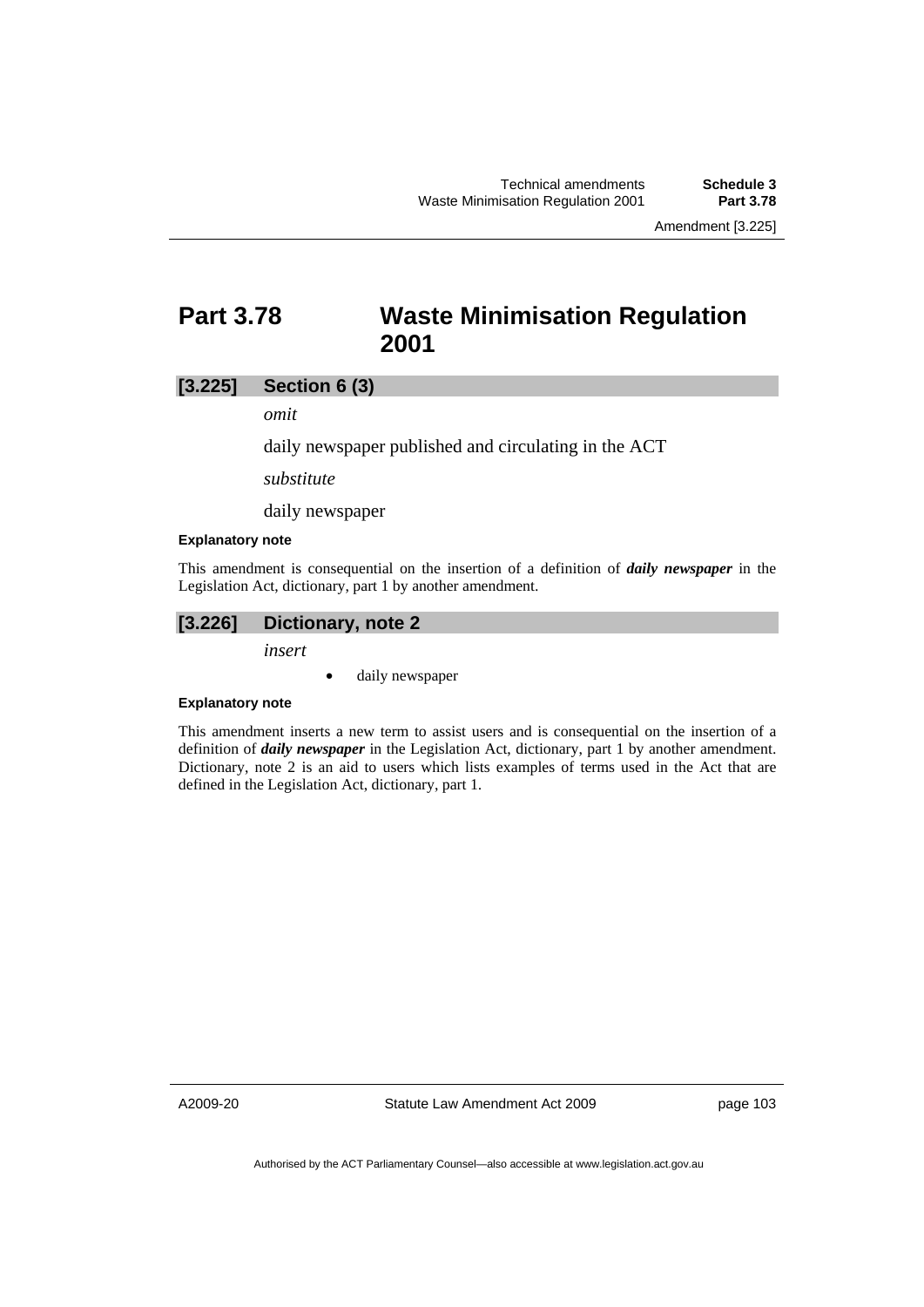# Part 3.78 Waste Minimisation Regulation 2001

## [3.225] Section 6 (3)

*omit*

daily newspaper published and circulating in the ACT

*substitute*

daily newspaper

**Explanatory note**

This amendment is consequential on the insertion of a definition of ***daily newspaper*** in the Legislation Act, dictionary, part 1 by another amendment.

## [3.226] Dictionary, note 2

*insert*

- daily newspaper

**Explanatory note**

This amendment inserts a new term to assist users and is consequential on the insertion of a definition of ***daily newspaper*** in the Legislation Act, dictionary, part 1 by another amendment. Dictionary, note 2 is an aid to users which lists examples of terms used in the Act that are defined in the Legislation Act, dictionary, part 1.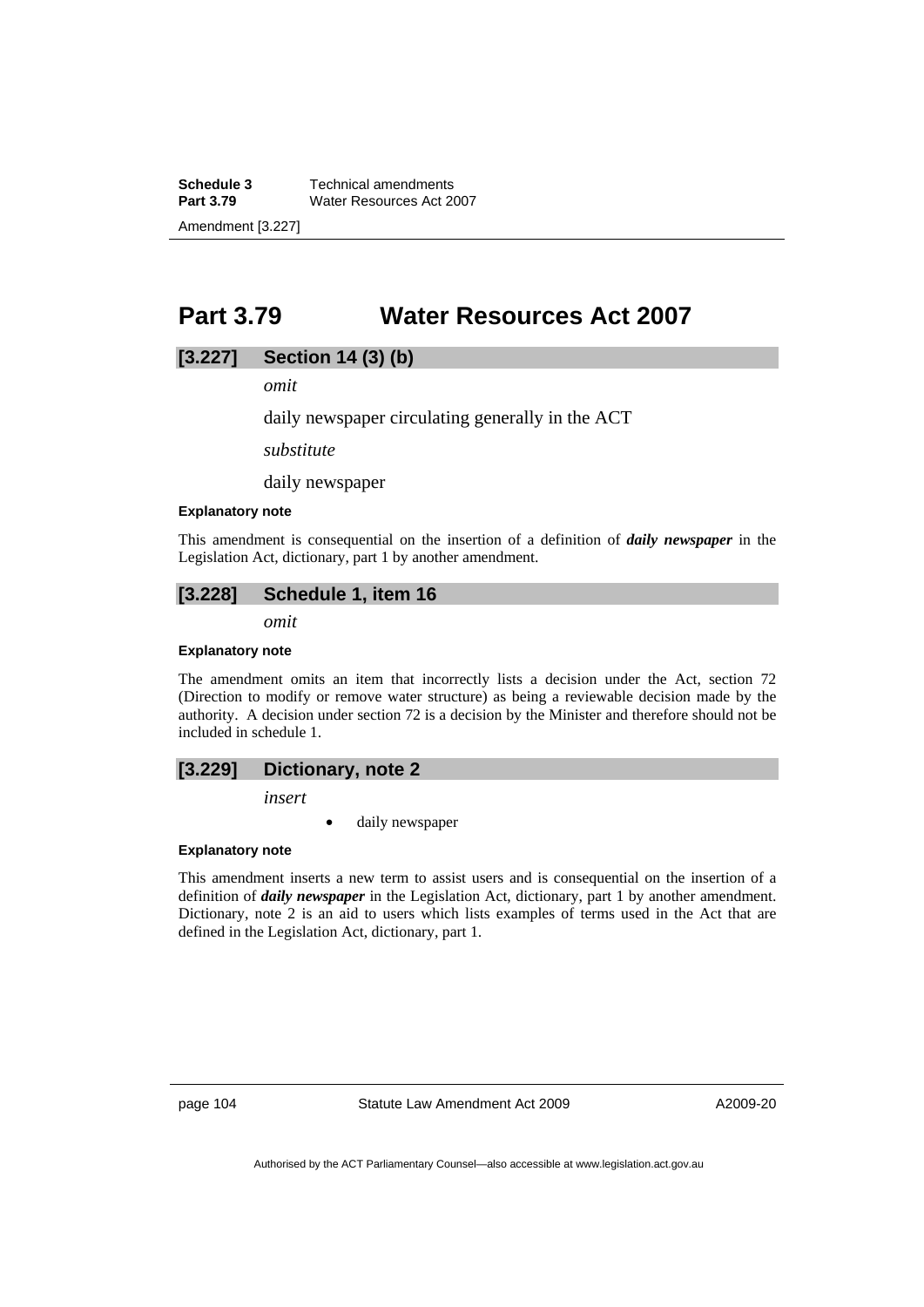# Part 3.79 Water Resources Act 2007

## [3.227] Section 14 (3) (b)

*omit*

daily newspaper circulating generally in the ACT

*substitute*

daily newspaper

#### Explanatory note

This amendment is consequential on the insertion of a definition of ***daily newspaper*** in the Legislation Act, dictionary, part 1 by another amendment.

## [3.228] Schedule 1, item 16

*omit*

#### Explanatory note

The amendment omits an item that incorrectly lists a decision under the Act, section 72 (Direction to modify or remove water structure) as being a reviewable decision made by the authority. A decision under section 72 is a decision by the Minister and therefore should not be included in schedule 1.

## [3.229] Dictionary, note 2

*insert*

- daily newspaper

#### Explanatory note

This amendment inserts a new term to assist users and is consequential on the insertion of a definition of ***daily newspaper*** in the Legislation Act, dictionary, part 1 by another amendment. Dictionary, note 2 is an aid to users which lists examples of terms used in the Act that are defined in the Legislation Act, dictionary, part 1.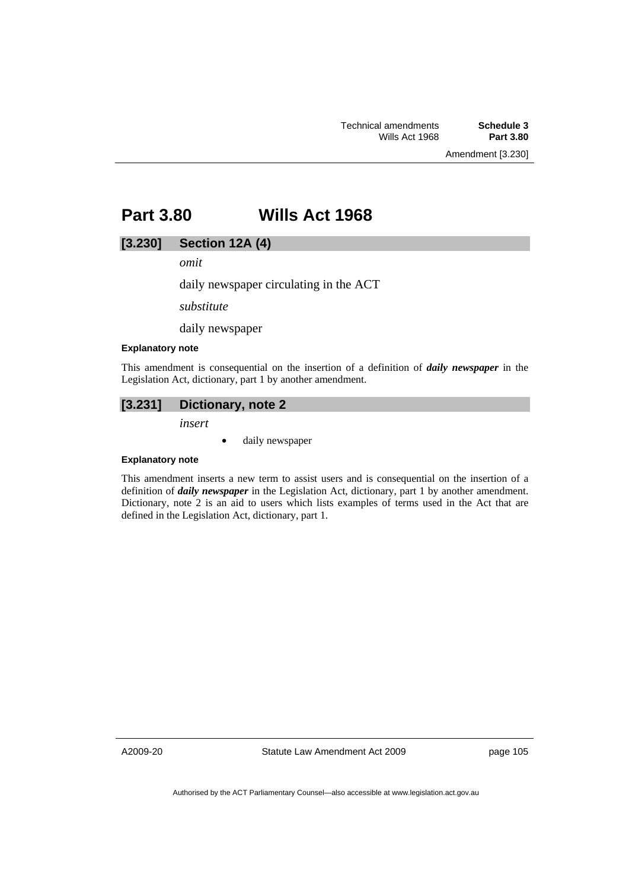# Part 3.80 Wills Act 1968

## [3.230] Section 12A (4)

*omit*

daily newspaper circulating in the ACT

*substitute*

daily newspaper

**Explanatory note**

This amendment is consequential on the insertion of a definition of ***daily newspaper*** in the Legislation Act, dictionary, part 1 by another amendment.

## [3.231] Dictionary, note 2

*insert*

- daily newspaper

**Explanatory note**

This amendment inserts a new term to assist users and is consequential on the insertion of a definition of ***daily newspaper*** in the Legislation Act, dictionary, part 1 by another amendment. Dictionary, note 2 is an aid to users which lists examples of terms used in the Act that are defined in the Legislation Act, dictionary, part 1.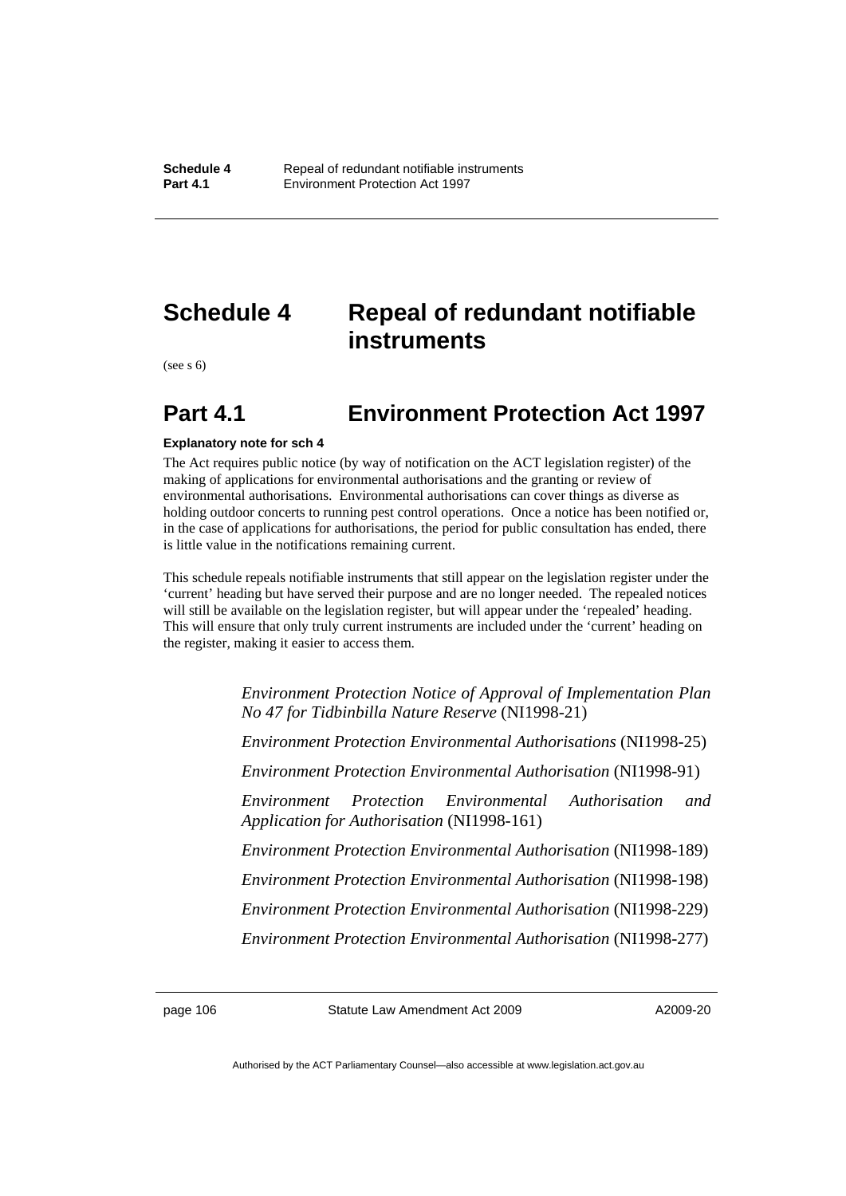# Schedule 4 Repeal of redundant notifiable instruments

(see s 6)

## Part 4.1 Environment Protection Act 1997

**Explanatory note for sch 4**

The Act requires public notice (by way of notification on the ACT legislation register) of the making of applications for environmental authorisations and the granting or review of environmental authorisations. Environmental authorisations can cover things as diverse as holding outdoor concerts to running pest control operations. Once a notice has been notified or, in the case of applications for authorisations, the period for public consultation has ended, there is little value in the notifications remaining current.

This schedule repeals notifiable instruments that still appear on the legislation register under the 'current' heading but have served their purpose and are no longer needed. The repealed notices will still be available on the legislation register, but will appear under the 'repealed' heading. This will ensure that only truly current instruments are included under the 'current' heading on the register, making it easier to access them.

*Environment Protection Notice of Approval of Implementation Plan No 47 for Tidbinbilla Nature Reserve* (NI1998-21)

*Environment Protection Environmental Authorisations* (NI1998-25)

*Environment Protection Environmental Authorisation* (NI1998-91)

*Environment Protection Environmental Authorisation and Application for Authorisation* (NI1998-161)

*Environment Protection Environmental Authorisation* (NI1998-189)

*Environment Protection Environmental Authorisation* (NI1998-198)

*Environment Protection Environmental Authorisation* (NI1998-229)

*Environment Protection Environmental Authorisation* (NI1998-277)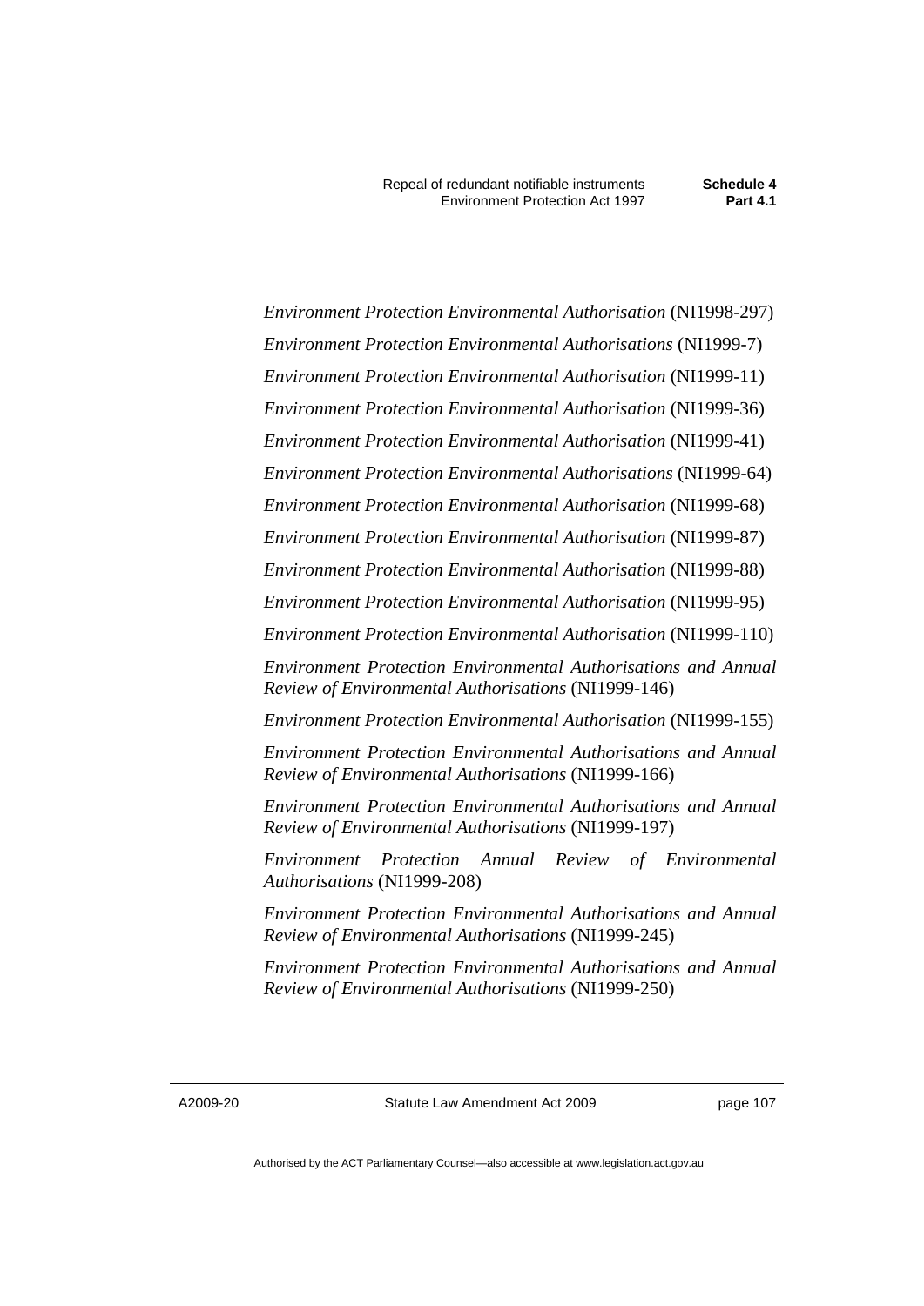*Environment Protection Environmental Authorisation* (NI1998-297)

*Environment Protection Environmental Authorisations* (NI1999-7)

*Environment Protection Environmental Authorisation* (NI1999-11)

*Environment Protection Environmental Authorisation* (NI1999-36)

*Environment Protection Environmental Authorisation* (NI1999-41)

*Environment Protection Environmental Authorisations* (NI1999-64)

*Environment Protection Environmental Authorisation* (NI1999-68)

*Environment Protection Environmental Authorisation* (NI1999-87)

*Environment Protection Environmental Authorisation* (NI1999-88)

*Environment Protection Environmental Authorisation* (NI1999-95)

*Environment Protection Environmental Authorisation* (NI1999-110)

*Environment Protection Environmental Authorisations and Annual Review of Environmental Authorisations* (NI1999-146)

*Environment Protection Environmental Authorisation* (NI1999-155)

*Environment Protection Environmental Authorisations and Annual Review of Environmental Authorisations* (NI1999-166)

*Environment Protection Environmental Authorisations and Annual Review of Environmental Authorisations* (NI1999-197)

*Environment Protection Annual Review of Environmental Authorisations* (NI1999-208)

*Environment Protection Environmental Authorisations and Annual Review of Environmental Authorisations* (NI1999-245)

*Environment Protection Environmental Authorisations and Annual Review of Environmental Authorisations* (NI1999-250)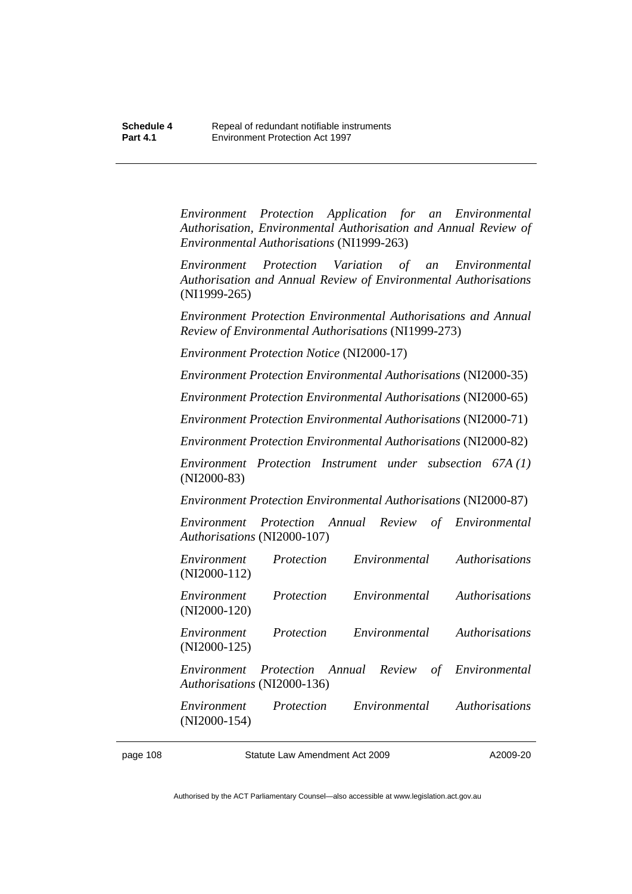*Environment Protection Application for an Environmental Authorisation, Environmental Authorisation and Annual Review of Environmental Authorisations* (NI1999-263)

*Environment Protection Variation of an Environmental Authorisation and Annual Review of Environmental Authorisations* (NI1999-265)

*Environment Protection Environmental Authorisations and Annual Review of Environmental Authorisations* (NI1999-273)

*Environment Protection Notice* (NI2000-17)

*Environment Protection Environmental Authorisations* (NI2000-35)

*Environment Protection Environmental Authorisations* (NI2000-65)

*Environment Protection Environmental Authorisations* (NI2000-71)

*Environment Protection Environmental Authorisations* (NI2000-82)

*Environment Protection Instrument under subsection 67A (1)* (NI2000-83)

*Environment Protection Environmental Authorisations* (NI2000-87)

*Environment Protection Annual Review of Environmental Authorisations* (NI2000-107)

*Environment Protection Environmental Authorisations* (NI2000-112)

*Environment Protection Environmental Authorisations* (NI2000-120)

*Environment Protection Environmental Authorisations* (NI2000-125)

*Environment Protection Annual Review of Environmental Authorisations* (NI2000-136)

*Environment Protection Environmental Authorisations* (NI2000-154)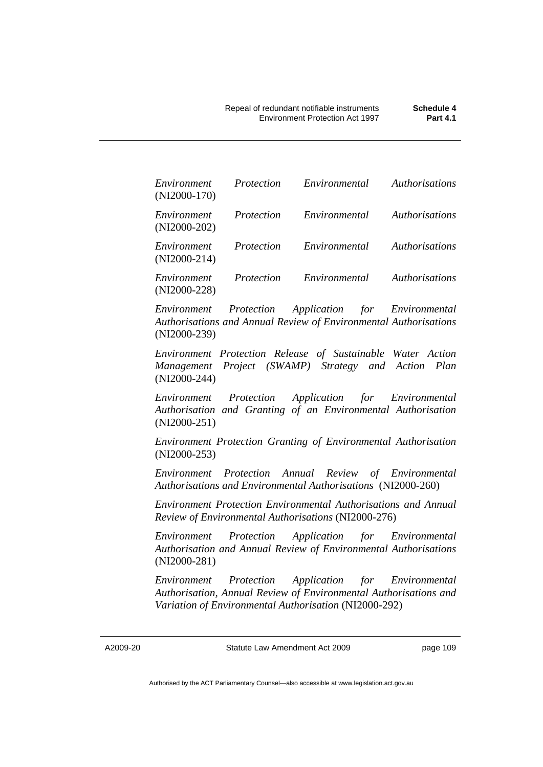*Environment Protection Environmental Authorisations* (NI2000-170)

*Environment Protection Environmental Authorisations* (NI2000-202)

*Environment Protection Environmental Authorisations* (NI2000-214)

*Environment Protection Environmental Authorisations* (NI2000-228)

*Environment Protection Application for Environmental Authorisations and Annual Review of Environmental Authorisations* (NI2000-239)

*Environment Protection Release of Sustainable Water Action Management Project (SWAMP) Strategy and Action Plan* (NI2000-244)

*Environment Protection Application for Environmental Authorisation and Granting of an Environmental Authorisation* (NI2000-251)

*Environment Protection Granting of Environmental Authorisation* (NI2000-253)

*Environment Protection Annual Review of Environmental Authorisations and Environmental Authorisations* (NI2000-260)

*Environment Protection Environmental Authorisations and Annual Review of Environmental Authorisations* (NI2000-276)

*Environment Protection Application for Environmental Authorisation and Annual Review of Environmental Authorisations* (NI2000-281)

*Environment Protection Application for Environmental Authorisation, Annual Review of Environmental Authorisations and Variation of Environmental Authorisation* (NI2000-292)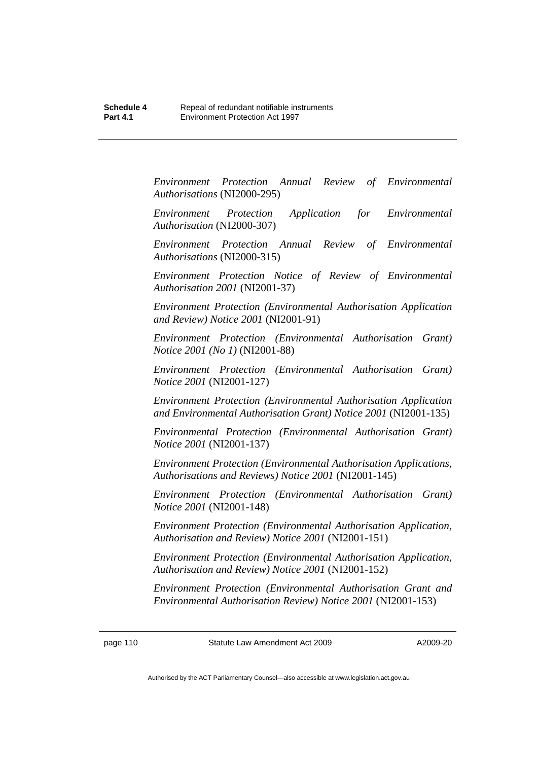*Environment Protection Annual Review of Environmental Authorisations* (NI2000-295)

*Environment Protection Application for Environmental Authorisation* (NI2000-307)

*Environment Protection Annual Review of Environmental Authorisations* (NI2000-315)

*Environment Protection Notice of Review of Environmental Authorisation 2001* (NI2001-37)

*Environment Protection (Environmental Authorisation Application and Review) Notice 2001* (NI2001-91)

*Environment Protection (Environmental Authorisation Grant) Notice 2001 (No 1)* (NI2001-88)

*Environment Protection (Environmental Authorisation Grant) Notice 2001* (NI2001-127)

*Environment Protection (Environmental Authorisation Application and Environmental Authorisation Grant) Notice 2001* (NI2001-135)

*Environmental Protection (Environmental Authorisation Grant) Notice 2001* (NI2001-137)

*Environment Protection (Environmental Authorisation Applications, Authorisations and Reviews) Notice 2001* (NI2001-145)

*Environment Protection (Environmental Authorisation Grant) Notice 2001* (NI2001-148)

*Environment Protection (Environmental Authorisation Application, Authorisation and Review) Notice 2001* (NI2001-151)

*Environment Protection (Environmental Authorisation Application, Authorisation and Review) Notice 2001* (NI2001-152)

*Environment Protection (Environmental Authorisation Grant and Environmental Authorisation Review) Notice 2001* (NI2001-153)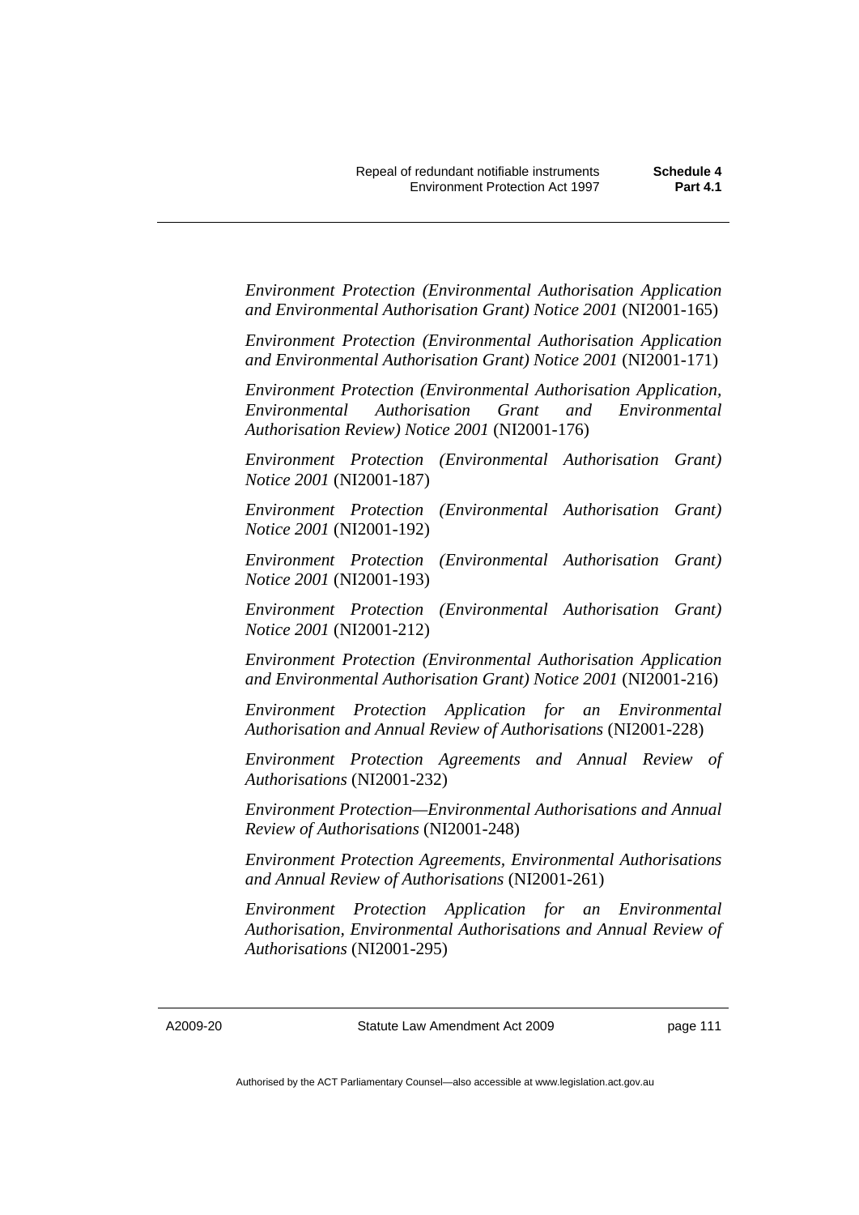*Environment Protection (Environmental Authorisation Application and Environmental Authorisation Grant) Notice 2001* (NI2001-165)

*Environment Protection (Environmental Authorisation Application and Environmental Authorisation Grant) Notice 2001* (NI2001-171)

*Environment Protection (Environmental Authorisation Application, Environmental Authorisation Grant and Environmental Authorisation Review) Notice 2001* (NI2001-176)

*Environment Protection (Environmental Authorisation Grant) Notice 2001* (NI2001-187)

*Environment Protection (Environmental Authorisation Grant) Notice 2001* (NI2001-192)

*Environment Protection (Environmental Authorisation Grant) Notice 2001* (NI2001-193)

*Environment Protection (Environmental Authorisation Grant) Notice 2001* (NI2001-212)

*Environment Protection (Environmental Authorisation Application and Environmental Authorisation Grant) Notice 2001* (NI2001-216)

*Environment Protection Application for an Environmental Authorisation and Annual Review of Authorisations* (NI2001-228)

*Environment Protection Agreements and Annual Review of Authorisations* (NI2001-232)

*Environment Protection—Environmental Authorisations and Annual Review of Authorisations* (NI2001-248)

*Environment Protection Agreements, Environmental Authorisations and Annual Review of Authorisations* (NI2001-261)

*Environment Protection Application for an Environmental Authorisation, Environmental Authorisations and Annual Review of Authorisations* (NI2001-295)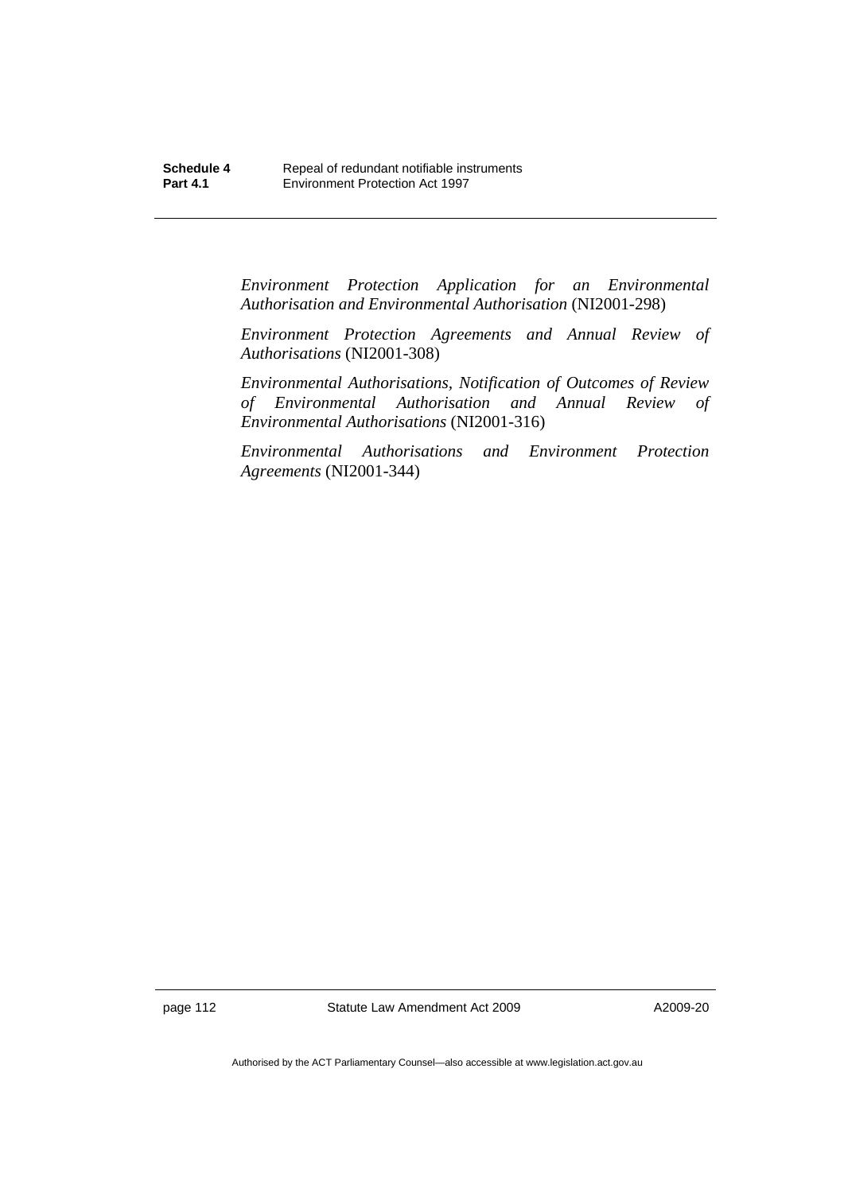*Environment Protection Application for an Environmental Authorisation and Environmental Authorisation* (NI2001-298)

*Environment Protection Agreements and Annual Review of Authorisations* (NI2001-308)

*Environmental Authorisations, Notification of Outcomes of Review of Environmental Authorisation and Annual Review of Environmental Authorisations* (NI2001-316)

*Environmental Authorisations and Environment Protection Agreements* (NI2001-344)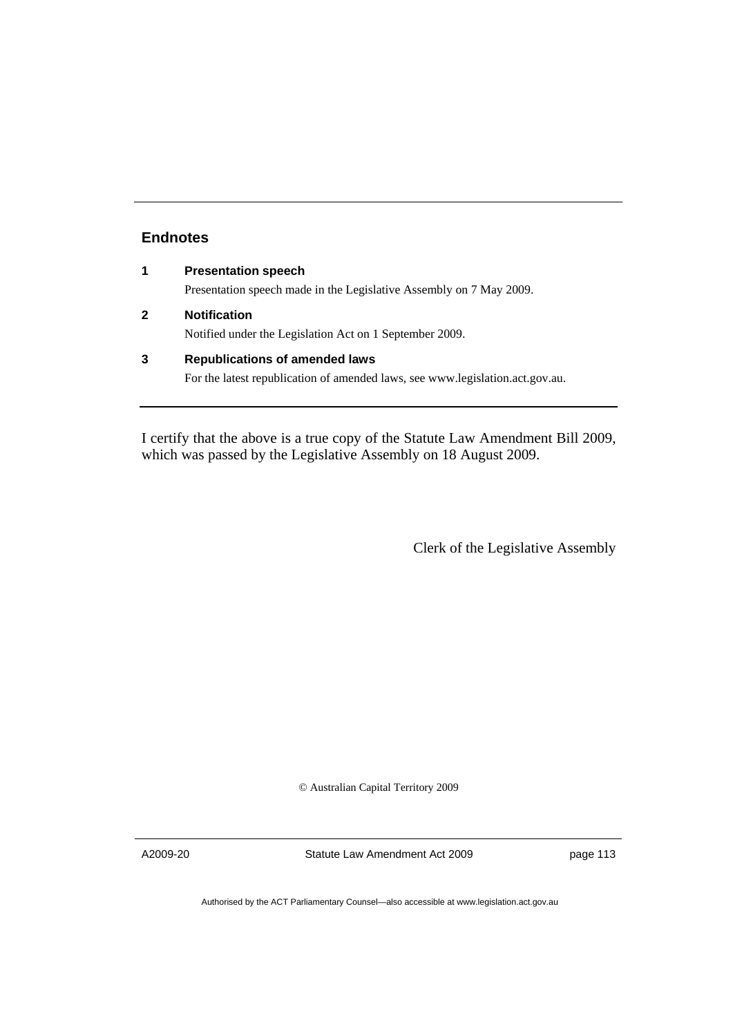## Endnotes

**1 Presentation speech**

Presentation speech made in the Legislative Assembly on 7 May 2009.

**2 Notification**

Notified under the Legislation Act on 1 September 2009.

**3 Republications of amended laws**

For the latest republication of amended laws, see www.legislation.act.gov.au.

I certify that the above is a true copy of the Statute Law Amendment Bill 2009, which was passed by the Legislative Assembly on 18 August 2009.

Clerk of the Legislative Assembly

© Australian Capital Territory 2009